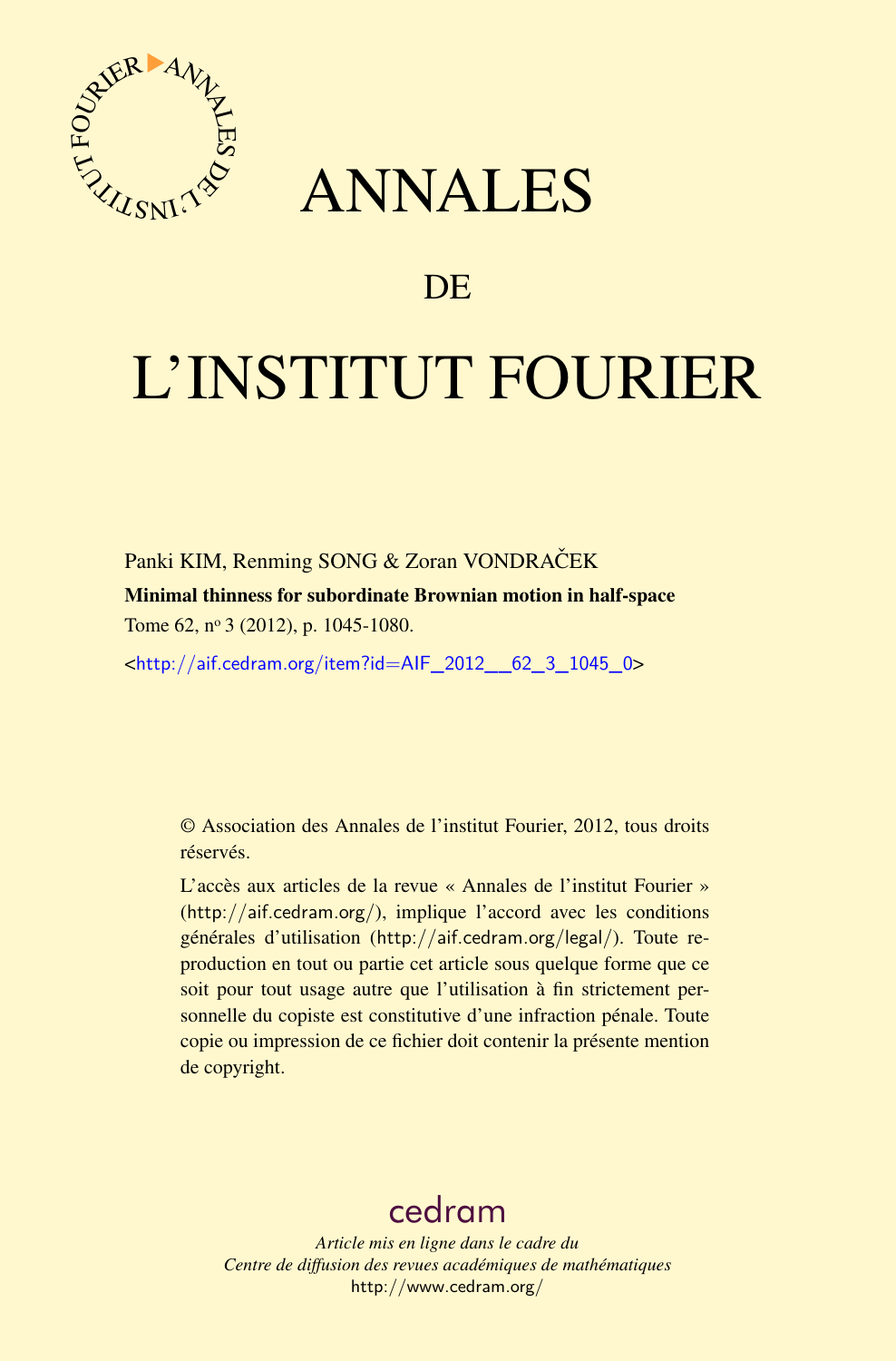# ANNALES

## DE

# L'INSTITUT FOURIER

Panki KIM, Renming SONG & Zoran VONDRAČEK

**Minimal thinness for subordinate Brownian motion in half-space**

Tome 62, nº 3 (2012), p. 1045-1080.

<http://aif.cedram.org/item?id=AIF_2012__62_3_1045_0>

© Association des Annales de l'institut Fourier, 2012, tous droits réservés.

L'accès aux articles de la revue « Annales de l'institut Fourier » (http://aif.cedram.org/), implique l'accord avec les conditions générales d'utilisation (http://aif.cedram.org/legal/). Toute reproduction en tout ou partie cet article sous quelque forme que ce soit pour tout usage autre que l'utilisation à fin strictement personnelle du copiste est constitutive d'une infraction pénale. Toute copie ou impression de ce fichier doit contenir la présente mention de copyright.

cedram

*Article mis en ligne dans le cadre du*
*Centre de diffusion des revues académiques de mathématiques*
http://www.cedram.org/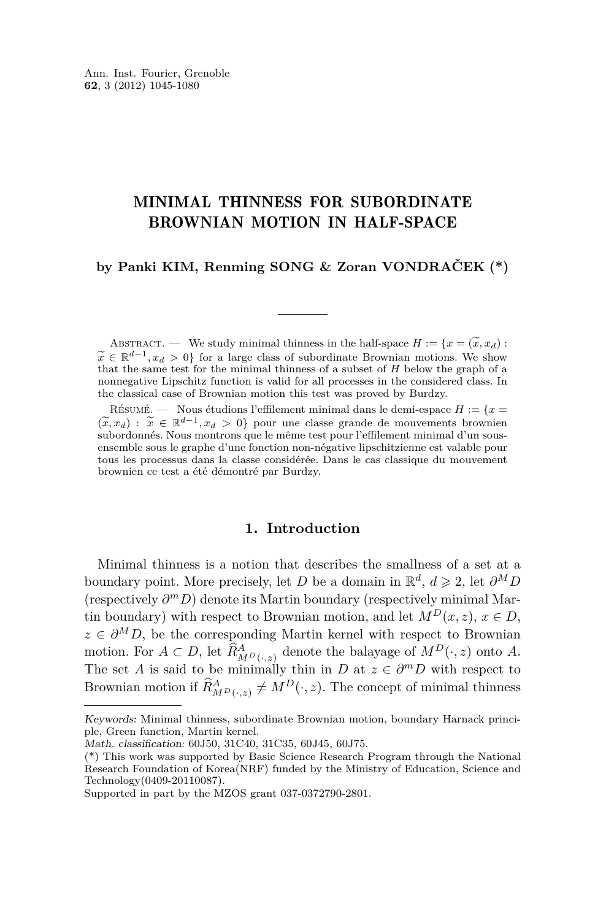# MINIMAL THINNESS FOR SUBORDINATE BROWNIAN MOTION IN HALF-SPACE

**by Panki KIM, Renming SONG & Zoran VONDRAČEK (\*)**

Abstract. — We study minimal thinness in the half-space $H := \{x = (\widetilde{x}, x_d) : \widetilde{x} \in \mathbb{R}^{d-1}, x_d > 0\}$ for a large class of subordinate Brownian motions. We show that the same test for the minimal thinness of a subset of $H$ below the graph of a nonnegative Lipschitz function is valid for all processes in the considered class. In the classical case of Brownian motion this test was proved by Burdzy.

Résumé. — Nous étudions l'effilement minimal dans le demi-espace $H := \{x = (\widetilde{x}, x_d) : \widetilde{x} \in \mathbb{R}^{d-1}, x_d > 0\}$ pour une classe grande de mouvements brownien subordonnés. Nous montrons que le même test pour l'effilement minimal d'un sous-ensemble sous le graphe d'une fonction non-négative lipschitzienne est valable pour tous les processus dans la classe considérée. Dans le cas classique du mouvement brownien ce test a été démontré par Burdzy.

## 1. Introduction

Minimal thinness is a notion that describes the smallness of a set at a boundary point. More precisely, let $D$ be a domain in $\mathbb{R}^d$, $d \geqslant 2$, let $\partial^M D$ (respectively $\partial^m D$) denote its Martin boundary (respectively minimal Martin boundary) with respect to Brownian motion, and let $M^D(x,z)$, $x \in D$, $z \in \partial^M D$, be the corresponding Martin kernel with respect to Brownian motion. For $A \subset D$, let $\widehat{R}^A_{M^D(\cdot,z)}$ denote the balayage of $M^D(\cdot,z)$ onto $A$. The set $A$ is said to be minimally thin in $D$ at $z \in \partial^m D$ with respect to Brownian motion if $\widehat{R}^A_{M^D(\cdot,z)} \neq M^D(\cdot,z)$. The concept of minimal thinness

---

*Keywords:* Minimal thinness, subordinate Brownian motion, boundary Harnack principle, Green function, Martin kernel.
*Math. classification:* 60J50, 31C40, 31C35, 60J45, 60J75.
(\*) This work was supported by Basic Science Research Program through the National Research Foundation of Korea(NRF) funded by the Ministry of Education, Science and Technology(0409-20110087).
Supported in part by the MZOS grant 037-0372790-2801.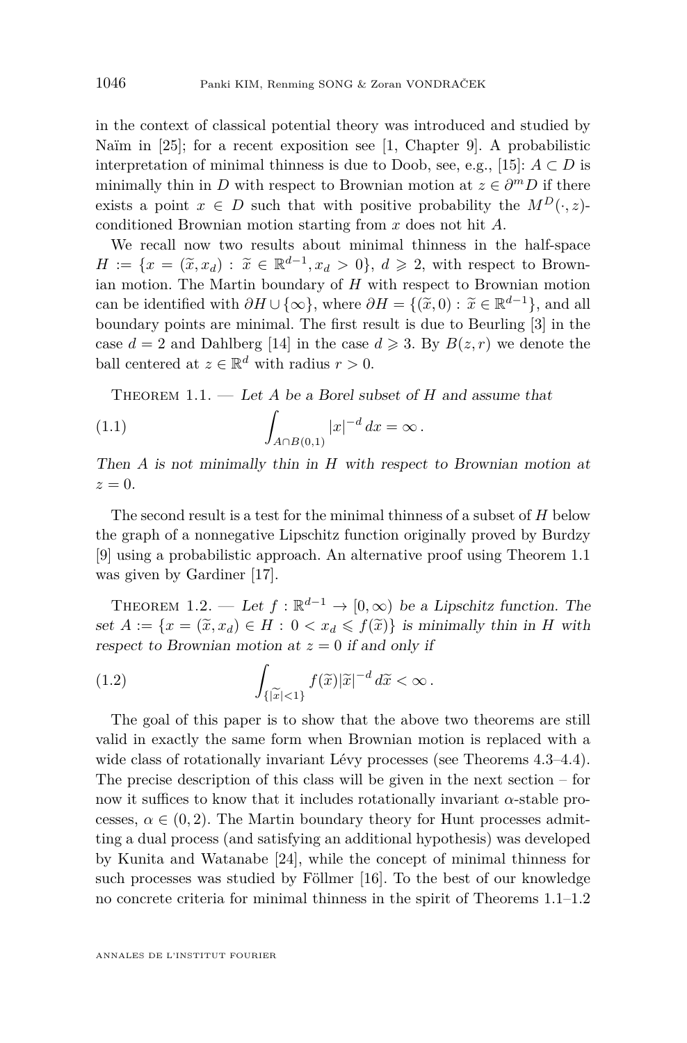in the context of classical potential theory was introduced and studied by Naïm in [25]; for a recent exposition see [1, Chapter 9]. A probabilistic interpretation of minimal thinness is due to Doob, see, e.g., [15]: $A \subset D$ is minimally thin in $D$ with respect to Brownian motion at $z \in \partial^m D$ if there exists a point $x \in D$ such that with positive probability the $M^D(\cdot, z)$-conditioned Brownian motion starting from $x$ does not hit $A$.

We recall now two results about minimal thinness in the half-space $H := \{x = (\widetilde{x}, x_d) : \widetilde{x} \in \mathbb{R}^{d-1}, x_d > 0\}$, $d \geqslant 2$, with respect to Brownian motion. The Martin boundary of $H$ with respect to Brownian motion can be identified with $\partial H \cup \{\infty\}$, where $\partial H = \{(\widetilde{x}, 0) : \widetilde{x} \in \mathbb{R}^{d-1}\}$, and all boundary points are minimal. The first result is due to Beurling [3] in the case $d = 2$ and Dahlberg [14] in the case $d \geqslant 3$. By $B(z, r)$ we denote the ball centered at $z \in \mathbb{R}^d$ with radius $r > 0$.

Theorem 1.1. — *Let $A$ be a Borel subset of $H$ and assume that*

$$\int_{A \cap B(0,1)} |x|^{-d} \, dx = \infty \, . \tag{1.1}$$

*Then $A$ is not minimally thin in $H$ with respect to Brownian motion at $z = 0$.*

The second result is a test for the minimal thinness of a subset of $H$ below the graph of a nonnegative Lipschitz function originally proved by Burdzy [9] using a probabilistic approach. An alternative proof using Theorem 1.1 was given by Gardiner [17].

Theorem 1.2. — *Let $f : \mathbb{R}^{d-1} \to [0, \infty)$ be a Lipschitz function. The set $A := \{x = (\widetilde{x}, x_d) \in H : 0 < x_d \leqslant f(\widetilde{x})\}$ is minimally thin in $H$ with respect to Brownian motion at $z = 0$ if and only if*

$$\int_{\{|\widetilde{x}| < 1\}} f(\widetilde{x}) |\widetilde{x}|^{-d} \, d\widetilde{x} < \infty \, . \tag{1.2}$$

The goal of this paper is to show that the above two theorems are still valid in exactly the same form when Brownian motion is replaced with a wide class of rotationally invariant Lévy processes (see Theorems 4.3–4.4). The precise description of this class will be given in the next section – for now it suffices to know that it includes rotationally invariant $\alpha$-stable processes, $\alpha \in (0, 2)$. The Martin boundary theory for Hunt processes admitting a dual process (and satisfying an additional hypothesis) was developed by Kunita and Watanabe [24], while the concept of minimal thinness for such processes was studied by Föllmer [16]. To the best of our knowledge no concrete criteria for minimal thinness in the spirit of Theorems 1.1–1.2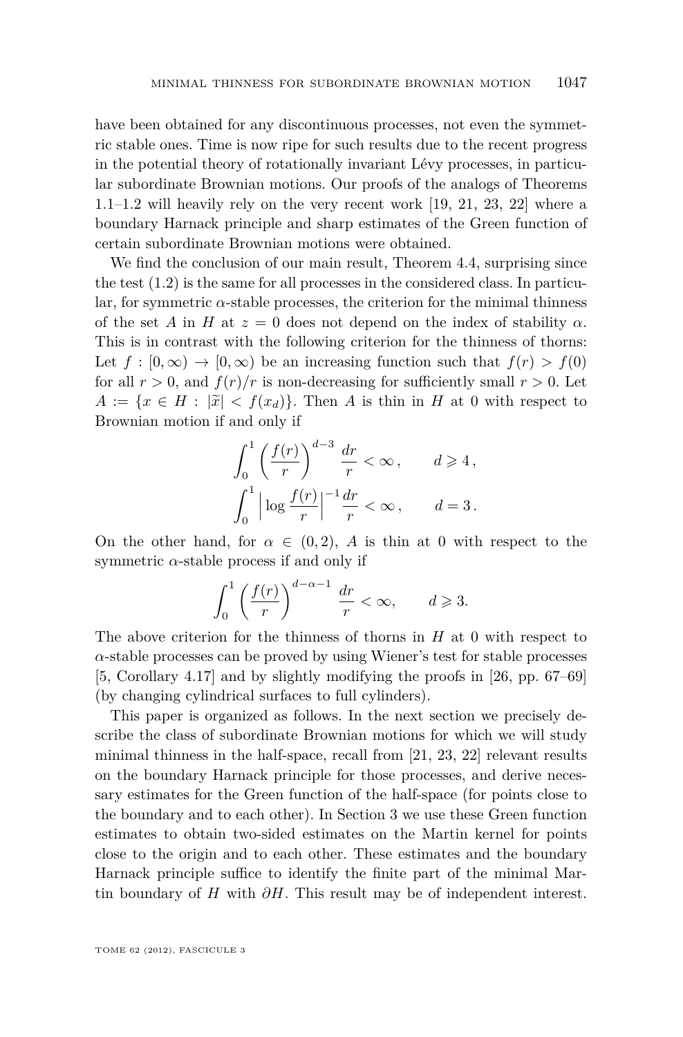have been obtained for any discontinuous processes, not even the symmetric stable ones. Time is now ripe for such results due to the recent progress in the potential theory of rotationally invariant Lévy processes, in particular subordinate Brownian motions. Our proofs of the analogs of Theorems 1.1–1.2 will heavily rely on the very recent work [19, 21, 23, 22] where a boundary Harnack principle and sharp estimates of the Green function of certain subordinate Brownian motions were obtained.

We find the conclusion of our main result, Theorem 4.4, surprising since the test (1.2) is the same for all processes in the considered class. In particular, for symmetric $\alpha$-stable processes, the criterion for the minimal thinness of the set $A$ in $H$ at $z = 0$ does not depend on the index of stability $\alpha$. This is in contrast with the following criterion for the thinness of thorns: Let $f : [0, \infty) \to [0, \infty)$ be an increasing function such that $f(r) > f(0)$ for all $r > 0$, and $f(r)/r$ is non-decreasing for sufficiently small $r > 0$. Let $A := \{x \in H : |\widetilde{x}| < f(x_d)\}$. Then $A$ is thin in $H$ at 0 with respect to Brownian motion if and only if

$$\int_0^1 \left(\frac{f(r)}{r}\right)^{d-3} \frac{dr}{r} < \infty \,, \qquad d \geqslant 4 \,,$$

$$\int_0^1 \Big|\log \frac{f(r)}{r}\Big|^{-1} \frac{dr}{r} < \infty \,, \qquad d = 3 \,.$$

On the other hand, for $\alpha \in (0, 2)$, $A$ is thin at 0 with respect to the symmetric $\alpha$-stable process if and only if

$$\int_0^1 \left(\frac{f(r)}{r}\right)^{d-\alpha-1} \frac{dr}{r} < \infty, \qquad d \geqslant 3.$$

The above criterion for the thinness of thorns in $H$ at 0 with respect to $\alpha$-stable processes can be proved by using Wiener's test for stable processes [5, Corollary 4.17] and by slightly modifying the proofs in [26, pp. 67–69] (by changing cylindrical surfaces to full cylinders).

This paper is organized as follows. In the next section we precisely describe the class of subordinate Brownian motions for which we will study minimal thinness in the half-space, recall from [21, 23, 22] relevant results on the boundary Harnack principle for those processes, and derive necessary estimates for the Green function of the half-space (for points close to the boundary and to each other). In Section 3 we use these Green function estimates to obtain two-sided estimates on the Martin kernel for points close to the origin and to each other. These estimates and the boundary Harnack principle suffice to identify the finite part of the minimal Martin boundary of $H$ with $\partial H$. This result may be of independent interest.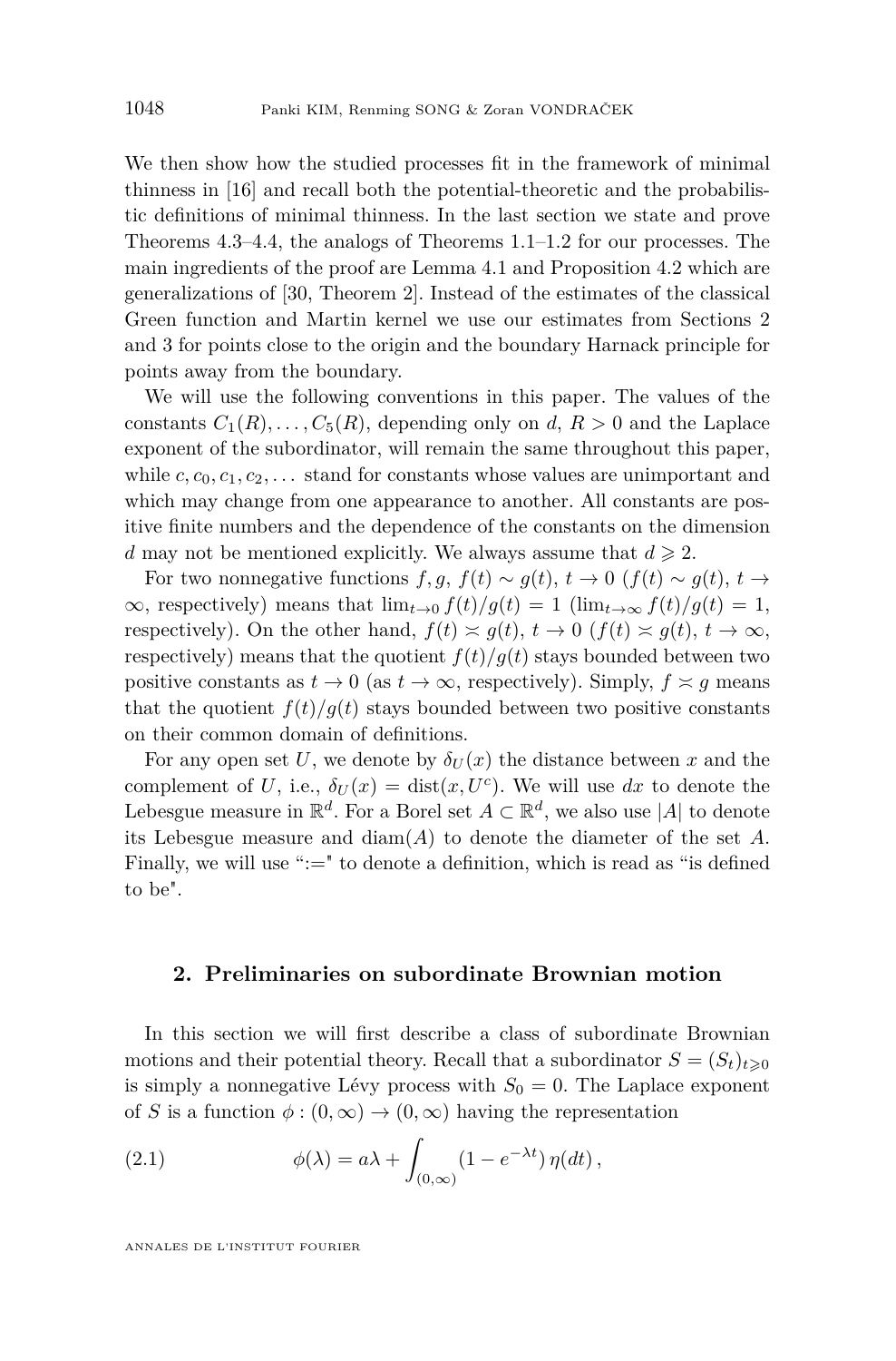We then show how the studied processes fit in the framework of minimal thinness in [16] and recall both the potential-theoretic and the probabilistic definitions of minimal thinness. In the last section we state and prove Theorems 4.3–4.4, the analogs of Theorems 1.1–1.2 for our processes. The main ingredients of the proof are Lemma 4.1 and Proposition 4.2 which are generalizations of [30, Theorem 2]. Instead of the estimates of the classical Green function and Martin kernel we use our estimates from Sections 2 and 3 for points close to the origin and the boundary Harnack principle for points away from the boundary.

We will use the following conventions in this paper. The values of the constants $C_1(R), \dots, C_5(R)$, depending only on $d$, $R > 0$ and the Laplace exponent of the subordinator, will remain the same throughout this paper, while $c, c_0, c_1, c_2, \dots$ stand for constants whose values are unimportant and which may change from one appearance to another. All constants are positive finite numbers and the dependence of the constants on the dimension $d$ may not be mentioned explicitly. We always assume that $d \geqslant 2$.

For two nonnegative functions $f, g$, $f(t) \sim g(t)$, $t \to 0$ ($f(t) \sim g(t)$, $t \to \infty$, respectively) means that $\lim_{t\to 0} f(t)/g(t) = 1$ ($\lim_{t\to\infty} f(t)/g(t) = 1$, respectively). On the other hand, $f(t) \asymp g(t)$, $t \to 0$ ($f(t) \asymp g(t)$, $t \to \infty$, respectively) means that the quotient $f(t)/g(t)$ stays bounded between two positive constants as $t \to 0$ (as $t \to \infty$, respectively). Simply, $f \asymp g$ means that the quotient $f(t)/g(t)$ stays bounded between two positive constants on their common domain of definitions.

For any open set $U$, we denote by $\delta_U(x)$ the distance between $x$ and the complement of $U$, i.e., $\delta_U(x) = \mathrm{dist}(x, U^c)$. We will use $dx$ to denote the Lebesgue measure in $\mathbb{R}^d$. For a Borel set $A \subset \mathbb{R}^d$, we also use $|A|$ to denote its Lebesgue measure and $\mathrm{diam}(A)$ to denote the diameter of the set $A$. Finally, we will use ":=" to denote a definition, which is read as "is defined to be".

## 2. Preliminaries on subordinate Brownian motion

In this section we will first describe a class of subordinate Brownian motions and their potential theory. Recall that a subordinator $S = (S_t)_{t\geqslant 0}$ is simply a nonnegative Lévy process with $S_0 = 0$. The Laplace exponent of $S$ is a function $\phi : (0, \infty) \to (0, \infty)$ having the representation

$$\phi(\lambda) = a\lambda + \int_{(0,\infty)} (1 - e^{-\lambda t})\, \eta(dt)\,, \tag{2.1}$$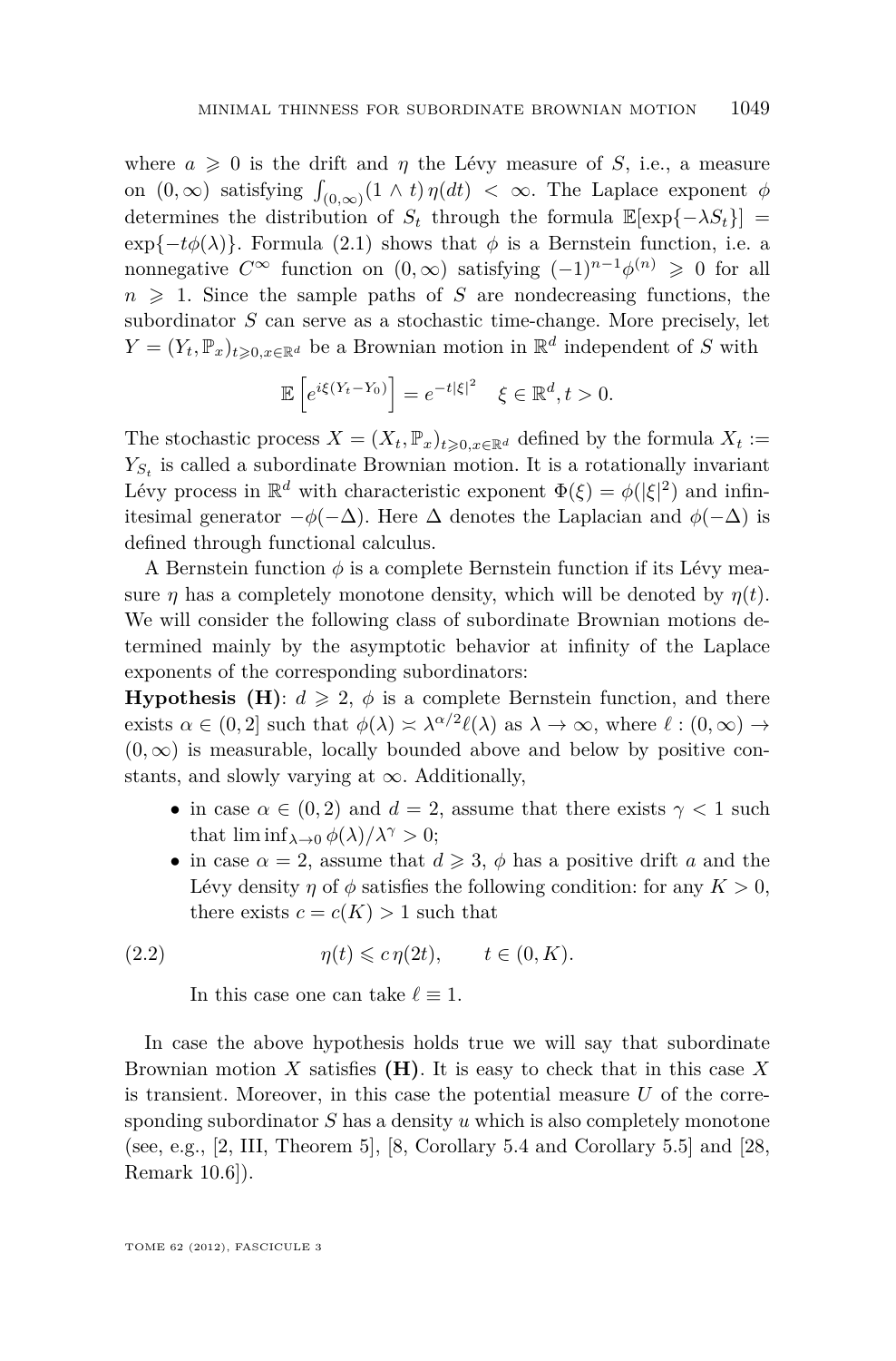where $a \geqslant 0$ is the drift and $\eta$ the Lévy measure of $S$, i.e., a measure on $(0,\infty)$ satisfying $\int_{(0,\infty)}(1 \wedge t)\,\eta(dt) < \infty$. The Laplace exponent $\phi$ determines the distribution of $S_t$ through the formula $\mathbb{E}[\exp\{-\lambda S_t\}] = \exp\{-t\phi(\lambda)\}$. Formula (2.1) shows that $\phi$ is a Bernstein function, i.e. a nonnegative $C^\infty$ function on $(0,\infty)$ satisfying $(-1)^{n-1}\phi^{(n)} \geqslant 0$ for all $n \geqslant 1$. Since the sample paths of $S$ are nondecreasing functions, the subordinator $S$ can serve as a stochastic time-change. More precisely, let $Y = (Y_t, \mathbb{P}_x)_{t\geqslant 0, x\in\mathbb{R}^d}$ be a Brownian motion in $\mathbb{R}^d$ independent of $S$ with

$$\mathbb{E}\left[e^{i\xi(Y_t - Y_0)}\right] = e^{-t|\xi|^2} \quad \xi \in \mathbb{R}^d, t > 0.$$

The stochastic process $X = (X_t, \mathbb{P}_x)_{t\geqslant 0, x\in\mathbb{R}^d}$ defined by the formula $X_t := Y_{S_t}$ is called a subordinate Brownian motion. It is a rotationally invariant Lévy process in $\mathbb{R}^d$ with characteristic exponent $\Phi(\xi) = \phi(|\xi|^2)$ and infinitesimal generator $-\phi(-\Delta)$. Here $\Delta$ denotes the Laplacian and $\phi(-\Delta)$ is defined through functional calculus.

A Bernstein function $\phi$ is a complete Bernstein function if its Lévy measure $\eta$ has a completely monotone density, which will be denoted by $\eta(t)$. We will consider the following class of subordinate Brownian motions determined mainly by the asymptotic behavior at infinity of the Laplace exponents of the corresponding subordinators:

**Hypothesis (H)**: $d \geqslant 2$, $\phi$ is a complete Bernstein function, and there exists $\alpha \in (0,2]$ such that $\phi(\lambda) \asymp \lambda^{\alpha/2}\ell(\lambda)$ as $\lambda \to \infty$, where $\ell : (0,\infty) \to (0,\infty)$ is measurable, locally bounded above and below by positive constants, and slowly varying at $\infty$. Additionally,

- in case $\alpha \in (0,2)$ and $d = 2$, assume that there exists $\gamma < 1$ such that $\liminf_{\lambda\to 0} \phi(\lambda)/\lambda^\gamma > 0$;
- in case $\alpha = 2$, assume that $d \geqslant 3$, $\phi$ has a positive drift $a$ and the Lévy density $\eta$ of $\phi$ satisfies the following condition: for any $K > 0$, there exists $c = c(K) > 1$ such that

$$\eta(t) \leqslant c\,\eta(2t), \qquad t \in (0,K). \tag{2.2}$$

  In this case one can take $\ell \equiv 1$.

In case the above hypothesis holds true we will say that subordinate Brownian motion $X$ satisfies **(H)**. It is easy to check that in this case $X$ is transient. Moreover, in this case the potential measure $U$ of the corresponding subordinator $S$ has a density $u$ which is also completely monotone (see, e.g., [2, III, Theorem 5], [8, Corollary 5.4 and Corollary 5.5] and [28, Remark 10.6]).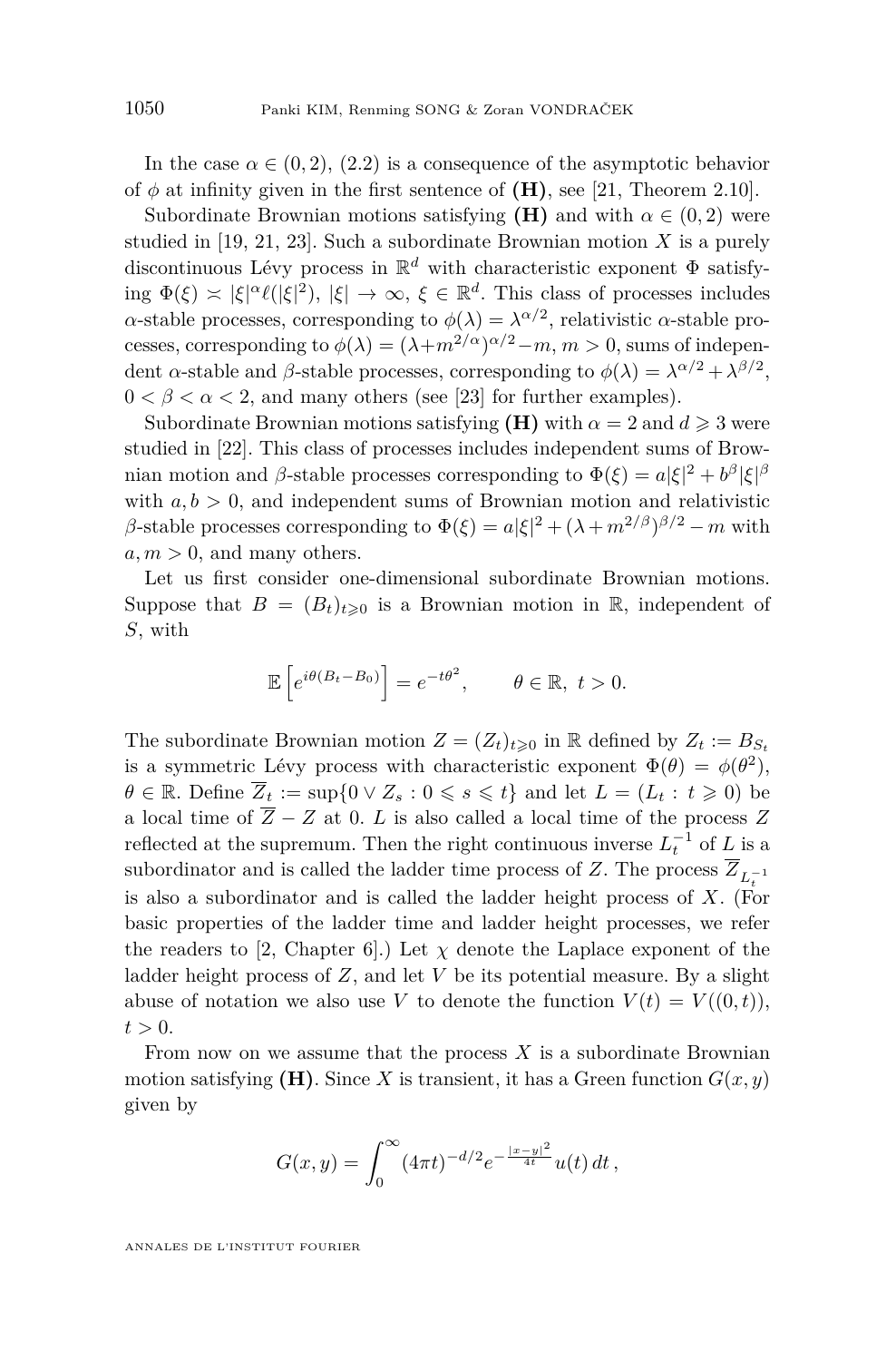In the case $\alpha \in (0,2)$, (2.2) is a consequence of the asymptotic behavior of $\phi$ at infinity given in the first sentence of **(H)**, see [21, Theorem 2.10].

Subordinate Brownian motions satisfying **(H)** and with $\alpha \in (0,2)$ were studied in [19, 21, 23]. Such a subordinate Brownian motion $X$ is a purely discontinuous Lévy process in $\mathbb{R}^d$ with characteristic exponent $\Phi$ satisfying $\Phi(\xi) \asymp |\xi|^\alpha \ell(|\xi|^2)$, $|\xi| \to \infty$, $\xi \in \mathbb{R}^d$. This class of processes includes $\alpha$-stable processes, corresponding to $\phi(\lambda) = \lambda^{\alpha/2}$, relativistic $\alpha$-stable processes, corresponding to $\phi(\lambda) = (\lambda + m^{2/\alpha})^{\alpha/2} - m$, $m > 0$, sums of independent $\alpha$-stable and $\beta$-stable processes, corresponding to $\phi(\lambda) = \lambda^{\alpha/2} + \lambda^{\beta/2}$, $0 < \beta < \alpha < 2$, and many others (see [23] for further examples).

Subordinate Brownian motions satisfying **(H)** with $\alpha = 2$ and $d \geqslant 3$ were studied in [22]. This class of processes includes independent sums of Brownian motion and $\beta$-stable processes corresponding to $\Phi(\xi) = a|\xi|^2 + b^\beta |\xi|^\beta$ with $a, b > 0$, and independent sums of Brownian motion and relativistic $\beta$-stable processes corresponding to $\Phi(\xi) = a|\xi|^2 + (\lambda + m^{2/\beta})^{\beta/2} - m$ with $a, m > 0$, and many others.

Let us first consider one-dimensional subordinate Brownian motions. Suppose that $B = (B_t)_{t \geqslant 0}$ is a Brownian motion in $\mathbb{R}$, independent of $S$, with

$$\mathbb{E}\left[e^{i\theta(B_t - B_0)}\right] = e^{-t\theta^2}, \qquad \theta \in \mathbb{R},\ t > 0.$$

The subordinate Brownian motion $Z = (Z_t)_{t \geqslant 0}$ in $\mathbb{R}$ defined by $Z_t := B_{S_t}$ is a symmetric Lévy process with characteristic exponent $\Phi(\theta) = \phi(\theta^2)$, $\theta \in \mathbb{R}$. Define $\overline{Z}_t := \sup\{0 \vee Z_s : 0 \leqslant s \leqslant t\}$ and let $L = (L_t : t \geqslant 0)$ be a local time of $\overline{Z} - Z$ at 0. $L$ is also called a local time of the process $Z$ reflected at the supremum. Then the right continuous inverse $L_t^{-1}$ of $L$ is a subordinator and is called the ladder time process of $Z$. The process $\overline{Z}_{L_t^{-1}}$ is also a subordinator and is called the ladder height process of $X$. (For basic properties of the ladder time and ladder height processes, we refer the readers to [2, Chapter 6].) Let $\chi$ denote the Laplace exponent of the ladder height process of $Z$, and let $V$ be its potential measure. By a slight abuse of notation we also use $V$ to denote the function $V(t) = V((0,t))$, $t > 0$.

From now on we assume that the process $X$ is a subordinate Brownian motion satisfying **(H)**. Since $X$ is transient, it has a Green function $G(x,y)$ given by

$$G(x,y) = \int_0^\infty (4\pi t)^{-d/2} e^{-\frac{|x-y|^2}{4t}} u(t)\, dt\,,$$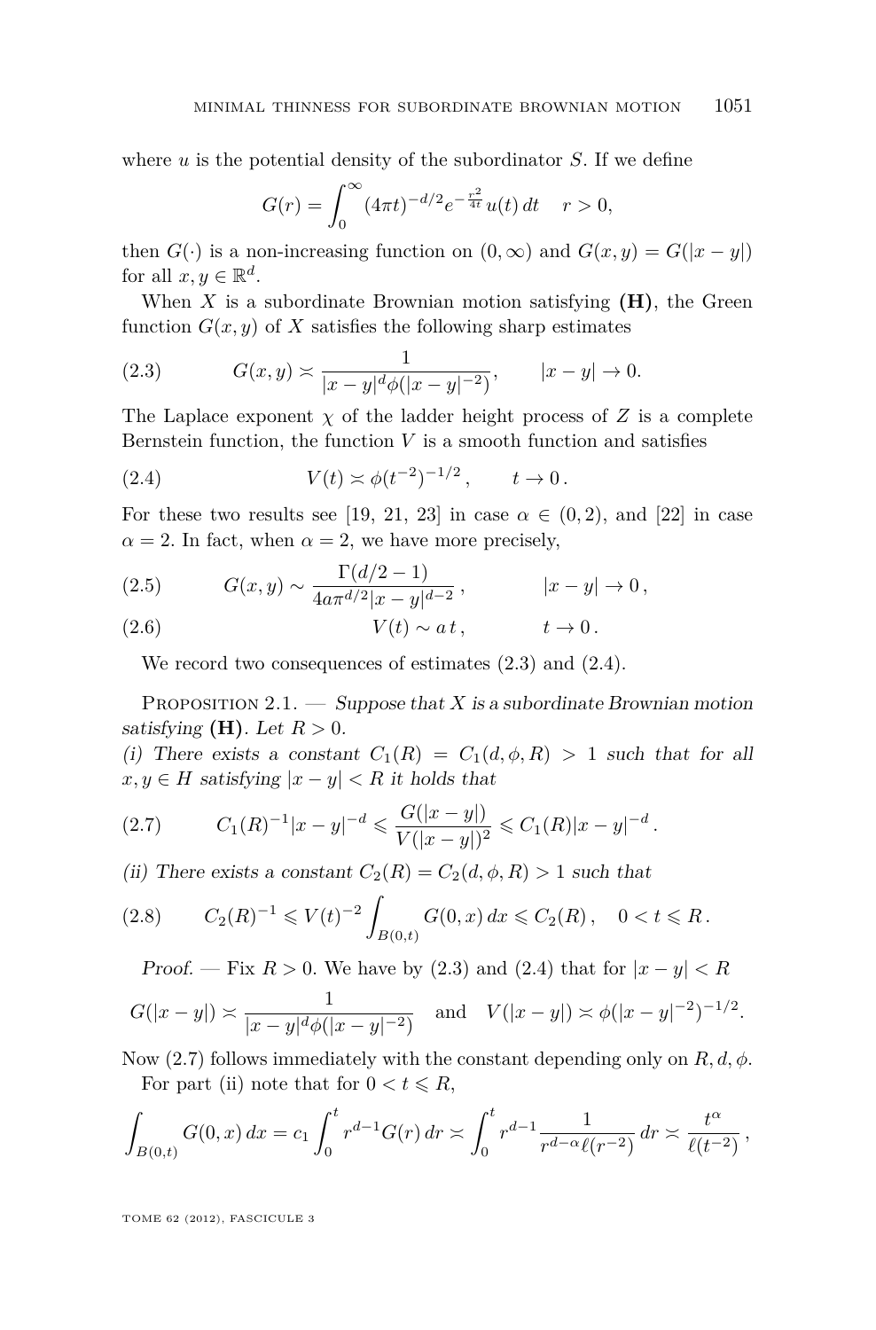where $u$ is the potential density of the subordinator $S$. If we define

$$G(r) = \int_0^\infty (4\pi t)^{-d/2} e^{-\frac{r^2}{4t}} u(t)\, dt \quad r>0,$$

then $G(\cdot)$ is a non-increasing function on $(0,\infty)$ and $G(x,y) = G(|x-y|)$ for all $x, y \in \mathbb{R}^d$.

When $X$ is a subordinate Brownian motion satisfying **(H)**, the Green function $G(x,y)$ of $X$ satisfies the following sharp estimates

$$G(x,y) \asymp \frac{1}{|x-y|^d \phi(|x-y|^{-2})}, \qquad |x-y| \to 0. \tag{2.3}$$

The Laplace exponent $\chi$ of the ladder height process of $Z$ is a complete Bernstein function, the function $V$ is a smooth function and satisfies

$$V(t) \asymp \phi(t^{-2})^{-1/2}, \qquad t \to 0. \tag{2.4}$$

For these two results see [19, 21, 23] in case $\alpha \in (0,2)$, and [22] in case $\alpha = 2$. In fact, when $\alpha = 2$, we have more precisely,

$$G(x,y) \sim \frac{\Gamma(d/2-1)}{4a\pi^{d/2}|x-y|^{d-2}}, \qquad |x-y| \to 0, \tag{2.5}$$

$$V(t) \sim a\, t, \qquad t \to 0. \tag{2.6}$$

We record two consequences of estimates (2.3) and (2.4).

Proposition 2.1. — *Suppose that $X$ is a subordinate Brownian motion satisfying* **(H)**. *Let $R>0$.*

*(i) There exists a constant $C_1(R) = C_1(d,\phi,R) > 1$ such that for all $x, y \in H$ satisfying $|x-y|<R$ it holds that*

$$C_1(R)^{-1}|x-y|^{-d} \leqslant \frac{G(|x-y|)}{V(|x-y|)^2} \leqslant C_1(R)|x-y|^{-d}. \tag{2.7}$$

*(ii) There exists a constant $C_2(R) = C_2(d,\phi,R) > 1$ such that*

$$C_2(R)^{-1} \leqslant V(t)^{-2} \int_{B(0,t)} G(0,x)\, dx \leqslant C_2(R), \quad 0 < t \leqslant R. \tag{2.8}$$

*Proof.* — Fix $R>0$. We have by (2.3) and (2.4) that for $|x-y|<R$

$$G(|x-y|) \asymp \frac{1}{|x-y|^d \phi(|x-y|^{-2})} \quad \text{and} \quad V(|x-y|) \asymp \phi(|x-y|^{-2})^{-1/2}.$$

Now (2.7) follows immediately with the constant depending only on $R, d, \phi$.

For part (ii) note that for $0 < t \leqslant R$,

$$\int_{B(0,t)} G(0,x)\, dx = c_1 \int_0^t r^{d-1} G(r)\, dr \asymp \int_0^t r^{d-1} \frac{1}{r^{d-\alpha}\ell(r^{-2})}\, dr \asymp \frac{t^\alpha}{\ell(t^{-2})},$$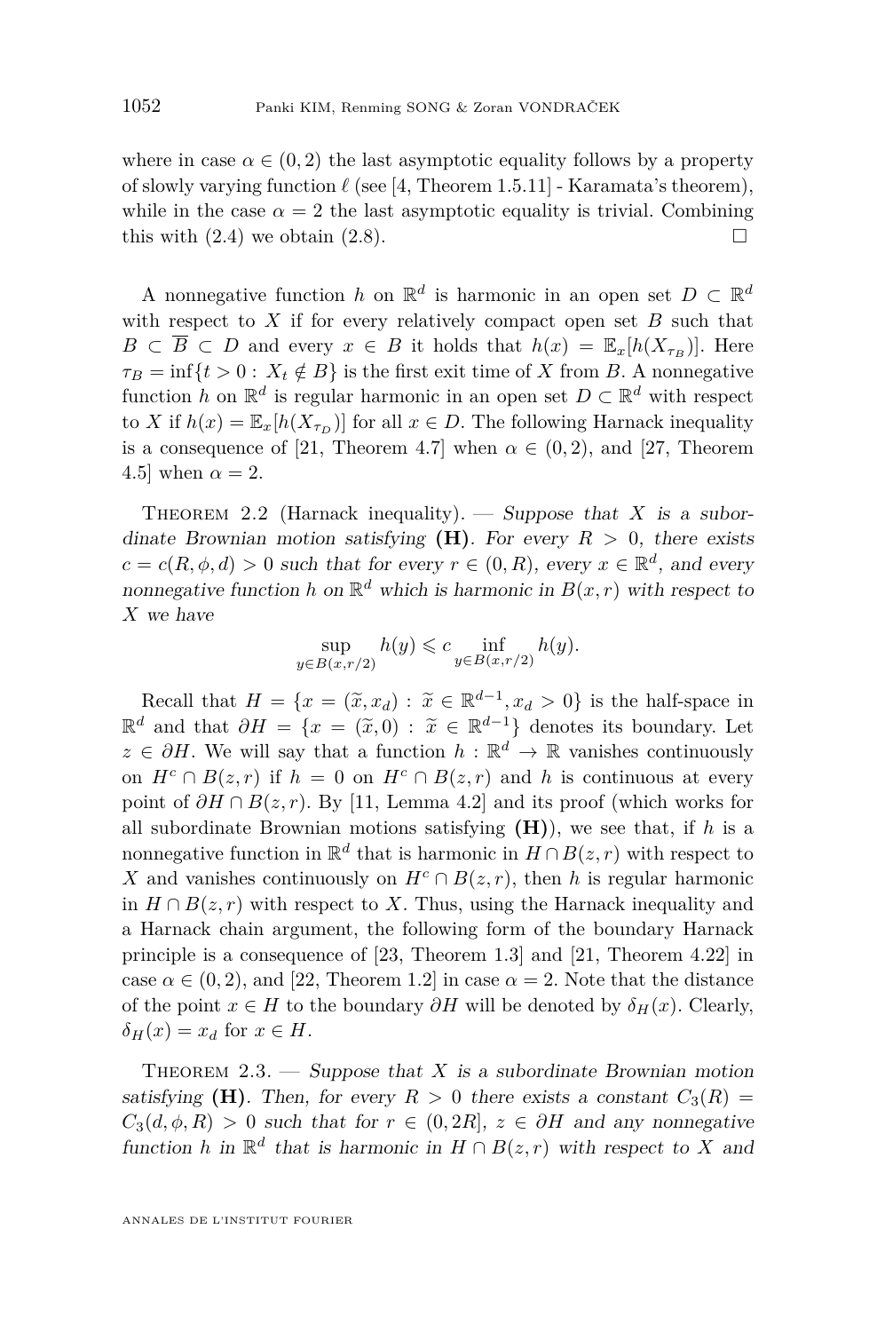where in case $\alpha \in (0,2)$ the last asymptotic equality follows by a property of slowly varying function $\ell$ (see [4, Theorem 1.5.11] - Karamata's theorem), while in the case $\alpha = 2$ the last asymptotic equality is trivial. Combining this with (2.4) we obtain (2.8). $\square$

A nonnegative function $h$ on $\mathbb{R}^d$ is harmonic in an open set $D \subset \mathbb{R}^d$ with respect to $X$ if for every relatively compact open set $B$ such that $B \subset \overline{B} \subset D$ and every $x \in B$ it holds that $h(x) = \mathbb{E}_x[h(X_{\tau_B})]$. Here $\tau_B = \inf\{t > 0 : X_t \notin B\}$ is the first exit time of $X$ from $B$. A nonnegative function $h$ on $\mathbb{R}^d$ is regular harmonic in an open set $D \subset \mathbb{R}^d$ with respect to $X$ if $h(x) = \mathbb{E}_x[h(X_{\tau_D})]$ for all $x \in D$. The following Harnack inequality is a consequence of [21, Theorem 4.7] when $\alpha \in (0,2)$, and [27, Theorem 4.5] when $\alpha = 2$.

Theorem 2.2 (Harnack inequality). — *Suppose that $X$ is a subordinate Brownian motion satisfying* **(H)**. *For every $R > 0$, there exists $c = c(R, \phi, d) > 0$ such that for every $r \in (0, R)$, every $x \in \mathbb{R}^d$, and every nonnegative function $h$ on $\mathbb{R}^d$ which is harmonic in $B(x, r)$ with respect to $X$ we have*

$$\sup_{y \in B(x,r/2)} h(y) \leqslant c \inf_{y \in B(x,r/2)} h(y).$$

Recall that $H = \{x = (\widetilde{x}, x_d) : \widetilde{x} \in \mathbb{R}^{d-1}, x_d > 0\}$ is the half-space in $\mathbb{R}^d$ and that $\partial H = \{x = (\widetilde{x}, 0) : \widetilde{x} \in \mathbb{R}^{d-1}\}$ denotes its boundary. Let $z \in \partial H$. We will say that a function $h : \mathbb{R}^d \to \mathbb{R}$ vanishes continuously on $H^c \cap B(z,r)$ if $h = 0$ on $H^c \cap B(z,r)$ and $h$ is continuous at every point of $\partial H \cap B(z,r)$. By [11, Lemma 4.2] and its proof (which works for all subordinate Brownian motions satisfying **(H)**), we see that, if $h$ is a nonnegative function in $\mathbb{R}^d$ that is harmonic in $H \cap B(z,r)$ with respect to $X$ and vanishes continuously on $H^c \cap B(z,r)$, then $h$ is regular harmonic in $H \cap B(z,r)$ with respect to $X$. Thus, using the Harnack inequality and a Harnack chain argument, the following form of the boundary Harnack principle is a consequence of [23, Theorem 1.3] and [21, Theorem 4.22] in case $\alpha \in (0,2)$, and [22, Theorem 1.2] in case $\alpha = 2$. Note that the distance of the point $x \in H$ to the boundary $\partial H$ will be denoted by $\delta_H(x)$. Clearly, $\delta_H(x) = x_d$ for $x \in H$.

Theorem 2.3. — *Suppose that $X$ is a subordinate Brownian motion satisfying* **(H)**. *Then, for every $R > 0$ there exists a constant $C_3(R) = C_3(d, \phi, R) > 0$ such that for $r \in (0, 2R]$, $z \in \partial H$ and any nonnegative function $h$ in $\mathbb{R}^d$ that is harmonic in $H \cap B(z,r)$ with respect to $X$ and*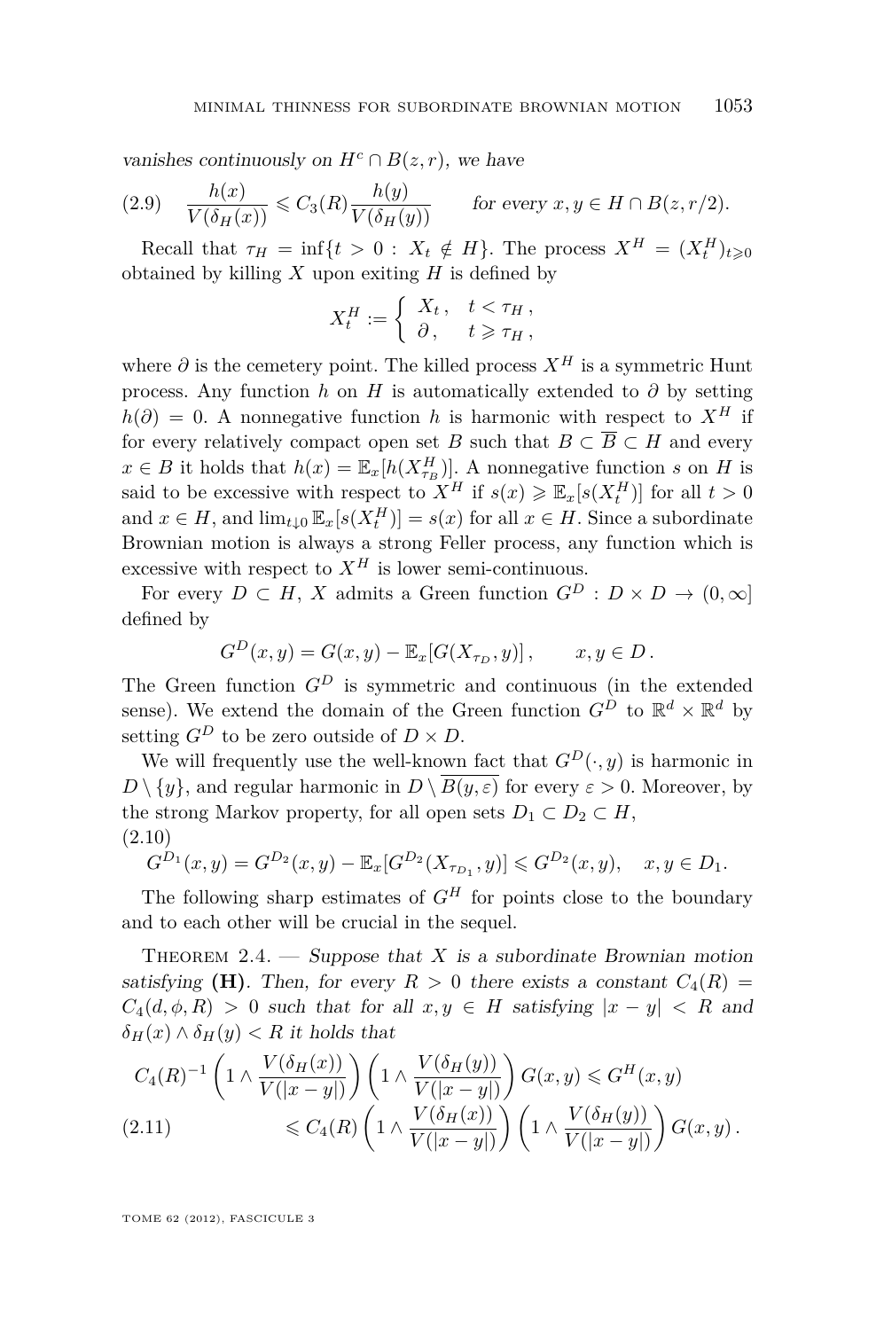*vanishes continuously on $H^c \cap B(z,r)$, we have*

$$\frac{h(x)}{V(\delta_H(x))} \leqslant C_3(R)\frac{h(y)}{V(\delta_H(y))} \qquad \text{for every } x,y \in H \cap B(z,r/2). \tag{2.9}$$

Recall that $\tau_H = \inf\{t > 0 : X_t \notin H\}$. The process $X^H = (X^H_t)_{t\geqslant 0}$ obtained by killing $X$ upon exiting $H$ is defined by

$$X^H_t := \begin{cases} X_t\,, & t < \tau_H\,, \\ \partial\,, & t \geqslant \tau_H\,, \end{cases}$$

where $\partial$ is the cemetery point. The killed process $X^H$ is a symmetric Hunt process. Any function $h$ on $H$ is automatically extended to $\partial$ by setting $h(\partial) = 0$. A nonnegative function $h$ is harmonic with respect to $X^H$ if for every relatively compact open set $B$ such that $B \subset \overline{B} \subset H$ and every $x \in B$ it holds that $h(x) = \mathbb{E}_x[h(X^H_{\tau_B})]$. A nonnegative function $s$ on $H$ is said to be excessive with respect to $X^H$ if $s(x) \geqslant \mathbb{E}_x[s(X^H_t)]$ for all $t > 0$ and $x \in H$, and $\lim_{t\downarrow 0} \mathbb{E}_x[s(X^H_t)] = s(x)$ for all $x \in H$. Since a subordinate Brownian motion is always a strong Feller process, any function which is excessive with respect to $X^H$ is lower semi-continuous.

For every $D \subset H$, $X$ admits a Green function $G^D : D \times D \to (0,\infty]$ defined by

$$G^D(x,y) = G(x,y) - \mathbb{E}_x[G(X_{\tau_D}, y)]\,, \qquad x,y \in D\,.$$

The Green function $G^D$ is symmetric and continuous (in the extended sense). We extend the domain of the Green function $G^D$ to $\mathbb{R}^d \times \mathbb{R}^d$ by setting $G^D$ to be zero outside of $D \times D$.

We will frequently use the well-known fact that $G^D(\cdot, y)$ is harmonic in $D \setminus \{y\}$, and regular harmonic in $D \setminus \overline{B(y,\varepsilon)}$ for every $\varepsilon > 0$. Moreover, by the strong Markov property, for all open sets $D_1 \subset D_2 \subset H$,

$$G^{D_1}(x,y) = G^{D_2}(x,y) - \mathbb{E}_x[G^{D_2}(X_{\tau_{D_1}}, y)] \leqslant G^{D_2}(x,y), \quad x,y \in D_1. \tag{2.10}$$

The following sharp estimates of $G^H$ for points close to the boundary and to each other will be crucial in the sequel.

Theorem 2.4. — *Suppose that $X$ is a subordinate Brownian motion satisfying* **(H)**. *Then, for every $R > 0$ there exists a constant $C_4(R) = C_4(d,\phi,R) > 0$ such that for all $x,y \in H$ satisfying $|x-y| < R$ and $\delta_H(x) \wedge \delta_H(y) < R$ it holds that*

$$\begin{aligned} C_4(R)^{-1}\left(1 \wedge \frac{V(\delta_H(x))}{V(|x-y|)}\right)\left(1 \wedge \frac{V(\delta_H(y))}{V(|x-y|)}\right) G(x,y) &\leqslant G^H(x,y) \\ \leqslant C_4(R)\left(1 \wedge \frac{V(\delta_H(x))}{V(|x-y|)}\right)&\left(1 \wedge \frac{V(\delta_H(y))}{V(|x-y|)}\right) G(x,y)\,. \end{aligned} \tag{2.11}$$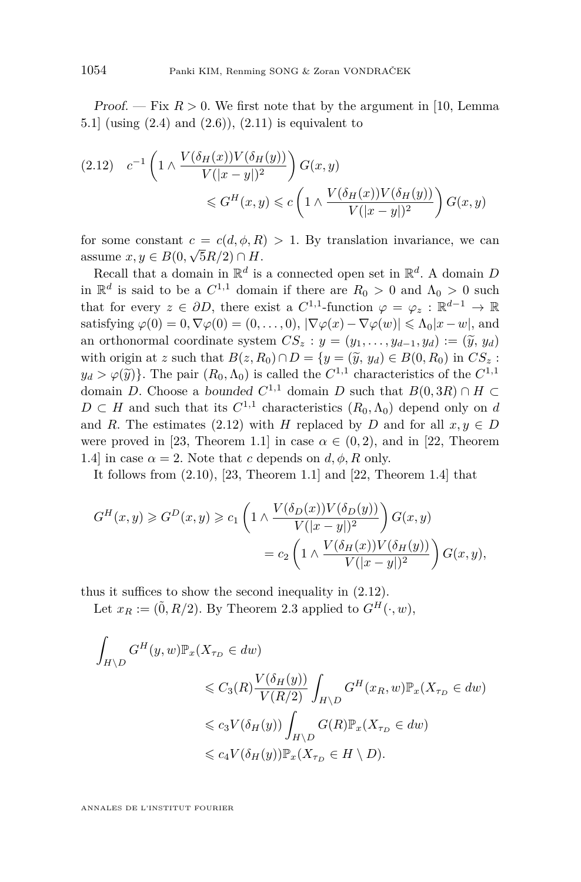*Proof.* — Fix $R > 0$. We first note that by the argument in [10, Lemma 5.1] (using (2.4) and (2.6)), (2.11) is equivalent to

$$c^{-1}\left(1 \wedge \frac{V(\delta_H(x))V(\delta_H(y))}{V(|x-y|)^2}\right) G(x,y) \leqslant G^H(x,y) \leqslant c\left(1 \wedge \frac{V(\delta_H(x))V(\delta_H(y))}{V(|x-y|)^2}\right) G(x,y) \tag{2.12}$$

for some constant $c = c(d, \phi, R) > 1$. By translation invariance, we can assume $x, y \in B(0, \sqrt{5}R/2) \cap H$.

Recall that a domain in $\mathbb{R}^d$ is a connected open set in $\mathbb{R}^d$. A domain $D$ in $\mathbb{R}^d$ is said to be a $C^{1,1}$ domain if there are $R_0 > 0$ and $\Lambda_0 > 0$ such that for every $z \in \partial D$, there exist a $C^{1,1}$-function $\varphi = \varphi_z : \mathbb{R}^{d-1} \to \mathbb{R}$ satisfying $\varphi(0) = 0, \nabla\varphi(0) = (0, \ldots, 0)$, $|\nabla\varphi(x) - \nabla\varphi(w)| \leqslant \Lambda_0|x - w|$, and an orthonormal coordinate system $CS_z : y = (y_1, \ldots, y_{d-1}, y_d) := (\widetilde{y}, y_d)$ with origin at $z$ such that $B(z, R_0) \cap D = \{y = (\widetilde{y}, y_d) \in B(0, R_0) \text{ in } CS_z : y_d > \varphi(\widetilde{y})\}$. The pair $(R_0, \Lambda_0)$ is called the $C^{1,1}$ characteristics of the $C^{1,1}$ domain $D$. Choose a *bounded* $C^{1,1}$ domain $D$ such that $B(0, 3R) \cap H \subset D \subset H$ and such that its $C^{1,1}$ characteristics $(R_0, \Lambda_0)$ depend only on $d$ and $R$. The estimates (2.12) with $H$ replaced by $D$ and for all $x, y \in D$ were proved in [23, Theorem 1.1] in case $\alpha \in (0, 2)$, and in [22, Theorem 1.4] in case $\alpha = 2$. Note that $c$ depends on $d, \phi, R$ only.

It follows from (2.10), [23, Theorem 1.1] and [22, Theorem 1.4] that

$$G^H(x,y) \geqslant G^D(x,y) \geqslant c_1\left(1 \wedge \frac{V(\delta_D(x))V(\delta_D(y))}{V(|x-y|)^2}\right) G(x,y) = c_2\left(1 \wedge \frac{V(\delta_H(x))V(\delta_H(y))}{V(|x-y|)^2}\right) G(x,y),$$

thus it suffices to show the second inequality in (2.12).

Let $x_R := (\tilde{0}, R/2)$. By Theorem 2.3 applied to $G^H(\cdot, w)$,

$$\begin{aligned}
\int_{H\setminus D} G^H(y,w)\mathbb{P}_x(X_{\tau_D} \in dw) &\leqslant C_3(R)\frac{V(\delta_H(y))}{V(R/2)} \int_{H\setminus D} G^H(x_R, w)\mathbb{P}_x(X_{\tau_D} \in dw) \\
&\leqslant c_3 V(\delta_H(y)) \int_{H\setminus D} G(R)\mathbb{P}_x(X_{\tau_D} \in dw) \\
&\leqslant c_4 V(\delta_H(y))\mathbb{P}_x(X_{\tau_D} \in H \setminus D).
\end{aligned}$$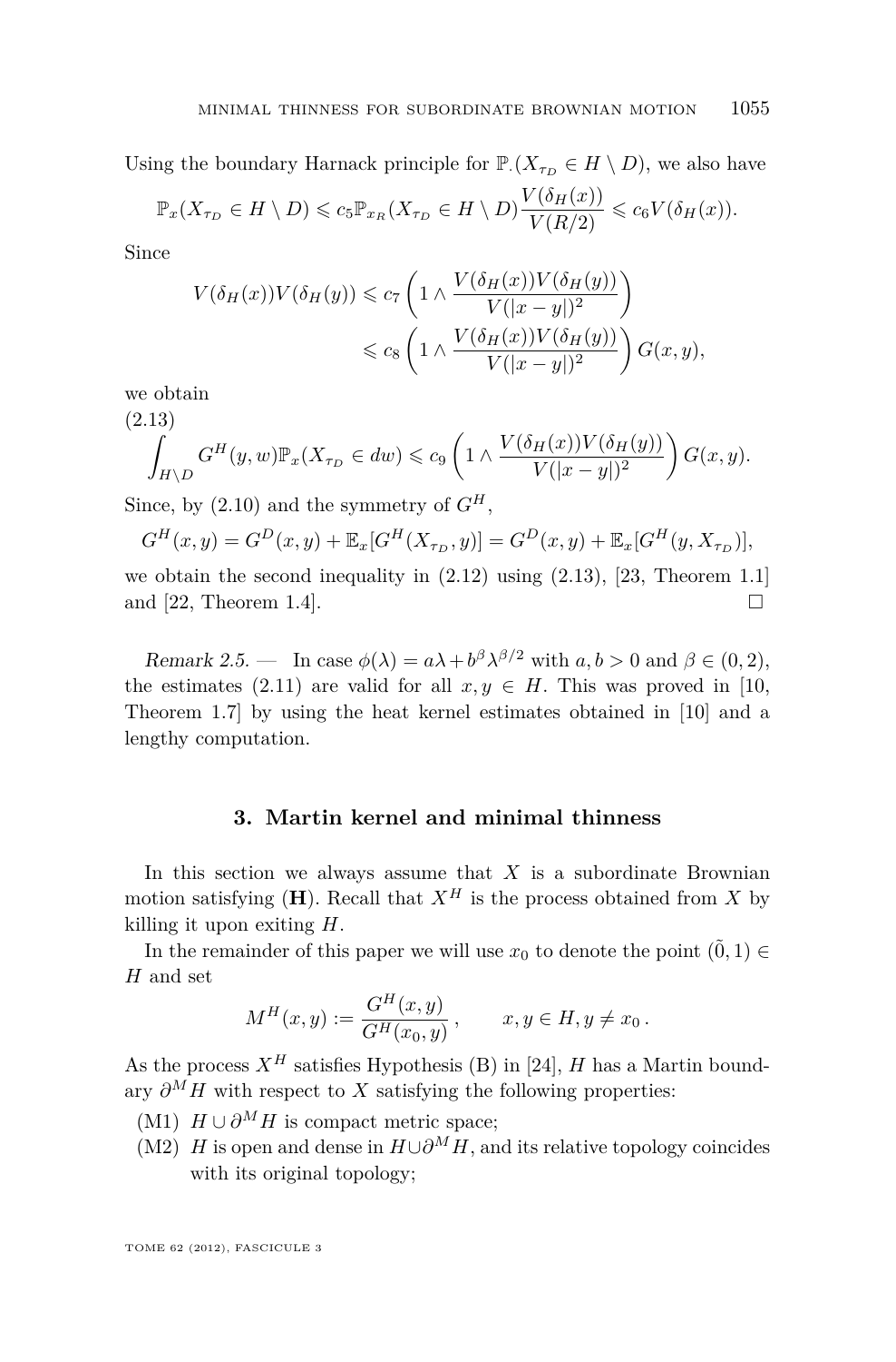Using the boundary Harnack principle for $\mathbb{P}_\cdot(X_{\tau_D} \in H \setminus D)$, we also have

$$\mathbb{P}_x(X_{\tau_D} \in H \setminus D) \leqslant c_5 \mathbb{P}_{x_R}(X_{\tau_D} \in H \setminus D) \frac{V(\delta_H(x))}{V(R/2)} \leqslant c_6 V(\delta_H(x)).$$

Since

$$\begin{aligned} V(\delta_H(x))V(\delta_H(y)) &\leqslant c_7 \left(1 \wedge \frac{V(\delta_H(x))V(\delta_H(y))}{V(|x-y|)^2}\right) \\ &\leqslant c_8 \left(1 \wedge \frac{V(\delta_H(x))V(\delta_H(y))}{V(|x-y|)^2}\right) G(x,y), \end{aligned}$$

we obtain

(2.13)
$$\int_{H \setminus D} G^H(y,w) \mathbb{P}_x(X_{\tau_D} \in dw) \leqslant c_9 \left(1 \wedge \frac{V(\delta_H(x))V(\delta_H(y))}{V(|x-y|)^2}\right) G(x,y).$$

Since, by (2.10) and the symmetry of $G^H$,

$$G^H(x,y) = G^D(x,y) + \mathbb{E}_x[G^H(X_{\tau_D}, y)] = G^D(x,y) + \mathbb{E}_x[G^H(y, X_{\tau_D})],$$

we obtain the second inequality in (2.12) using (2.13), [23, Theorem 1.1] and [22, Theorem 1.4]. □

*Remark 2.5.* — In case $\phi(\lambda) = a\lambda + b^\beta \lambda^{\beta/2}$ with $a, b > 0$ and $\beta \in (0,2)$, the estimates (2.11) are valid for all $x, y \in H$. This was proved in [10, Theorem 1.7] by using the heat kernel estimates obtained in [10] and a lengthy computation.

## 3. Martin kernel and minimal thinness

In this section we always assume that $X$ is a subordinate Brownian motion satisfying (**H**). Recall that $X^H$ is the process obtained from $X$ by killing it upon exiting $H$.

In the remainder of this paper we will use $x_0$ to denote the point $(\tilde{0}, 1) \in H$ and set

$$M^H(x,y) := \frac{G^H(x,y)}{G^H(x_0,y)}, \qquad x, y \in H, y \neq x_0 .$$

As the process $X^H$ satisfies Hypothesis (B) in [24], $H$ has a Martin boundary $\partial^M H$ with respect to $X$ satisfying the following properties:

- (M1) $H \cup \partial^M H$ is compact metric space;
- (M2) $H$ is open and dense in $H \cup \partial^M H$, and its relative topology coincides with its original topology;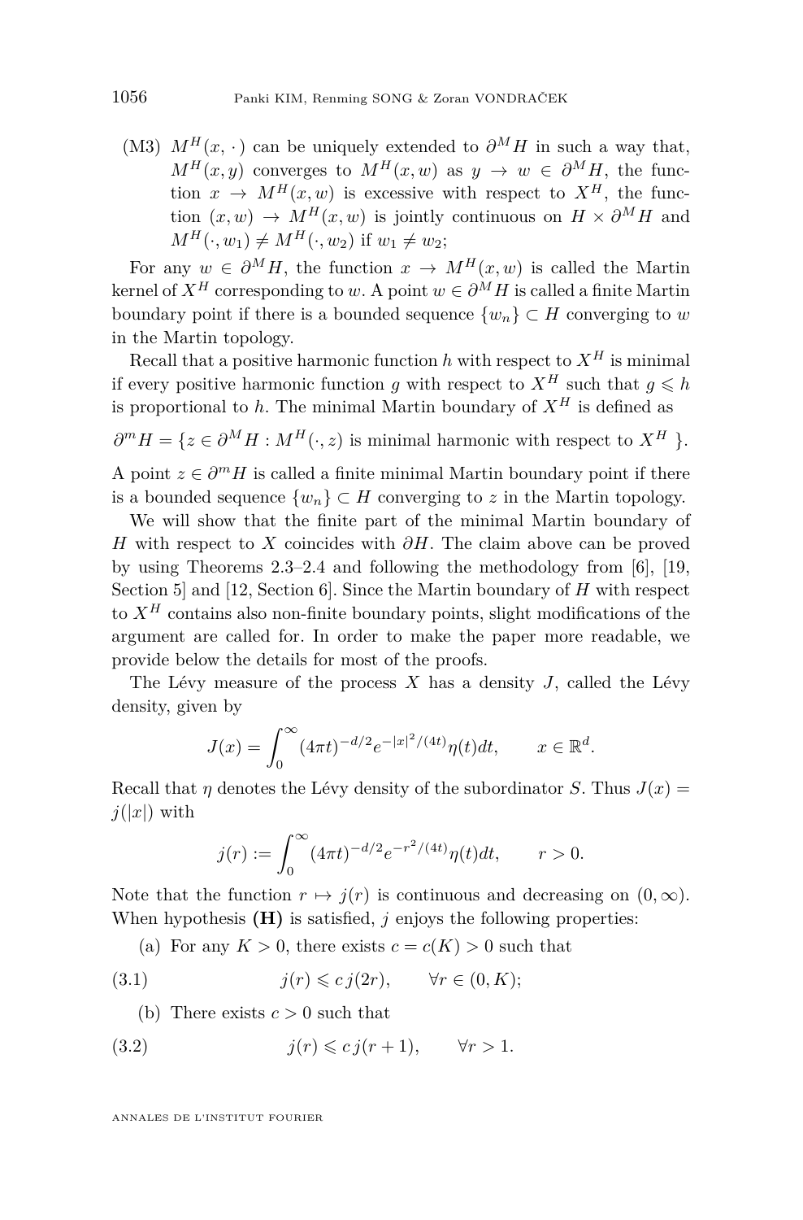(M3) $M^H(x,\cdot)$ can be uniquely extended to $\partial^M H$ in such a way that, $M^H(x,y)$ converges to $M^H(x,w)$ as $y \to w \in \partial^M H$, the function $x \to M^H(x,w)$ is excessive with respect to $X^H$, the function $(x,w) \to M^H(x,w)$ is jointly continuous on $H \times \partial^M H$ and $M^H(\cdot, w_1) \neq M^H(\cdot, w_2)$ if $w_1 \neq w_2$;

For any $w \in \partial^M H$, the function $x \to M^H(x,w)$ is called the Martin kernel of $X^H$ corresponding to $w$. A point $w \in \partial^M H$ is called a finite Martin boundary point if there is a bounded sequence $\{w_n\} \subset H$ converging to $w$ in the Martin topology.

Recall that a positive harmonic function $h$ with respect to $X^H$ is minimal if every positive harmonic function $g$ with respect to $X^H$ such that $g \leqslant h$ is proportional to $h$. The minimal Martin boundary of $X^H$ is defined as

$$\partial^m H = \{z \in \partial^M H : M^H(\cdot, z) \text{ is minimal harmonic with respect to } X^H \}.$$

A point $z \in \partial^m H$ is called a finite minimal Martin boundary point if there is a bounded sequence $\{w_n\} \subset H$ converging to $z$ in the Martin topology.

We will show that the finite part of the minimal Martin boundary of $H$ with respect to $X$ coincides with $\partial H$. The claim above can be proved by using Theorems 2.3–2.4 and following the methodology from [6], [19, Section 5] and [12, Section 6]. Since the Martin boundary of $H$ with respect to $X^H$ contains also non-finite boundary points, slight modifications of the argument are called for. In order to make the paper more readable, we provide below the details for most of the proofs.

The Lévy measure of the process $X$ has a density $J$, called the Lévy density, given by

$$J(x) = \int_0^\infty (4\pi t)^{-d/2} e^{-|x|^2/(4t)} \eta(t) dt, \qquad x \in \mathbb{R}^d.$$

Recall that $\eta$ denotes the Lévy density of the subordinator $S$. Thus $J(x) = j(|x|)$ with

$$j(r) := \int_0^\infty (4\pi t)^{-d/2} e^{-r^2/(4t)} \eta(t) dt, \qquad r > 0.$$

Note that the function $r \mapsto j(r)$ is continuous and decreasing on $(0,\infty)$. When hypothesis **(H)** is satisfied, $j$ enjoys the following properties:

(a) For any $K > 0$, there exists $c = c(K) > 0$ such that

$$j(r) \leqslant c\, j(2r), \qquad \forall r \in (0, K); \tag{3.1}$$

(b) There exists $c > 0$ such that

$$j(r) \leqslant c\, j(r+1), \qquad \forall r > 1. \tag{3.2}$$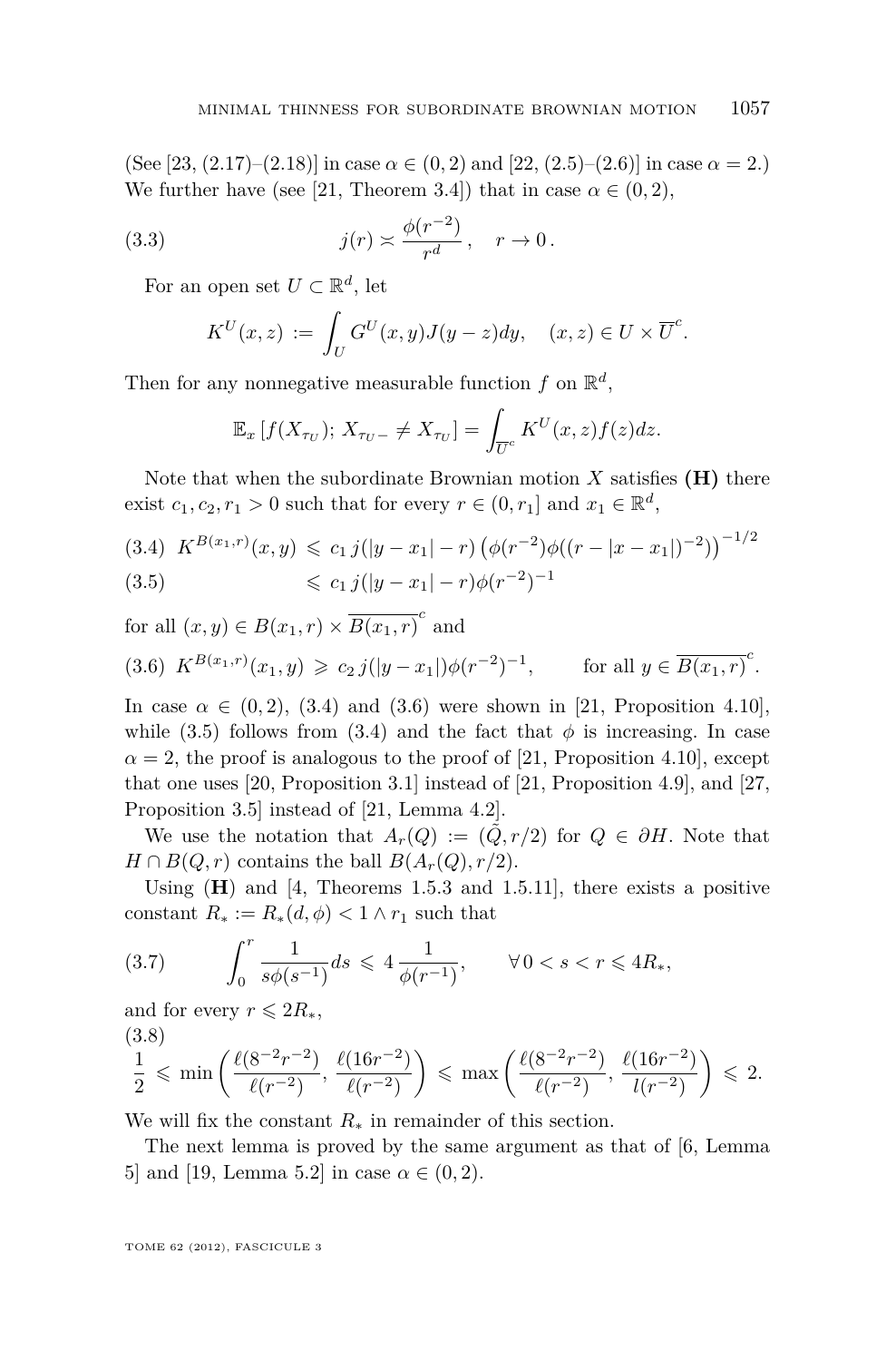(See [23, (2.17)–(2.18)] in case $\alpha \in (0,2)$ and [22, (2.5)–(2.6)] in case $\alpha = 2$.) We further have (see [21, Theorem 3.4]) that in case $\alpha \in (0,2)$,

$$j(r) \asymp \frac{\phi(r^{-2})}{r^d}, \quad r \to 0. \tag{3.3}$$

For an open set $U \subset \mathbb{R}^d$, let

$$K^U(x,z) := \int_U G^U(x,y) J(y-z) dy, \quad (x,z) \in U \times \overline{U}^c.$$

Then for any nonnegative measurable function $f$ on $\mathbb{R}^d$,

$$\mathbb{E}_x \left[ f(X_{\tau_U});\, X_{\tau_U -} \neq X_{\tau_U} \right] = \int_{\overline{U}^c} K^U(x,z) f(z) dz.$$

Note that when the subordinate Brownian motion $X$ satisfies **(H)** there exist $c_1, c_2, r_1 > 0$ such that for every $r \in (0, r_1]$ and $x_1 \in \mathbb{R}^d$,

$$K^{B(x_1,r)}(x,y) \leqslant c_1\, j(|y-x_1| - r) \left( \phi(r^{-2}) \phi((r - |x - x_1|)^{-2}) \right)^{-1/2} \tag{3.4}$$

$$\leqslant c_1\, j(|y-x_1| - r) \phi(r^{-2})^{-1} \tag{3.5}$$

for all $(x,y) \in B(x_1,r) \times \overline{B(x_1,r)}^c$ and

$$K^{B(x_1,r)}(x_1,y) \geqslant c_2\, j(|y-x_1|) \phi(r^{-2})^{-1}, \qquad \text{for all } y \in \overline{B(x_1,r)}^c. \tag{3.6}$$

In case $\alpha \in (0,2)$, (3.4) and (3.6) were shown in [21, Proposition 4.10], while (3.5) follows from (3.4) and the fact that $\phi$ is increasing. In case $\alpha = 2$, the proof is analogous to the proof of [21, Proposition 4.10], except that one uses [20, Proposition 3.1] instead of [21, Proposition 4.9], and [27, Proposition 3.5] instead of [21, Lemma 4.2].

We use the notation that $A_r(Q) := (\tilde{Q}, r/2)$ for $Q \in \partial H$. Note that $H \cap B(Q,r)$ contains the ball $B(A_r(Q), r/2)$.

Using **(H)** and [4, Theorems 1.5.3 and 1.5.11], there exists a positive constant $R_* := R_*(d,\phi) < 1 \wedge r_1$ such that

$$\int_0^r \frac{1}{s\phi(s^{-1})} ds \leqslant 4 \frac{1}{\phi(r^{-1})}, \qquad \forall\, 0 < s < r \leqslant 4R_*, \tag{3.7}$$

and for every $r \leqslant 2R_*$,

$$\frac{1}{2} \leqslant \min\left( \frac{\ell(8^{-2}r^{-2})}{\ell(r^{-2})}, \frac{\ell(16r^{-2})}{\ell(r^{-2})} \right) \leqslant \max\left( \frac{\ell(8^{-2}r^{-2})}{\ell(r^{-2})}, \frac{\ell(16r^{-2})}{l(r^{-2})} \right) \leqslant 2. \tag{3.8}$$

We will fix the constant $R_*$ in remainder of this section.

The next lemma is proved by the same argument as that of [6, Lemma 5] and [19, Lemma 5.2] in case $\alpha \in (0,2)$.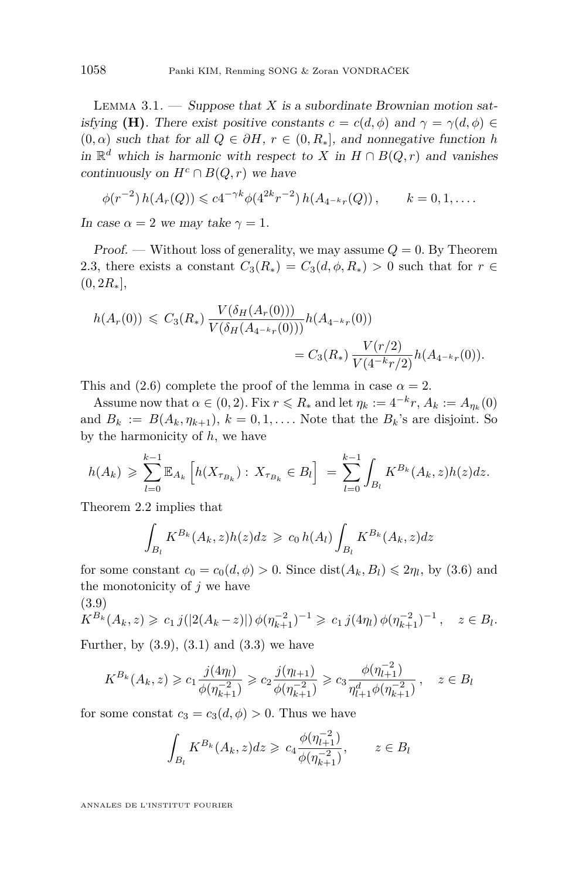Lemma 3.1. — *Suppose that $X$ is a subordinate Brownian motion satisfying* **(H)**. *There exist positive constants $c = c(d, \phi)$ and $\gamma = \gamma(d, \phi) \in (0, \alpha)$ such that for all $Q \in \partial H$, $r \in (0, R_*]$, and nonnegative function $h$ in $\mathbb{R}^d$ which is harmonic with respect to $X$ in $H \cap B(Q, r)$ and vanishes continuously on $H^c \cap B(Q, r)$ we have*

$$\phi(r^{-2})\, h(A_r(Q)) \leqslant c 4^{-\gamma k} \phi(4^{2k} r^{-2})\, h(A_{4^{-k}r}(Q)), \qquad k = 0, 1, \ldots.$$

*In case $\alpha = 2$ we may take $\gamma = 1$.*

*Proof.* — Without loss of generality, we may assume $Q = 0$. By Theorem 2.3, there exists a constant $C_3(R_*) = C_3(d, \phi, R_*) > 0$ such that for $r \in (0, 2R_*]$,

$$\begin{aligned} h(A_r(0)) \;\leqslant\; C_3(R_*)\, \frac{V(\delta_H(A_r(0)))}{V(\delta_H(A_{4^{-k}r}(0)))} h(A_{4^{-k}r}(0)) \\ = C_3(R_*)\, \frac{V(r/2)}{V(4^{-k}r/2)} h(A_{4^{-k}r}(0)). \end{aligned}$$

This and (2.6) complete the proof of the lemma in case $\alpha = 2$.

Assume now that $\alpha \in (0, 2)$. Fix $r \leqslant R_*$ and let $\eta_k := 4^{-k} r$, $A_k := A_{\eta_k}(0)$ and $B_k := B(A_k, \eta_{k+1})$, $k = 0, 1, \ldots$. Note that the $B_k$'s are disjoint. So by the harmonicity of $h$, we have

$$h(A_k) \;\geqslant\; \sum_{l=0}^{k-1} \mathbb{E}_{A_k}\left[ h(X_{\tau_{B_k}}) :\, X_{\tau_{B_k}} \in B_l \right] \;=\; \sum_{l=0}^{k-1} \int_{B_l} K^{B_k}(A_k, z) h(z) dz.$$

Theorem 2.2 implies that

$$\int_{B_l} K^{B_k}(A_k, z) h(z) dz \;\geqslant\; c_0\, h(A_l) \int_{B_l} K^{B_k}(A_k, z) dz$$

for some constant $c_0 = c_0(d, \phi) > 0$. Since $\mathrm{dist}(A_k, B_l) \leqslant 2\eta_l$, by (3.6) and the monotonicity of $j$ we have

$$K^{B_k}(A_k, z) \geqslant c_1\, j(|2(A_k - z)|)\, \phi(\eta_{k+1}^{-2})^{-1} \;\geqslant\; c_1\, j(4\eta_l)\, \phi(\eta_{k+1}^{-2})^{-1}, \quad z \in B_l. \tag{3.9}$$

Further, by (3.9), (3.1) and (3.3) we have

$$K^{B_k}(A_k, z) \geqslant c_1 \frac{j(4\eta_l)}{\phi(\eta_{k+1}^{-2})} \geqslant c_2 \frac{j(\eta_{l+1})}{\phi(\eta_{k+1}^{-2})} \geqslant c_3 \frac{\phi(\eta_{l+1}^{-2})}{\eta_{l+1}^{d} \phi(\eta_{k+1}^{-2})}, \quad z \in B_l$$

for some constat $c_3 = c_3(d, \phi) > 0$. Thus we have

$$\int_{B_l} K^{B_k}(A_k, z) dz \geqslant\; c_4 \frac{\phi(\eta_{l+1}^{-2})}{\phi(\eta_{k+1}^{-2})}, \qquad z \in B_l$$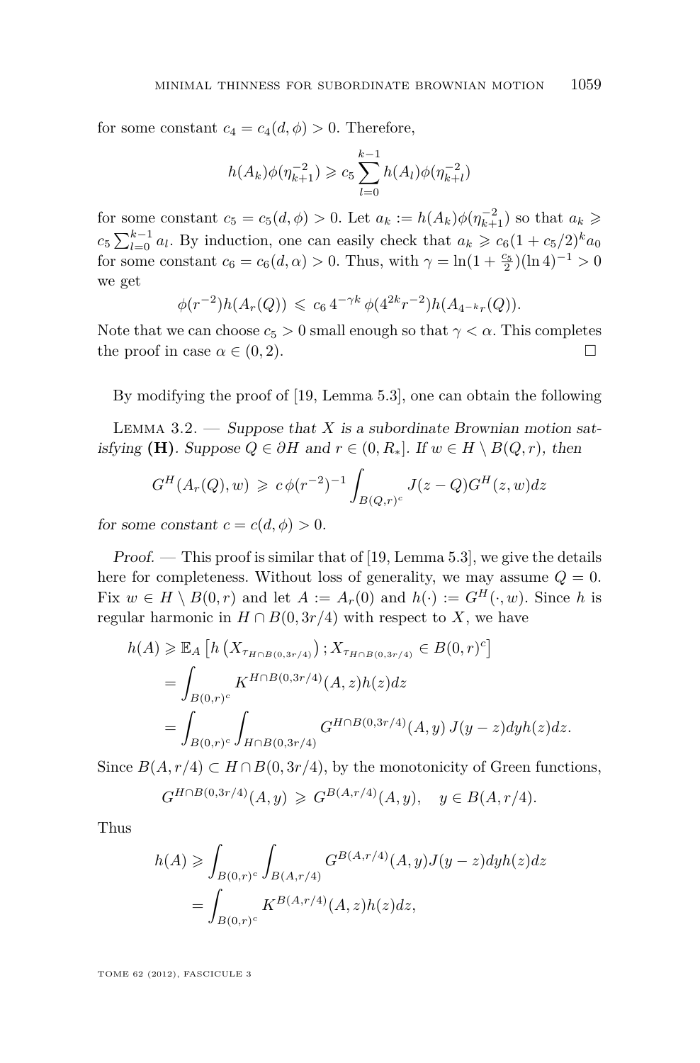for some constant $c_4 = c_4(d, \phi) > 0$. Therefore,

$$h(A_k)\phi(\eta_{k+1}^{-2}) \geqslant c_5 \sum_{l=0}^{k-1} h(A_l)\phi(\eta_{k+l}^{-2})$$

for some constant $c_5 = c_5(d, \phi) > 0$. Let $a_k := h(A_k)\phi(\eta_{k+1}^{-2})$ so that $a_k \geqslant c_5 \sum_{l=0}^{k-1} a_l$. By induction, one can easily check that $a_k \geqslant c_6(1 + c_5/2)^k a_0$ for some constant $c_6 = c_6(d, \alpha) > 0$. Thus, with $\gamma = \ln(1 + \frac{c_5}{2})(\ln 4)^{-1} > 0$ we get

$$\phi(r^{-2})h(A_r(Q)) \leqslant c_6\, 4^{-\gamma k}\, \phi(4^{2k}r^{-2})h(A_{4^{-k}r}(Q)).$$

Note that we can choose $c_5 > 0$ small enough so that $\gamma < \alpha$. This completes the proof in case $\alpha \in (0, 2)$. $\square$

By modifying the proof of [19, Lemma 5.3], one can obtain the following

Lemma 3.2. — *Suppose that $X$ is a subordinate Brownian motion satisfying* **(H)**. *Suppose $Q \in \partial H$ and $r \in (0, R_*]$. If $w \in H \setminus B(Q, r)$, then*

$$G^H(A_r(Q), w) \geqslant c\, \phi(r^{-2})^{-1} \int_{B(Q,r)^c} J(z - Q)G^H(z, w)dz$$

*for some constant $c = c(d, \phi) > 0$.*

*Proof.* — This proof is similar that of [19, Lemma 5.3], we give the details here for completeness. Without loss of generality, we may assume $Q = 0$. Fix $w \in H \setminus B(0, r)$ and let $A := A_r(0)$ and $h(\cdot) := G^H(\cdot, w)$. Since $h$ is regular harmonic in $H \cap B(0, 3r/4)$ with respect to $X$, we have

$$\begin{aligned}
h(A) &\geqslant \mathbb{E}_A\left[h\left(X_{\tau_{H\cap B(0,3r/4)}}\right); X_{\tau_{H\cap B(0,3r/4)}} \in B(0, r)^c\right] \\
&= \int_{B(0,r)^c} K^{H\cap B(0,3r/4)}(A, z)h(z)dz \\
&= \int_{B(0,r)^c} \int_{H\cap B(0,3r/4)} G^{H\cap B(0,3r/4)}(A, y)\, J(y - z)dy h(z)dz.
\end{aligned}$$

Since $B(A, r/4) \subset H \cap B(0, 3r/4)$, by the monotonicity of Green functions,

$$G^{H\cap B(0,3r/4)}(A, y) \geqslant G^{B(A,r/4)}(A, y), \quad y \in B(A, r/4).$$

Thus

$$\begin{aligned}
h(A) &\geqslant \int_{B(0,r)^c} \int_{B(A,r/4)} G^{B(A,r/4)}(A, y)J(y - z)dy h(z)dz \\
&= \int_{B(0,r)^c} K^{B(A,r/4)}(A, z)h(z)dz,
\end{aligned}$$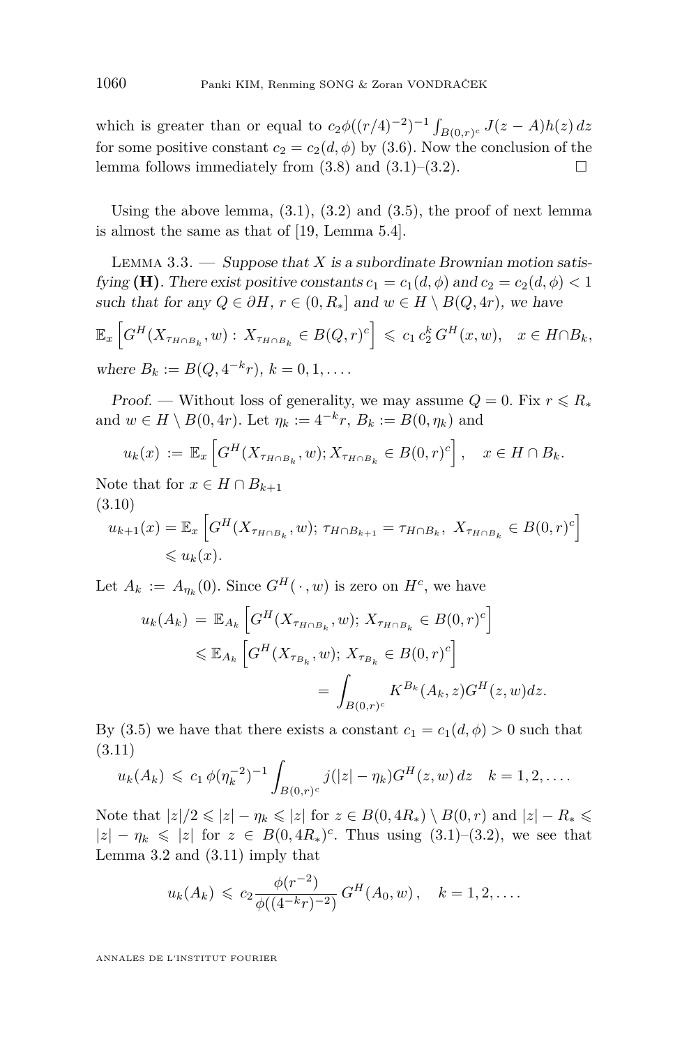which is greater than or equal to $c_2\phi((r/4)^{-2})^{-1}\int_{B(0,r)^c} J(z-A)h(z)\,dz$ for some positive constant $c_2 = c_2(d,\phi)$ by (3.6). Now the conclusion of the lemma follows immediately from (3.8) and (3.1)–(3.2). $\square$

Using the above lemma, (3.1), (3.2) and (3.5), the proof of next lemma is almost the same as that of [19, Lemma 5.4].

Lemma 3.3. — *Suppose that $X$ is a subordinate Brownian motion satisfying* **(H)**. *There exist positive constants $c_1 = c_1(d,\phi)$ and $c_2 = c_2(d,\phi) < 1$ such that for any $Q \in \partial H$, $r \in (0, R_*]$ and $w \in H \setminus B(Q, 4r)$, we have*

$$\mathbb{E}_x\left[G^H(X_{\tau_{H\cap B_k}}, w) : X_{\tau_{H\cap B_k}} \in B(Q,r)^c\right] \leqslant c_1\, c_2^k\, G^H(x,w), \quad x \in H\cap B_k,$$

*where $B_k := B(Q, 4^{-k}r)$, $k = 0, 1, \dots$.*

*Proof.* — Without loss of generality, we may assume $Q = 0$. Fix $r \leqslant R_*$ and $w \in H \setminus B(0, 4r)$. Let $\eta_k := 4^{-k}r$, $B_k := B(0, \eta_k)$ and

$$u_k(x) := \mathbb{E}_x\left[G^H(X_{\tau_{H\cap B_k}}, w); X_{\tau_{H\cap B_k}} \in B(0,r)^c\right], \quad x \in H \cap B_k.$$

Note that for $x \in H \cap B_{k+1}$

$$\begin{aligned} u_{k+1}(x) &= \mathbb{E}_x\left[G^H(X_{\tau_{H\cap B_k}}, w);\, \tau_{H\cap B_{k+1}} = \tau_{H\cap B_k},\ X_{\tau_{H\cap B_k}} \in B(0,r)^c\right] \\ &\leqslant u_k(x). \end{aligned} \tag{3.10}$$

Let $A_k := A_{\eta_k}(0)$. Since $G^H(\,\cdot\,, w)$ is zero on $H^c$, we have

$$\begin{aligned} u_k(A_k) &= \mathbb{E}_{A_k}\left[G^H(X_{\tau_{H\cap B_k}}, w);\, X_{\tau_{H\cap B_k}} \in B(0,r)^c\right] \\ &\leqslant \mathbb{E}_{A_k}\left[G^H(X_{\tau_{B_k}}, w);\, X_{\tau_{B_k}} \in B(0,r)^c\right] \\ &= \int_{B(0,r)^c} K^{B_k}(A_k, z) G^H(z,w) dz. \end{aligned}$$

By (3.5) we have that there exists a constant $c_1 = c_1(d,\phi) > 0$ such that

$$u_k(A_k) \leqslant c_1\,\phi(\eta_k^{-2})^{-1}\int_{B(0,r)^c} j(|z|-\eta_k) G^H(z,w)\,dz \quad k = 1, 2, \dots. \tag{3.11}$$

Note that $|z|/2 \leqslant |z| - \eta_k \leqslant |z|$ for $z \in B(0, 4R_*) \setminus B(0,r)$ and $|z| - R_* \leqslant |z| - \eta_k \leqslant |z|$ for $z \in B(0, 4R_*)^c$. Thus using (3.1)–(3.2), we see that Lemma 3.2 and (3.11) imply that

$$u_k(A_k) \leqslant c_2 \frac{\phi(r^{-2})}{\phi((4^{-k}r)^{-2})}\, G^H(A_0, w)\,, \quad k = 1, 2, \dots.$$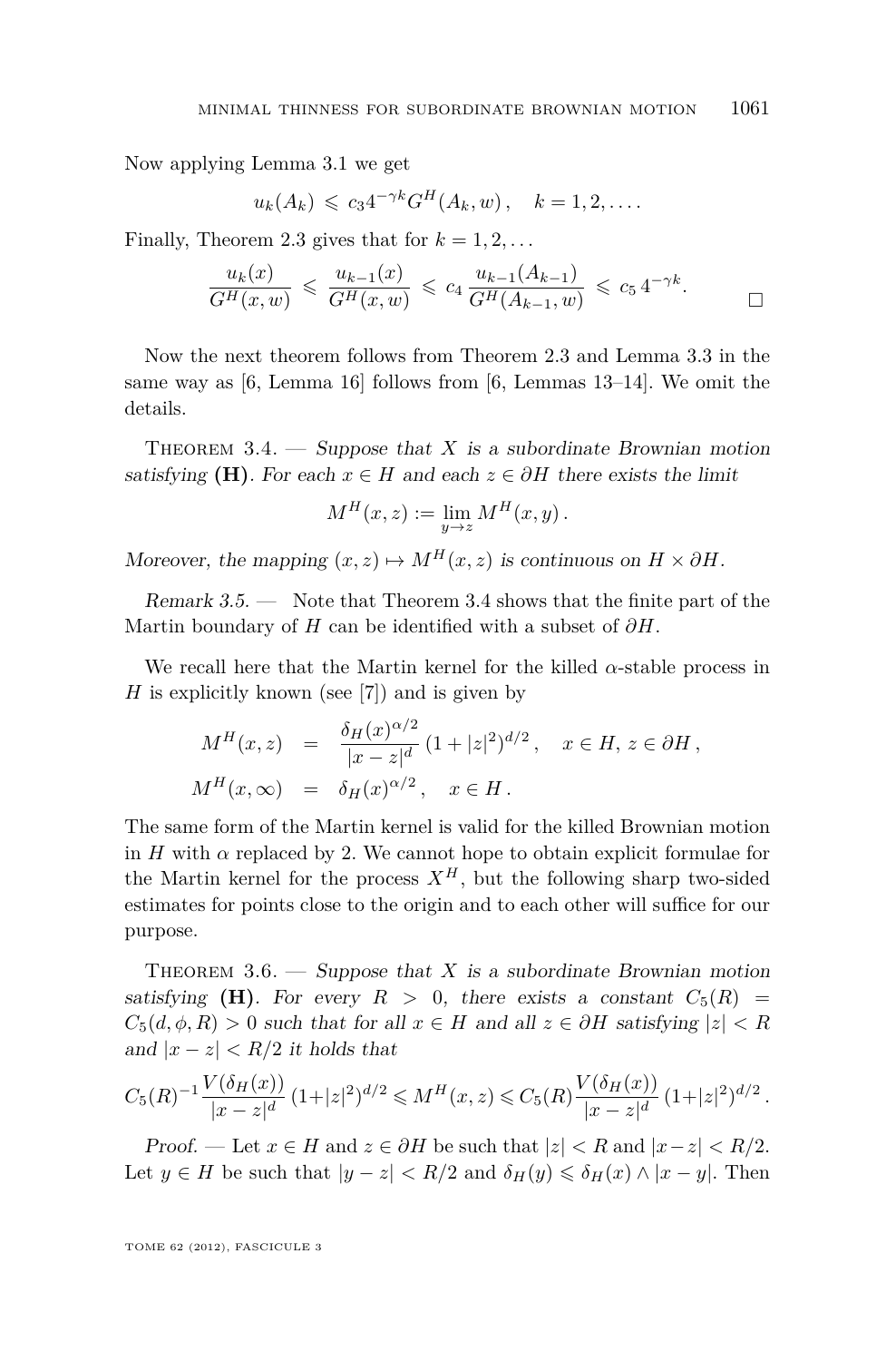Now applying Lemma 3.1 we get

$$u_k(A_k) \leqslant c_3 4^{-\gamma k} G^H(A_k, w), \quad k = 1, 2, \ldots.$$

Finally, Theorem 2.3 gives that for $k = 1, 2, \ldots$

$$\frac{u_k(x)}{G^H(x,w)} \leqslant \frac{u_{k-1}(x)}{G^H(x,w)} \leqslant c_4 \frac{u_{k-1}(A_{k-1})}{G^H(A_{k-1},w)} \leqslant c_5\, 4^{-\gamma k}. \qquad \square$$

Now the next theorem follows from Theorem 2.3 and Lemma 3.3 in the same way as [6, Lemma 16] follows from [6, Lemmas 13–14]. We omit the details.

Theorem 3.4. — *Suppose that $X$ is a subordinate Brownian motion satisfying* **(H)**. *For each $x \in H$ and each $z \in \partial H$ there exists the limit*

$$M^H(x,z) := \lim_{y \to z} M^H(x,y).$$

*Moreover, the mapping $(x,z) \mapsto M^H(x,z)$ is continuous on $H \times \partial H$.*

*Remark 3.5.* — Note that Theorem 3.4 shows that the finite part of the Martin boundary of $H$ can be identified with a subset of $\partial H$.

We recall here that the Martin kernel for the killed $\alpha$-stable process in $H$ is explicitly known (see [7]) and is given by

$$\begin{aligned} M^H(x,z) &= \frac{\delta_H(x)^{\alpha/2}}{|x-z|^d}\,(1+|z|^2)^{d/2}, \quad x \in H,\, z \in \partial H, \\ M^H(x,\infty) &= \delta_H(x)^{\alpha/2}, \quad x \in H. \end{aligned}$$

The same form of the Martin kernel is valid for the killed Brownian motion in $H$ with $\alpha$ replaced by 2. We cannot hope to obtain explicit formulae for the Martin kernel for the process $X^H$, but the following sharp two-sided estimates for points close to the origin and to each other will suffice for our purpose.

Theorem 3.6. — *Suppose that $X$ is a subordinate Brownian motion satisfying* **(H)**. *For every $R > 0$, there exists a constant $C_5(R) = C_5(d,\phi,R) > 0$ such that for all $x \in H$ and all $z \in \partial H$ satisfying $|z| < R$ and $|x - z| < R/2$ it holds that*

$$C_5(R)^{-1} \frac{V(\delta_H(x))}{|x-z|^d}\,(1+|z|^2)^{d/2} \leqslant M^H(x,z) \leqslant C_5(R) \frac{V(\delta_H(x))}{|x-z|^d}\,(1+|z|^2)^{d/2}.$$

*Proof.* — Let $x \in H$ and $z \in \partial H$ be such that $|z| < R$ and $|x-z| < R/2$. Let $y \in H$ be such that $|y - z| < R/2$ and $\delta_H(y) \leqslant \delta_H(x) \wedge |x-y|$. Then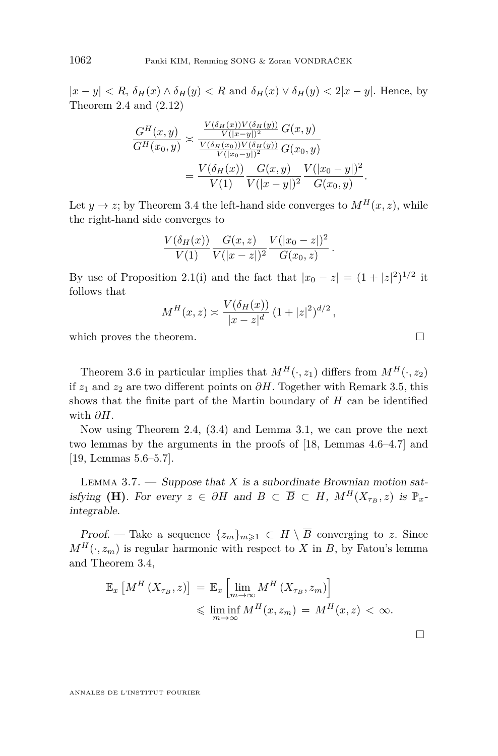$|x-y| < R$, $\delta_H(x) \wedge \delta_H(y) < R$ and $\delta_H(x) \vee \delta_H(y) < 2|x-y|$. Hence, by Theorem 2.4 and (2.12)

$$\begin{aligned}\frac{G^H(x,y)}{G^H(x_0,y)} &\asymp \frac{\frac{V(\delta_H(x))V(\delta_H(y))}{V(|x-y|)^2}\, G(x,y)}{\frac{V(\delta_H(x_0))V(\delta_H(y))}{V(|x_0-y|)^2}\, G(x_0,y)} \\ &= \frac{V(\delta_H(x))}{V(1)} \frac{G(x,y)}{V(|x-y|)^2} \frac{V(|x_0-y|)^2}{G(x_0,y)}.\end{aligned}$$

Let $y \to z$; by Theorem 3.4 the left-hand side converges to $M^H(x,z)$, while the right-hand side converges to

$$\frac{V(\delta_H(x))}{V(1)} \frac{G(x,z)}{V(|x-z|)^2} \frac{V(|x_0-z|)^2}{G(x_0,z)}.$$

By use of Proposition 2.1(i) and the fact that $|x_0 - z| = (1+|z|^2)^{1/2}$ it follows that

$$M^H(x,z) \asymp \frac{V(\delta_H(x))}{|x-z|^d}\,(1+|z|^2)^{d/2},$$

which proves the theorem. □

Theorem 3.6 in particular implies that $M^H(\cdot, z_1)$ differs from $M^H(\cdot, z_2)$ if $z_1$ and $z_2$ are two different points on $\partial H$. Together with Remark 3.5, this shows that the finite part of the Martin boundary of $H$ can be identified with $\partial H$.

Now using Theorem 2.4, (3.4) and Lemma 3.1, we can prove the next two lemmas by the arguments in the proofs of [18, Lemmas 4.6–4.7] and [19, Lemmas 5.6–5.7].

Lemma 3.7. — *Suppose that $X$ is a subordinate Brownian motion satisfying* **(H)**. *For every $z \in \partial H$ and $B \subset \overline{B} \subset H$, $M^H(X_{\tau_B}, z)$ is $\mathbb{P}_x$-integrable.*

*Proof.* — Take a sequence $\{z_m\}_{m\geqslant 1} \subset H \setminus \overline{B}$ converging to $z$. Since $M^H(\cdot, z_m)$ is regular harmonic with respect to $X$ in $B$, by Fatou's lemma and Theorem 3.4,

$$\begin{aligned}\mathbb{E}_x\left[M^H(X_{\tau_B}, z)\right] &= \mathbb{E}_x\left[\lim_{m\to\infty} M^H(X_{\tau_B}, z_m)\right] \\ &\leqslant \liminf_{m\to\infty} M^H(x,z_m) = M^H(x,z) < \infty.\end{aligned}$$

□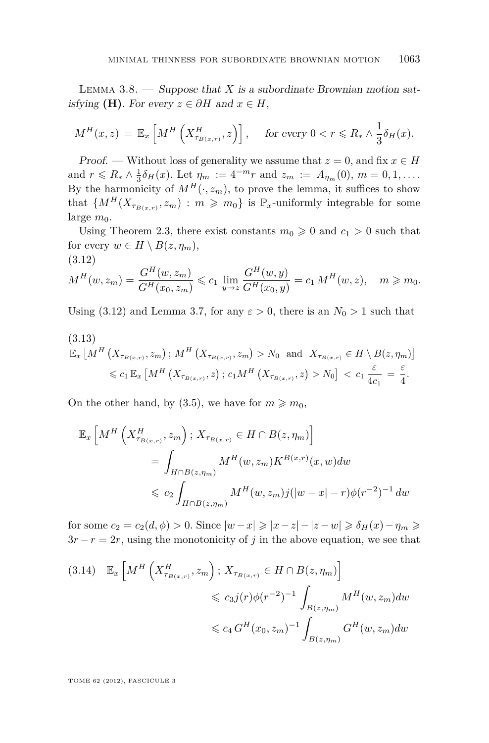Lemma 3.8. — *Suppose that $X$ is a subordinate Brownian motion satisfying* **(H)**. *For every $z \in \partial H$ and $x \in H$,*

$$M^H(x,z) = \mathbb{E}_x\left[M^H\left(X^H_{\tau_{B(x,r)}}, z\right)\right], \quad \text{for every } 0 < r \leqslant R_* \wedge \frac{1}{3}\delta_H(x).$$

*Proof.* — Without loss of generality we assume that $z = 0$, and fix $x \in H$ and $r \leqslant R_* \wedge \frac{1}{3}\delta_H(x)$. Let $\eta_m := 4^{-m} r$ and $z_m := A_{\eta_m}(0)$, $m = 0, 1, \ldots$. By the harmonicity of $M^H(\cdot, z_m)$, to prove the lemma, it suffices to show that $\{M^H(X_{\tau_{B(x,r)}}, z_m) : m \geqslant m_0\}$ is $\mathbb{P}_x$-uniformly integrable for some large $m_0$.

Using Theorem 2.3, there exist constants $m_0 \geqslant 0$ and $c_1 > 0$ such that for every $w \in H \setminus B(z, \eta_m)$,

(3.12)
$$M^H(w, z_m) = \frac{G^H(w, z_m)}{G^H(x_0, z_m)} \leqslant c_1 \lim_{y \to z} \frac{G^H(w,y)}{G^H(x_0, y)} = c_1\, M^H(w,z), \quad m \geqslant m_0.$$

Using (3.12) and Lemma 3.7, for any $\varepsilon > 0$, there is an $N_0 > 1$ such that

(3.13)
$$\begin{aligned}
\mathbb{E}_x\left[M^H\left(X_{\tau_{B(x,r)}}, z_m\right); M^H\left(X_{\tau_{B(x,r)}}, z_m\right) > N_0 \text{ and } X_{\tau_{B(x,r)}} \in H \setminus B(z, \eta_m)\right] \\
\leqslant c_1\, \mathbb{E}_x\left[M^H\left(X_{\tau_{B(x,r)}}, z\right); c_1 M^H\left(X_{\tau_{B(x,r)}}, z\right) > N_0\right] < c_1 \frac{\varepsilon}{4c_1} = \frac{\varepsilon}{4}.
\end{aligned}$$

On the other hand, by (3.5), we have for $m \geqslant m_0$,

$$\begin{aligned}
\mathbb{E}_x\left[M^H\left(X^H_{\tau_{B(x,r)}}, z_m\right); X_{\tau_{B(x,r)}} \in H \cap B(z, \eta_m)\right] \\
= \int_{H \cap B(z,\eta_m)} M^H(w, z_m) K^{B(x,r)}(x,w)\, dw \\
\leqslant c_2 \int_{H \cap B(z,\eta_m)} M^H(w, z_m) j(|w-x| - r)\phi(r^{-2})^{-1}\, dw
\end{aligned}$$

for some $c_2 = c_2(d, \phi) > 0$. Since $|w - x| \geqslant |x - z| - |z - w| \geqslant \delta_H(x) - \eta_m \geqslant 3r - r = 2r$, using the monotonicity of $j$ in the above equation, we see that

(3.14)
$$\begin{aligned}
\mathbb{E}_x\left[M^H\left(X^H_{\tau_{B(x,r)}}, z_m\right); X_{\tau_{B(x,r)}} \in H \cap B(z, \eta_m)\right] \\
\leqslant c_3 j(r)\phi(r^{-2})^{-1} \int_{B(z,\eta_m)} M^H(w, z_m)\, dw \\
\leqslant c_4\, G^H(x_0, z_m)^{-1} \int_{B(z,\eta_m)} G^H(w, z_m)\, dw
\end{aligned}$$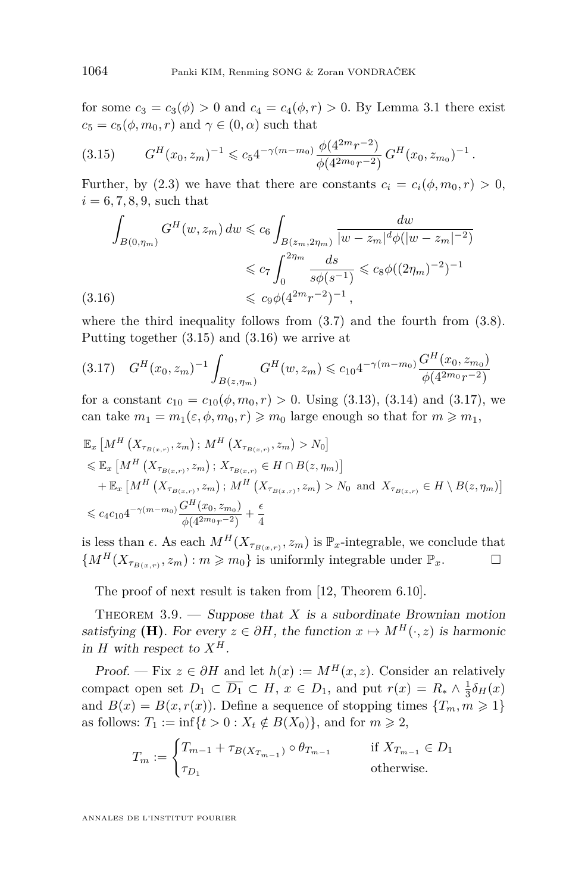for some $c_3 = c_3(\phi) > 0$ and $c_4 = c_4(\phi, r) > 0$. By Lemma 3.1 there exist $c_5 = c_5(\phi, m_0, r)$ and $\gamma \in (0, \alpha)$ such that

$$G^H(x_0, z_m)^{-1} \leqslant c_5 4^{-\gamma(m-m_0)} \frac{\phi(4^{2m} r^{-2})}{\phi(4^{2m_0} r^{-2})} G^H(x_0, z_{m_0})^{-1}. \tag{3.15}$$

Further, by (2.3) we have that there are constants $c_i = c_i(\phi, m_0, r) > 0$, $i = 6, 7, 8, 9$, such that

$$\begin{aligned} \int_{B(0,\eta_m)} G^H(w, z_m)\, dw &\leqslant c_6 \int_{B(z_m, 2\eta_m)} \frac{dw}{|w - z_m|^d \phi(|w - z_m|^{-2})} \\ &\leqslant c_7 \int_0^{2\eta_m} \frac{ds}{s\phi(s^{-1})} \leqslant c_8 \phi((2\eta_m)^{-2})^{-1} \\ &\leqslant c_9 \phi(4^{2m} r^{-2})^{-1}, \end{aligned} \tag{3.16}$$

where the third inequality follows from (3.7) and the fourth from (3.8). Putting together (3.15) and (3.16) we arrive at

$$G^H(x_0, z_m)^{-1} \int_{B(z,\eta_m)} G^H(w, z_m) \leqslant c_{10} 4^{-\gamma(m-m_0)} \frac{G^H(x_0, z_{m_0})}{\phi(4^{2m_0} r^{-2})} \tag{3.17}$$

for a constant $c_{10} = c_{10}(\phi, m_0, r) > 0$. Using (3.13), (3.14) and (3.17), we can take $m_1 = m_1(\varepsilon, \phi, m_0, r) \geqslant m_0$ large enough so that for $m \geqslant m_1$,

$$\begin{aligned} &\mathbb{E}_x \left[ M^H \left( X_{\tau_{B(x,r)}}, z_m \right) ; M^H \left( X_{\tau_{B(x,r)}}, z_m \right) > N_0 \right] \\ &\leqslant \mathbb{E}_x \left[ M^H \left( X_{\tau_{B(x,r)}}, z_m \right) ; X_{\tau_{B(x,r)}} \in H \cap B(z, \eta_m) \right] \\ &\quad + \mathbb{E}_x \left[ M^H \left( X_{\tau_{B(x,r)}}, z_m \right) ; M^H \left( X_{\tau_{B(x,r)}}, z_m \right) > N_0 \text{ and } X_{\tau_{B(x,r)}} \in H \setminus B(z, \eta_m) \right] \\ &\leqslant c_4 c_{10} 4^{-\gamma(m-m_0)} \frac{G^H(x_0, z_{m_0})}{\phi(4^{2m_0} r^{-2})} + \frac{\epsilon}{4} \end{aligned}$$

is less than $\epsilon$. As each $M^H(X_{\tau_{B(x,r)}}, z_m)$ is $\mathbb{P}_x$-integrable, we conclude that $\{M^H(X_{\tau_{B(x,r)}}, z_m) : m \geqslant m_0\}$ is uniformly integrable under $\mathbb{P}_x$. $\square$

The proof of next result is taken from [12, Theorem 6.10].

**Theorem 3.9.** — *Suppose that $X$ is a subordinate Brownian motion satisfying* **(H)**. *For every $z \in \partial H$, the function $x \mapsto M^H(\cdot, z)$ is harmonic in $H$ with respect to $X^H$.*

*Proof.* — Fix $z \in \partial H$ and let $h(x) := M^H(x, z)$. Consider an relatively compact open set $D_1 \subset \overline{D_1} \subset H$, $x \in D_1$, and put $r(x) = R_* \wedge \frac{1}{3}\delta_H(x)$ and $B(x) = B(x, r(x))$. Define a sequence of stopping times $\{T_m, m \geqslant 1\}$ as follows: $T_1 := \inf\{t > 0 : X_t \notin B(X_0)\}$, and for $m \geqslant 2$,

$$T_m := \begin{cases} T_{m-1} + \tau_{B(X_{T_{m-1}})} \circ \theta_{T_{m-1}} & \text{if } X_{T_{m-1}} \in D_1 \\ \tau_{D_1} & \text{otherwise.} \end{cases}$$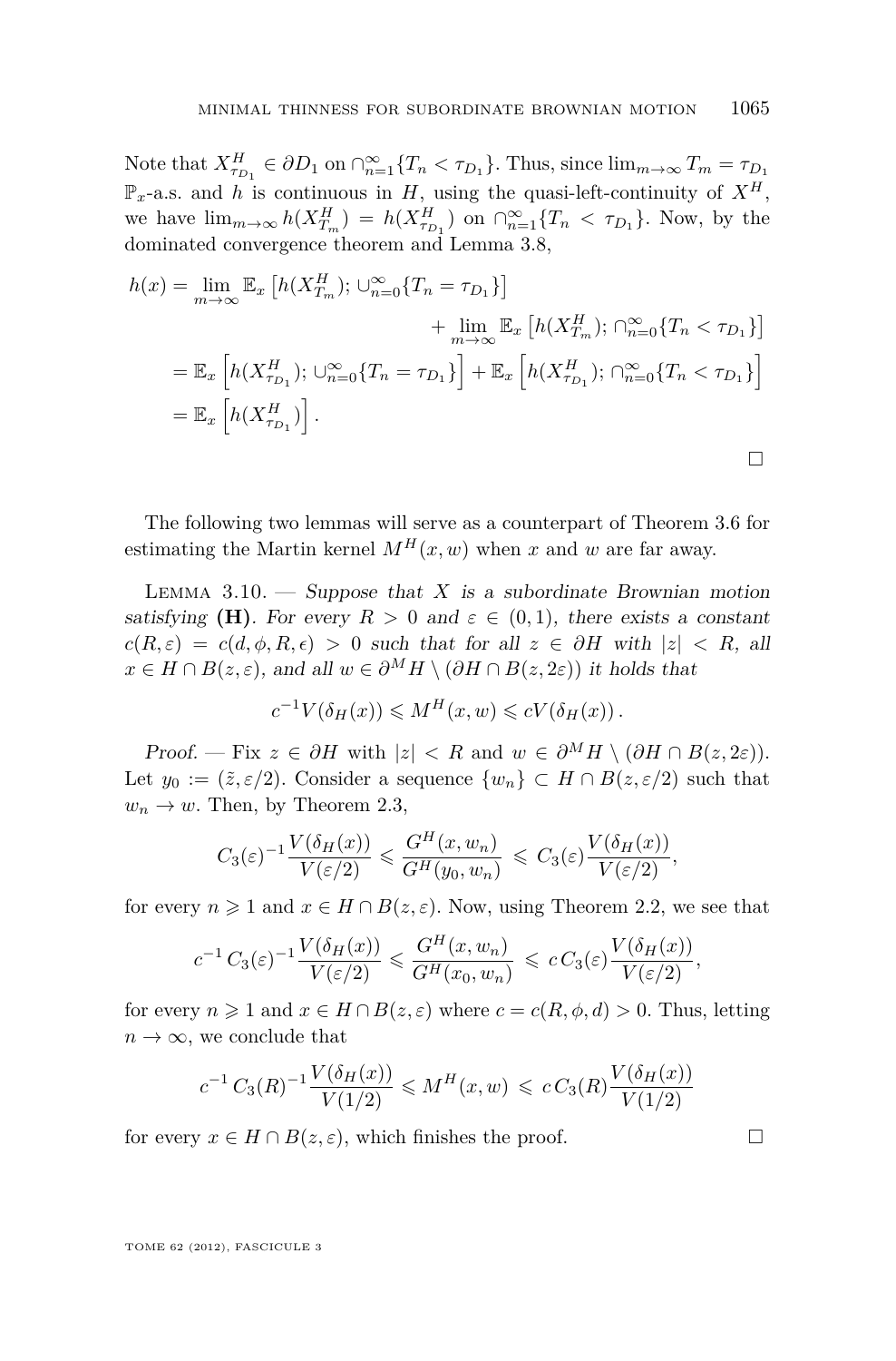Note that $X^H_{\tau_{D_1}} \in \partial D_1$ on $\cap_{n=1}^\infty \{T_n < \tau_{D_1}\}$. Thus, since $\lim_{m\to\infty} T_m = \tau_{D_1}$ $\mathbb{P}_x$-a.s. and $h$ is continuous in $H$, using the quasi-left-continuity of $X^H$, we have $\lim_{m\to\infty} h(X^H_{T_m}) = h(X^H_{\tau_{D_1}})$ on $\cap_{n=1}^\infty \{T_n < \tau_{D_1}\}$. Now, by the dominated convergence theorem and Lemma 3.8,

$$
\begin{aligned}
h(x) &= \lim_{m\to\infty} \mathbb{E}_x \left[h(X^H_{T_m}); \cup_{n=0}^\infty \{T_n = \tau_{D_1}\}\right] \\
&\qquad\qquad + \lim_{m\to\infty} \mathbb{E}_x \left[h(X^H_{T_m}); \cap_{n=0}^\infty \{T_n < \tau_{D_1}\}\right] \\
&= \mathbb{E}_x \left[h(X^H_{\tau_{D_1}}); \cup_{n=0}^\infty \{T_n = \tau_{D_1}\}\right] + \mathbb{E}_x \left[h(X^H_{\tau_{D_1}}); \cap_{n=0}^\infty \{T_n < \tau_{D_1}\}\right] \\
&= \mathbb{E}_x \left[h(X^H_{\tau_{D_1}})\right].
\end{aligned}
$$

□

The following two lemmas will serve as a counterpart of Theorem 3.6 for estimating the Martin kernel $M^H(x,w)$ when $x$ and $w$ are far away.

Lemma 3.10. — *Suppose that $X$ is a subordinate Brownian motion satisfying* **(H)**. *For every $R > 0$ and $\varepsilon \in (0,1)$, there exists a constant $c(R,\varepsilon) = c(d,\phi,R,\epsilon) > 0$ such that for all $z \in \partial H$ with $|z| < R$, all $x \in H \cap B(z,\varepsilon)$, and all $w \in \partial^M H \setminus (\partial H \cap B(z,2\varepsilon))$ it holds that*

$$
c^{-1} V(\delta_H(x)) \leqslant M^H(x,w) \leqslant c V(\delta_H(x)).
$$

*Proof.* — Fix $z \in \partial H$ with $|z| < R$ and $w \in \partial^M H \setminus (\partial H \cap B(z,2\varepsilon))$. Let $y_0 := (\tilde{z}, \varepsilon/2)$. Consider a sequence $\{w_n\} \subset H \cap B(z,\varepsilon/2)$ such that $w_n \to w$. Then, by Theorem 2.3,

$$
C_3(\varepsilon)^{-1} \frac{V(\delta_H(x))}{V(\varepsilon/2)} \leqslant \frac{G^H(x,w_n)}{G^H(y_0,w_n)} \leqslant C_3(\varepsilon) \frac{V(\delta_H(x))}{V(\varepsilon/2)},
$$

for every $n \geqslant 1$ and $x \in H \cap B(z,\varepsilon)$. Now, using Theorem 2.2, we see that

$$
c^{-1}\, C_3(\varepsilon)^{-1} \frac{V(\delta_H(x))}{V(\varepsilon/2)} \leqslant \frac{G^H(x,w_n)}{G^H(x_0,w_n)} \leqslant c\, C_3(\varepsilon) \frac{V(\delta_H(x))}{V(\varepsilon/2)},
$$

for every $n \geqslant 1$ and $x \in H \cap B(z,\varepsilon)$ where $c = c(R,\phi,d) > 0$. Thus, letting $n \to \infty$, we conclude that

$$
c^{-1}\, C_3(R)^{-1} \frac{V(\delta_H(x))}{V(1/2)} \leqslant M^H(x,w) \leqslant c\, C_3(R) \frac{V(\delta_H(x))}{V(1/2)}
$$

for every $x \in H \cap B(z,\varepsilon)$, which finishes the proof. □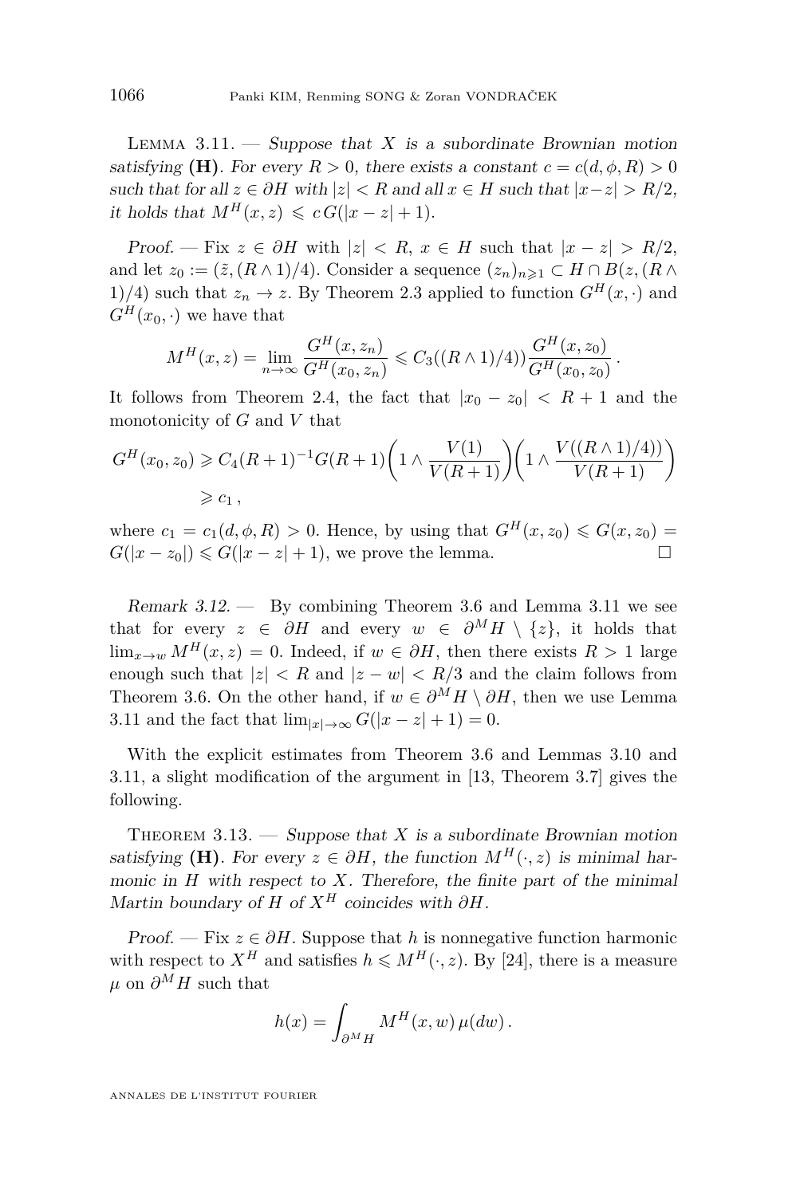Lemma 3.11. — *Suppose that $X$ is a subordinate Brownian motion satisfying* **(H)**. *For every $R > 0$, there exists a constant $c = c(d, \phi, R) > 0$ such that for all $z \in \partial H$ with $|z| < R$ and all $x \in H$ such that $|x - z| > R/2$, it holds that $M^H(x, z) \leqslant c\, G(|x - z| + 1)$.*

*Proof.* — Fix $z \in \partial H$ with $|z| < R$, $x \in H$ such that $|x - z| > R/2$, and let $z_0 := (\tilde{z}, (R \wedge 1)/4)$. Consider a sequence $(z_n)_{n \geqslant 1} \subset H \cap B(z, (R \wedge 1)/4)$ such that $z_n \to z$. By Theorem 2.3 applied to function $G^H(x, \cdot)$ and $G^H(x_0, \cdot)$ we have that

$$M^H(x, z) = \lim_{n \to \infty} \frac{G^H(x, z_n)}{G^H(x_0, z_n)} \leqslant C_3((R \wedge 1)/4)) \frac{G^H(x, z_0)}{G^H(x_0, z_0)} .$$

It follows from Theorem 2.4, the fact that $|x_0 - z_0| < R + 1$ and the monotonicity of $G$ and $V$ that

$$\begin{aligned} G^H(x_0, z_0) &\geqslant C_4(R+1)^{-1} G(R+1) \left(1 \wedge \frac{V(1)}{V(R+1)}\right) \left(1 \wedge \frac{V((R \wedge 1)/4))}{V(R+1)}\right) \\ &\geqslant c_1 , \end{aligned}$$

where $c_1 = c_1(d, \phi, R) > 0$. Hence, by using that $G^H(x, z_0) \leqslant G(x, z_0) = G(|x - z_0|) \leqslant G(|x - z| + 1)$, we prove the lemma. $\square$

*Remark 3.12.* — By combining Theorem 3.6 and Lemma 3.11 we see that for every $z \in \partial H$ and every $w \in \partial^M H \setminus \{z\}$, it holds that $\lim_{x \to w} M^H(x, z) = 0$. Indeed, if $w \in \partial H$, then there exists $R > 1$ large enough such that $|z| < R$ and $|z - w| < R/3$ and the claim follows from Theorem 3.6. On the other hand, if $w \in \partial^M H \setminus \partial H$, then we use Lemma 3.11 and the fact that $\lim_{|x| \to \infty} G(|x - z| + 1) = 0$.

With the explicit estimates from Theorem 3.6 and Lemmas 3.10 and 3.11, a slight modification of the argument in [13, Theorem 3.7] gives the following.

Theorem 3.13. — *Suppose that $X$ is a subordinate Brownian motion satisfying* **(H)**. *For every $z \in \partial H$, the function $M^H(\cdot, z)$ is minimal harmonic in $H$ with respect to $X$. Therefore, the finite part of the minimal Martin boundary of $H$ of $X^H$ coincides with $\partial H$.*

*Proof.* — Fix $z \in \partial H$. Suppose that $h$ is nonnegative function harmonic with respect to $X^H$ and satisfies $h \leqslant M^H(\cdot, z)$. By [24], there is a measure $\mu$ on $\partial^M H$ such that

$$h(x) = \int_{\partial^M H} M^H(x, w)\, \mu(dw) .$$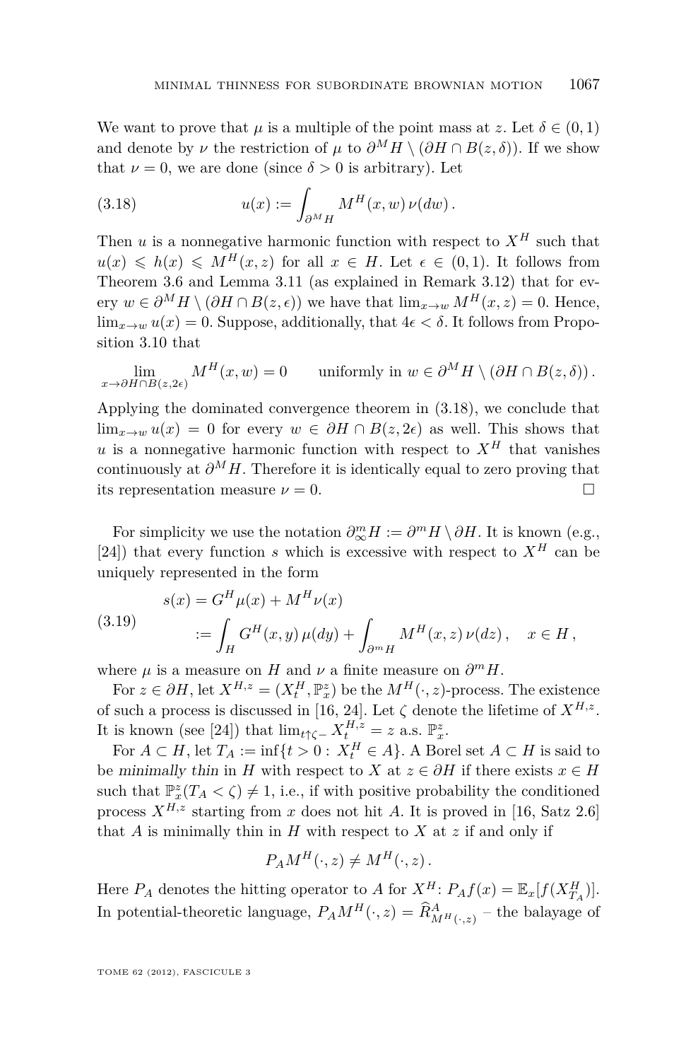We want to prove that $\mu$ is a multiple of the point mass at $z$. Let $\delta \in (0,1)$ and denote by $\nu$ the restriction of $\mu$ to $\partial^M H \setminus (\partial H \cap B(z,\delta))$. If we show that $\nu = 0$, we are done (since $\delta > 0$ is arbitrary). Let

$$u(x) := \int_{\partial^M H} M^H(x,w)\,\nu(dw)\,. \tag{3.18}$$

Then $u$ is a nonnegative harmonic function with respect to $X^H$ such that $u(x) \leqslant h(x) \leqslant M^H(x,z)$ for all $x \in H$. Let $\epsilon \in (0,1)$. It follows from Theorem 3.6 and Lemma 3.11 (as explained in Remark 3.12) that for every $w \in \partial^M H \setminus (\partial H \cap B(z,\epsilon))$ we have that $\lim_{x\to w} M^H(x,z) = 0$. Hence, $\lim_{x\to w} u(x) = 0$. Suppose, additionally, that $4\epsilon < \delta$. It follows from Proposition 3.10 that

$$\lim_{x\to \partial H\cap B(z,2\epsilon)} M^H(x,w) = 0 \qquad \text{uniformly in } w \in \partial^M H \setminus (\partial H \cap B(z,\delta))\,.$$

Applying the dominated convergence theorem in (3.18), we conclude that $\lim_{x\to w} u(x) = 0$ for every $w \in \partial H \cap B(z,2\epsilon)$ as well. This shows that $u$ is a nonnegative harmonic function with respect to $X^H$ that vanishes continuously at $\partial^M H$. Therefore it is identically equal to zero proving that its representation measure $\nu = 0$. □

For simplicity we use the notation $\partial^m_\infty H := \partial^m H \setminus \partial H$. It is known (e.g., [24]) that every function $s$ which is excessive with respect to $X^H$ can be uniquely represented in the form

$$\begin{aligned} s(x) &= G^H\mu(x) + M^H\nu(x) \\ &:= \int_H G^H(x,y)\,\mu(dy) + \int_{\partial^m H} M^H(x,z)\,\nu(dz)\,, \quad x \in H\,, \end{aligned} \tag{3.19}$$

where $\mu$ is a measure on $H$ and $\nu$ a finite measure on $\partial^m H$.

For $z \in \partial H$, let $X^{H,z} = (X^H_t, \mathbb{P}^z_x)$ be the $M^H(\cdot,z)$-process. The existence of such a process is discussed in [16, 24]. Let $\zeta$ denote the lifetime of $X^{H,z}$. It is known (see [24]) that $\lim_{t\uparrow\zeta-} X^{H,z}_t = z$ a.s. $\mathbb{P}^z_x$.

For $A \subset H$, let $T_A := \inf\{t > 0 : X^H_t \in A\}$. A Borel set $A \subset H$ is said to be *minimally thin* in $H$ with respect to $X$ at $z \in \partial H$ if there exists $x \in H$ such that $\mathbb{P}^z_x(T_A < \zeta) \neq 1$, i.e., if with positive probability the conditioned process $X^{H,z}$ starting from $x$ does not hit $A$. It is proved in [16, Satz 2.6] that $A$ is minimally thin in $H$ with respect to $X$ at $z$ if and only if

$$P_A M^H(\cdot,z) \neq M^H(\cdot,z)\,.$$

Here $P_A$ denotes the hitting operator to $A$ for $X^H$: $P_A f(x) = \mathbb{E}_x[f(X^H_{T_A})]$. In potential-theoretic language, $P_A M^H(\cdot,z) = \widehat{R}^A_{M^H(\cdot,z)}$ – the balayage of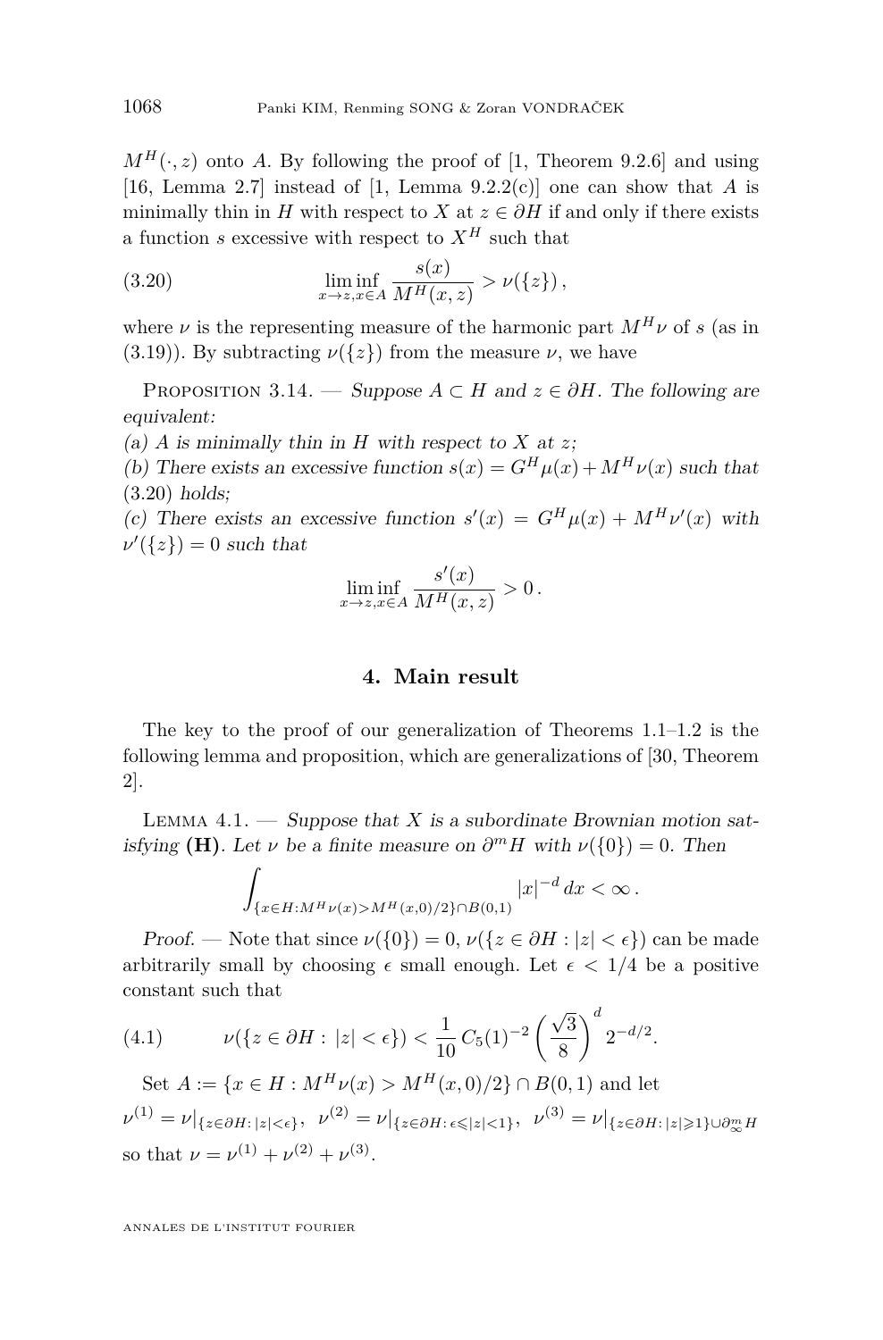$M^H(\cdot, z)$ onto $A$. By following the proof of [1, Theorem 9.2.6] and using [16, Lemma 2.7] instead of [1, Lemma 9.2.2(c)] one can show that $A$ is minimally thin in $H$ with respect to $X$ at $z \in \partial H$ if and only if there exists a function $s$ excessive with respect to $X^H$ such that

$$\liminf_{x \to z, x \in A} \frac{s(x)}{M^H(x,z)} > \nu(\{z\}), \tag{3.20}$$

where $\nu$ is the representing measure of the harmonic part $M^H\nu$ of $s$ (as in (3.19)). By subtracting $\nu(\{z\})$ from the measure $\nu$, we have

Proposition 3.14. — *Suppose $A \subset H$ and $z \in \partial H$. The following are equivalent:*

*(a) $A$ is minimally thin in $H$ with respect to $X$ at $z$;*

*(b) There exists an excessive function $s(x) = G^H\mu(x) + M^H\nu(x)$ such that (3.20) holds;*

*(c) There exists an excessive function $s'(x) = G^H\mu(x) + M^H\nu'(x)$ with $\nu'(\{z\}) = 0$ such that*

$$\liminf_{x \to z, x \in A} \frac{s'(x)}{M^H(x,z)} > 0 .$$

## 4. Main result

The key to the proof of our generalization of Theorems 1.1–1.2 is the following lemma and proposition, which are generalizations of [30, Theorem 2].

Lemma 4.1. — *Suppose that $X$ is a subordinate Brownian motion satisfying **(H)**. Let $\nu$ be a finite measure on $\partial^m H$ with $\nu(\{0\}) = 0$. Then*

$$\int_{\{x \in H : M^H\nu(x) > M^H(x,0)/2\} \cap B(0,1)} |x|^{-d}\, dx < \infty .$$

*Proof.* — Note that since $\nu(\{0\}) = 0$, $\nu(\{z \in \partial H : |z| < \epsilon\})$ can be made arbitrarily small by choosing $\epsilon$ small enough. Let $\epsilon < 1/4$ be a positive constant such that

$$\nu(\{z \in \partial H : |z| < \epsilon\}) < \frac{1}{10} C_5(1)^{-2} \left(\frac{\sqrt{3}}{8}\right)^d 2^{-d/2}. \tag{4.1}$$

Set $A := \{x \in H : M^H\nu(x) > M^H(x,0)/2\} \cap B(0,1)$ and let

$\nu^{(1)} = \nu|_{\{z \in \partial H :\, |z| < \epsilon\}}$, $\nu^{(2)} = \nu|_{\{z \in \partial H :\, \epsilon \leqslant |z| < 1\}}$, $\nu^{(3)} = \nu|_{\{z \in \partial H :\, |z| \geqslant 1\} \cup \partial^m_\infty H}$

so that $\nu = \nu^{(1)} + \nu^{(2)} + \nu^{(3)}$.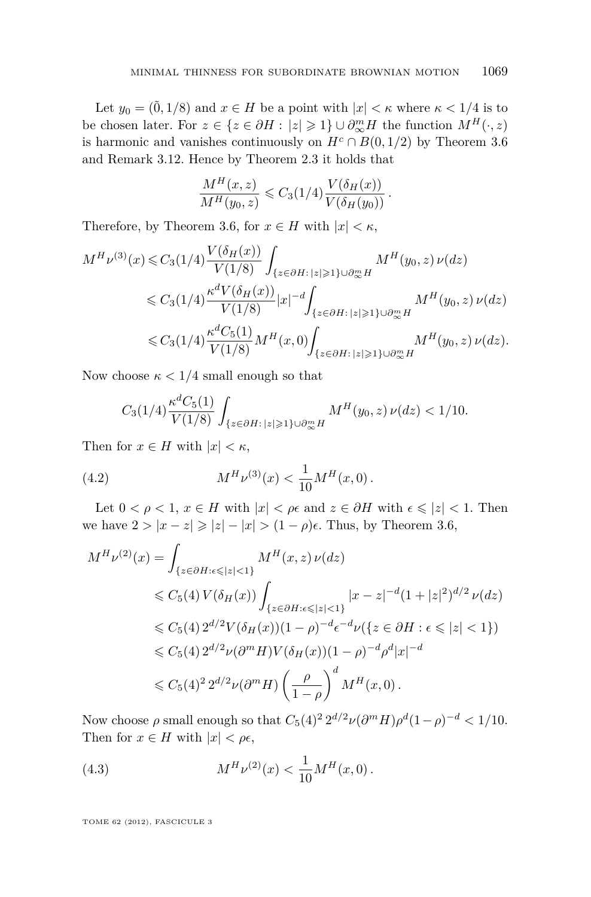Let $y_0 = (\tilde{0}, 1/8)$ and $x \in H$ be a point with $|x| < \kappa$ where $\kappa < 1/4$ is to be chosen later. For $z \in \{z \in \partial H : |z| \geqslant 1\} \cup \partial_\infty^m H$ the function $M^H(\cdot, z)$ is harmonic and vanishes continuously on $H^c \cap B(0, 1/2)$ by Theorem 3.6 and Remark 3.12. Hence by Theorem 2.3 it holds that

$$\frac{M^H(x,z)}{M^H(y_0,z)} \leqslant C_3(1/4)\frac{V(\delta_H(x))}{V(\delta_H(y_0))}\,.$$

Therefore, by Theorem 3.6, for $x \in H$ with $|x| < \kappa$,

$$\begin{aligned}
M^H\nu^{(3)}(x) &\leqslant C_3(1/4)\frac{V(\delta_H(x))}{V(1/8)}\int_{\{z\in\partial H:\,|z|\geqslant 1\}\cup\partial_\infty^m H} M^H(y_0,z)\,\nu(dz)\\
&\leqslant C_3(1/4)\frac{\kappa^d V(\delta_H(x))}{V(1/8)}|x|^{-d}\int_{\{z\in\partial H:\,|z|\geqslant 1\}\cup\partial_\infty^m H} M^H(y_0,z)\,\nu(dz)\\
&\leqslant C_3(1/4)\frac{\kappa^d C_5(1)}{V(1/8)}M^H(x,0)\int_{\{z\in\partial H:\,|z|\geqslant 1\}\cup\partial_\infty^m H} M^H(y_0,z)\,\nu(dz).
\end{aligned}$$

Now choose $\kappa < 1/4$ small enough so that

$$C_3(1/4)\frac{\kappa^d C_5(1)}{V(1/8)}\int_{\{z\in\partial H:\,|z|\geqslant 1\}\cup\partial_\infty^m H} M^H(y_0,z)\,\nu(dz) < 1/10.$$

Then for $x \in H$ with $|x| < \kappa$,

$$M^H\nu^{(3)}(x) < \frac{1}{10}M^H(x,0)\,. \tag{4.2}$$

Let $0 < \rho < 1$, $x \in H$ with $|x| < \rho\epsilon$ and $z \in \partial H$ with $\epsilon \leqslant |z| < 1$. Then we have $2 > |x - z| \geqslant |z| - |x| > (1-\rho)\epsilon$. Thus, by Theorem 3.6,

$$\begin{aligned}
M^H\nu^{(2)}(x) &= \int_{\{z\in\partial H:\epsilon\leqslant|z|<1\}} M^H(x,z)\,\nu(dz)\\
&\leqslant C_5(4)\,V(\delta_H(x))\int_{\{z\in\partial H:\epsilon\leqslant|z|<1\}} |x-z|^{-d}(1+|z|^2)^{d/2}\,\nu(dz)\\
&\leqslant C_5(4)\,2^{d/2}V(\delta_H(x))(1-\rho)^{-d}\epsilon^{-d}\nu(\{z\in\partial H:\epsilon\leqslant|z|<1\})\\
&\leqslant C_5(4)\,2^{d/2}\nu(\partial^m H)V(\delta_H(x))(1-\rho)^{-d}\rho^d|x|^{-d}\\
&\leqslant C_5(4)^2\,2^{d/2}\nu(\partial^m H)\left(\frac{\rho}{1-\rho}\right)^d M^H(x,0)\,.
\end{aligned}$$

Now choose $\rho$ small enough so that $C_5(4)^2\,2^{d/2}\nu(\partial^m H)\rho^d(1-\rho)^{-d} < 1/10$. Then for $x \in H$ with $|x| < \rho\epsilon$,

$$M^H\nu^{(2)}(x) < \frac{1}{10}M^H(x,0)\,. \tag{4.3}$$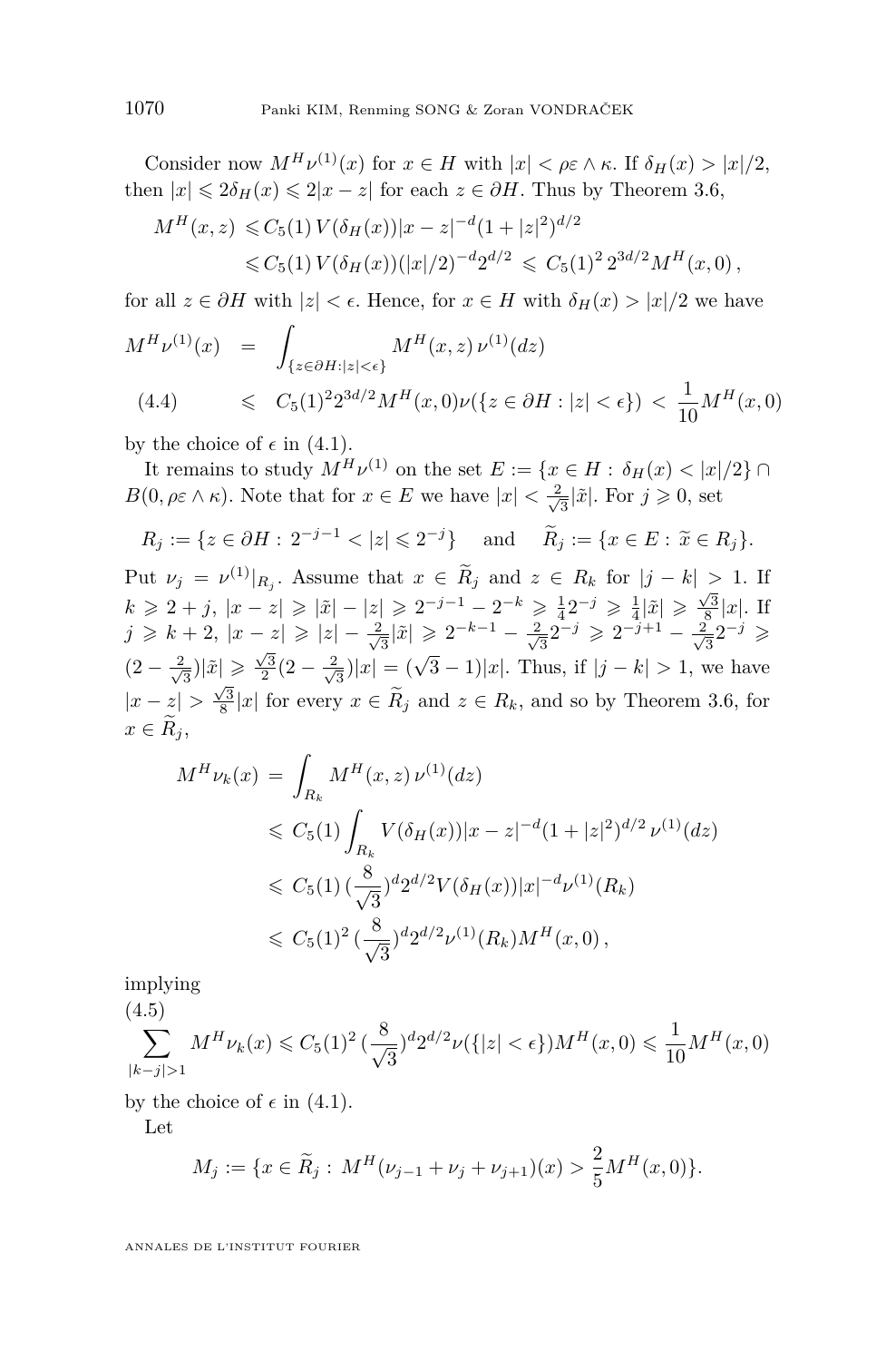Consider now $M^H\nu^{(1)}(x)$ for $x \in H$ with $|x| < \rho\varepsilon \wedge \kappa$. If $\delta_H(x) > |x|/2$, then $|x| \leqslant 2\delta_H(x) \leqslant 2|x-z|$ for each $z \in \partial H$. Thus by Theorem 3.6,

$$\begin{aligned} M^H(x,z) &\leqslant C_5(1)\, V(\delta_H(x))|x-z|^{-d}(1+|z|^2)^{d/2} \\ &\leqslant C_5(1)\, V(\delta_H(x))(|x|/2)^{-d}2^{d/2} \leqslant C_5(1)^2\, 2^{3d/2} M^H(x,0)\,, \end{aligned}$$

for all $z \in \partial H$ with $|z| < \epsilon$. Hence, for $x \in H$ with $\delta_H(x) > |x|/2$ we have

$$\begin{aligned} M^H\nu^{(1)}(x) &= \int_{\{z\in\partial H: |z|<\epsilon\}} M^H(x,z)\,\nu^{(1)}(dz) \\ &\leqslant C_5(1)^2 2^{3d/2} M^H(x,0)\nu(\{z \in \partial H : |z| < \epsilon\}) < \frac{1}{10}M^H(x,0) \qquad (4.4) \end{aligned}$$

by the choice of $\epsilon$ in (4.1).

It remains to study $M^H\nu^{(1)}$ on the set $E := \{x \in H : \delta_H(x) < |x|/2\} \cap B(0, \rho\varepsilon \wedge \kappa)$. Note that for $x \in E$ we have $|x| < \frac{2}{\sqrt{3}}|\tilde{x}|$. For $j \geqslant 0$, set

$$R_j := \{z \in \partial H : 2^{-j-1} < |z| \leqslant 2^{-j}\} \quad \text{and} \quad \widetilde{R}_j := \{x \in E : \widetilde{x} \in R_j\}.$$

Put $\nu_j = \nu^{(1)}|_{R_j}$. Assume that $x \in \widetilde{R}_j$ and $z \in R_k$ for $|j-k| > 1$. If $k \geqslant 2+j$, $|x-z| \geqslant |\tilde{x}| - |z| \geqslant 2^{-j-1} - 2^{-k} \geqslant \frac{1}{4}2^{-j} \geqslant \frac{1}{4}|\tilde{x}| \geqslant \frac{\sqrt{3}}{8}|x|$. If $j \geqslant k+2$, $|x-z| \geqslant |z| - \frac{2}{\sqrt{3}}|\tilde{x}| \geqslant 2^{-k-1} - \frac{2}{\sqrt{3}}2^{-j} \geqslant 2^{-j+1} - \frac{2}{\sqrt{3}}2^{-j} \geqslant (2 - \frac{2}{\sqrt{3}})|\tilde{x}| \geqslant \frac{\sqrt{3}}{2}(2 - \frac{2}{\sqrt{3}})|x| = (\sqrt{3}-1)|x|$. Thus, if $|j-k| > 1$, we have $|x-z| > \frac{\sqrt{3}}{8}|x|$ for every $x \in \widetilde{R}_j$ and $z \in R_k$, and so by Theorem 3.6, for $x \in \widetilde{R}_j$,

$$\begin{aligned} M^H\nu_k(x) &= \int_{R_k} M^H(x,z)\,\nu^{(1)}(dz) \\ &\leqslant C_5(1) \int_{R_k} V(\delta_H(x))|x-z|^{-d}(1+|z|^2)^{d/2}\,\nu^{(1)}(dz) \\ &\leqslant C_5(1)\,(\frac{8}{\sqrt{3}})^d 2^{d/2} V(\delta_H(x))|x|^{-d}\nu^{(1)}(R_k) \\ &\leqslant C_5(1)^2\,(\frac{8}{\sqrt{3}})^d 2^{d/2}\nu^{(1)}(R_k) M^H(x,0)\,, \end{aligned}$$

implying

$$\sum_{|k-j|>1} M^H\nu_k(x) \leqslant C_5(1)^2\,(\frac{8}{\sqrt{3}})^d 2^{d/2}\nu(\{|z|<\epsilon\})M^H(x,0) \leqslant \frac{1}{10}M^H(x,0) \qquad (4.5)$$

by the choice of $\epsilon$ in (4.1).

Let

$$M_j := \{x \in \widetilde{R}_j : M^H(\nu_{j-1}+\nu_j+\nu_{j+1})(x) > \frac{2}{5}M^H(x,0)\}.$$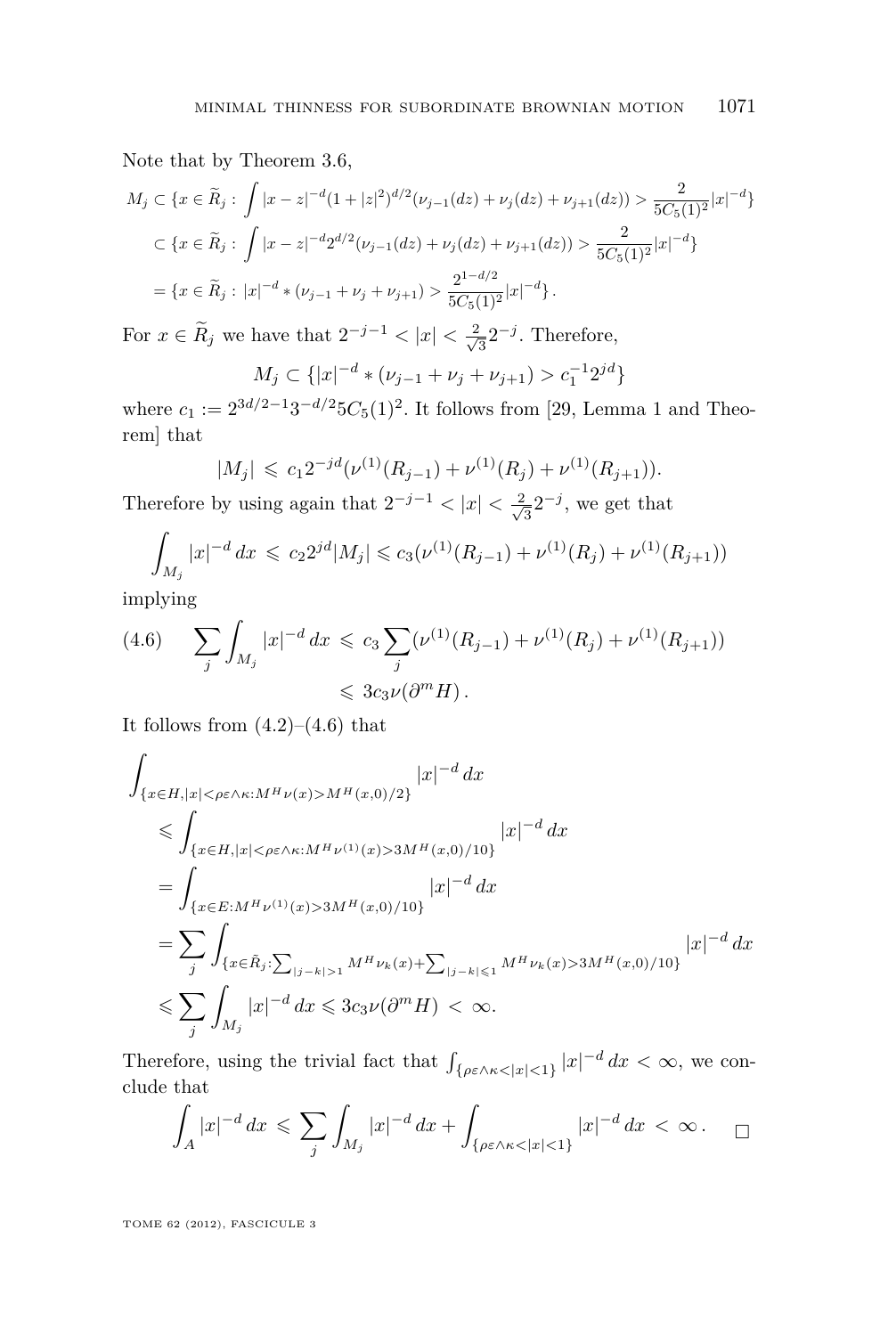Note that by Theorem 3.6,

$$
\begin{aligned}
M_j &\subset \{x \in \widetilde{R}_j : \int |x-z|^{-d}(1+|z|^2)^{d/2}(\nu_{j-1}(dz)+\nu_j(dz)+\nu_{j+1}(dz)) > \frac{2}{5C_5(1)^2}|x|^{-d}\} \\
&\subset \{x \in \widetilde{R}_j : \int |x-z|^{-d}2^{d/2}(\nu_{j-1}(dz)+\nu_j(dz)+\nu_{j+1}(dz)) > \frac{2}{5C_5(1)^2}|x|^{-d}\} \\
&= \{x \in \widetilde{R}_j : |x|^{-d} * (\nu_{j-1}+\nu_j+\nu_{j+1}) > \frac{2^{1-d/2}}{5C_5(1)^2}|x|^{-d}\}.
\end{aligned}
$$

For $x \in \widetilde{R}_j$ we have that $2^{-j-1} < |x| < \frac{2}{\sqrt{3}}2^{-j}$. Therefore,

$$
M_j \subset \{|x|^{-d} * (\nu_{j-1}+\nu_j+\nu_{j+1}) > c_1^{-1}2^{jd}\}
$$

where $c_1 := 2^{3d/2-1}3^{-d/2}5C_5(1)^2$. It follows from [29, Lemma 1 and Theorem] that

$$
|M_j| \leqslant c_1 2^{-jd}(\nu^{(1)}(R_{j-1}) + \nu^{(1)}(R_j) + \nu^{(1)}(R_{j+1})).
$$

Therefore by using again that $2^{-j-1} < |x| < \frac{2}{\sqrt{3}}2^{-j}$, we get that

$$
\int_{M_j} |x|^{-d}\,dx \leqslant c_2 2^{jd}|M_j| \leqslant c_3(\nu^{(1)}(R_{j-1}) + \nu^{(1)}(R_j) + \nu^{(1)}(R_{j+1}))
$$

implying

$$
\begin{aligned}
(4.6) \qquad \sum_j \int_{M_j} |x|^{-d}\,dx &\leqslant c_3 \sum_j (\nu^{(1)}(R_{j-1}) + \nu^{(1)}(R_j) + \nu^{(1)}(R_{j+1})) \\
&\leqslant 3c_3\nu(\partial^m H).
\end{aligned}
$$

It follows from (4.2)–(4.6) that

$$
\begin{aligned}
&\int_{\{x\in H, |x|<\rho\varepsilon\wedge\kappa : M^H\nu(x) > M^H(x,0)/2\}} |x|^{-d}\,dx \\
&\quad\leqslant \int_{\{x\in H, |x|<\rho\varepsilon\wedge\kappa : M^H\nu^{(1)}(x) > 3M^H(x,0)/10\}} |x|^{-d}\,dx \\
&\quad= \int_{\{x\in E : M^H\nu^{(1)}(x) > 3M^H(x,0)/10\}} |x|^{-d}\,dx \\
&\quad= \sum_j \int_{\{x\in\tilde{R}_j : \sum_{|j-k|>1} M^H\nu_k(x) + \sum_{|j-k|\leqslant 1} M^H\nu_k(x) > 3M^H(x,0)/10\}} |x|^{-d}\,dx \\
&\quad\leqslant \sum_j \int_{M_j} |x|^{-d}\,dx \leqslant 3c_3\nu(\partial^m H) < \infty.
\end{aligned}
$$

Therefore, using the trivial fact that $\int_{\{\rho\varepsilon\wedge\kappa<|x|<1\}} |x|^{-d}\,dx < \infty$, we conclude that

$$
\int_A |x|^{-d}\,dx \leqslant \sum_j \int_{M_j} |x|^{-d}\,dx + \int_{\{\rho\varepsilon\wedge\kappa<|x|<1\}} |x|^{-d}\,dx < \infty. \qquad \square
$$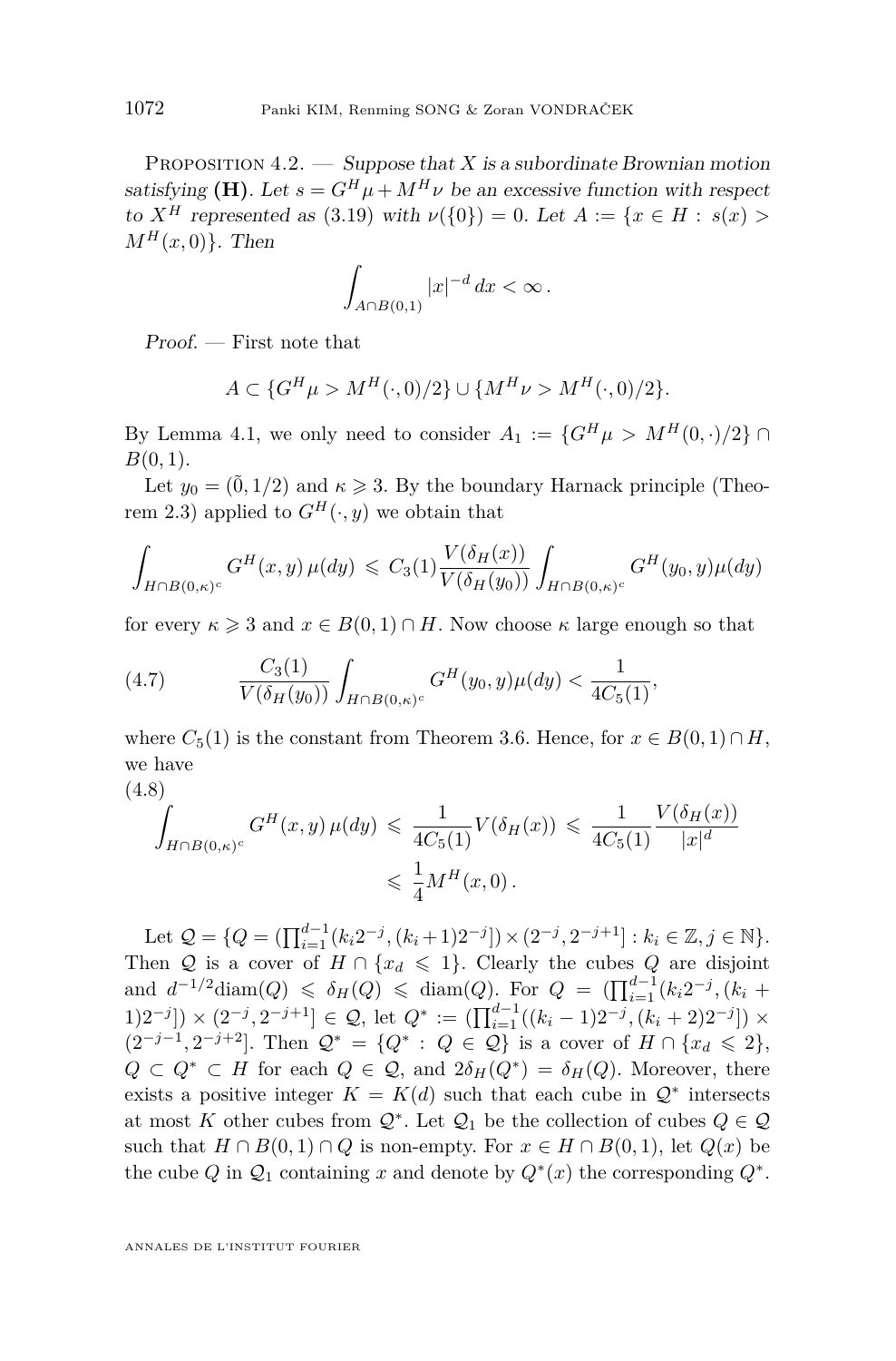Proposition 4.2. — *Suppose that $X$ is a subordinate Brownian motion satisfying* **(H)**. *Let $s = G^H\mu + M^H\nu$ be an excessive function with respect to $X^H$ represented as* (3.19) *with $\nu(\{0\}) = 0$. Let $A := \{x \in H : s(x) > M^H(x,0)\}$. Then*

$$\int_{A\cap B(0,1)} |x|^{-d}\, dx < \infty\,.$$

*Proof.* — First note that

$$A \subset \{G^H\mu > M^H(\cdot,0)/2\} \cup \{M^H\nu > M^H(\cdot,0)/2\}.$$

By Lemma 4.1, we only need to consider $A_1 := \{G^H\mu > M^H(0,\cdot)/2\} \cap B(0,1)$.

Let $y_0 = (\tilde{0}, 1/2)$ and $\kappa \geqslant 3$. By the boundary Harnack principle (Theorem 2.3) applied to $G^H(\cdot, y)$ we obtain that

$$\int_{H\cap B(0,\kappa)^c} G^H(x,y)\,\mu(dy) \leqslant C_3(1)\frac{V(\delta_H(x))}{V(\delta_H(y_0))}\int_{H\cap B(0,\kappa)^c} G^H(y_0,y)\mu(dy)$$

for every $\kappa \geqslant 3$ and $x \in B(0,1)\cap H$. Now choose $\kappa$ large enough so that

$$\frac{C_3(1)}{V(\delta_H(y_0))}\int_{H\cap B(0,\kappa)^c} G^H(y_0,y)\mu(dy) < \frac{1}{4C_5(1)}, \tag{4.7}$$

where $C_5(1)$ is the constant from Theorem 3.6. Hence, for $x \in B(0,1)\cap H$, we have

$$\int_{H\cap B(0,\kappa)^c} G^H(x,y)\,\mu(dy) \leqslant \frac{1}{4C_5(1)} V(\delta_H(x)) \leqslant \frac{1}{4C_5(1)}\frac{V(\delta_H(x))}{|x|^d} \leqslant \frac{1}{4}M^H(x,0)\,. \tag{4.8}$$

Let $\mathcal{Q} = \{Q = (\prod_{i=1}^{d-1}(k_i2^{-j},(k_i+1)2^{-j}]) \times (2^{-j}, 2^{-j+1}] : k_i \in \mathbb{Z}, j \in \mathbb{N}\}$. Then $\mathcal{Q}$ is a cover of $H \cap \{x_d \leqslant 1\}$. Clearly the cubes $Q$ are disjoint and $d^{-1/2}\mathrm{diam}(Q) \leqslant \delta_H(Q) \leqslant \mathrm{diam}(Q)$. For $Q = (\prod_{i=1}^{d-1}(k_i2^{-j},(k_i+1)2^{-j}]) \times (2^{-j}, 2^{-j+1}] \in \mathcal{Q}$, let $Q^* := (\prod_{i=1}^{d-1}((k_i-1)2^{-j},(k_i+2)2^{-j}]) \times (2^{-j-1}, 2^{-j+2}]$. Then $\mathcal{Q}^* = \{Q^* : Q \in \mathcal{Q}\}$ is a cover of $H \cap \{x_d \leqslant 2\}$, $Q \subset Q^* \subset H$ for each $Q \in \mathcal{Q}$, and $2\delta_H(Q^*) = \delta_H(Q)$. Moreover, there exists a positive integer $K = K(d)$ such that each cube in $\mathcal{Q}^*$ intersects at most $K$ other cubes from $\mathcal{Q}^*$. Let $\mathcal{Q}_1$ be the collection of cubes $Q \in \mathcal{Q}$ such that $H \cap B(0,1)\cap Q$ is non-empty. For $x \in H\cap B(0,1)$, let $Q(x)$ be the cube $Q$ in $\mathcal{Q}_1$ containing $x$ and denote by $Q^*(x)$ the corresponding $Q^*$.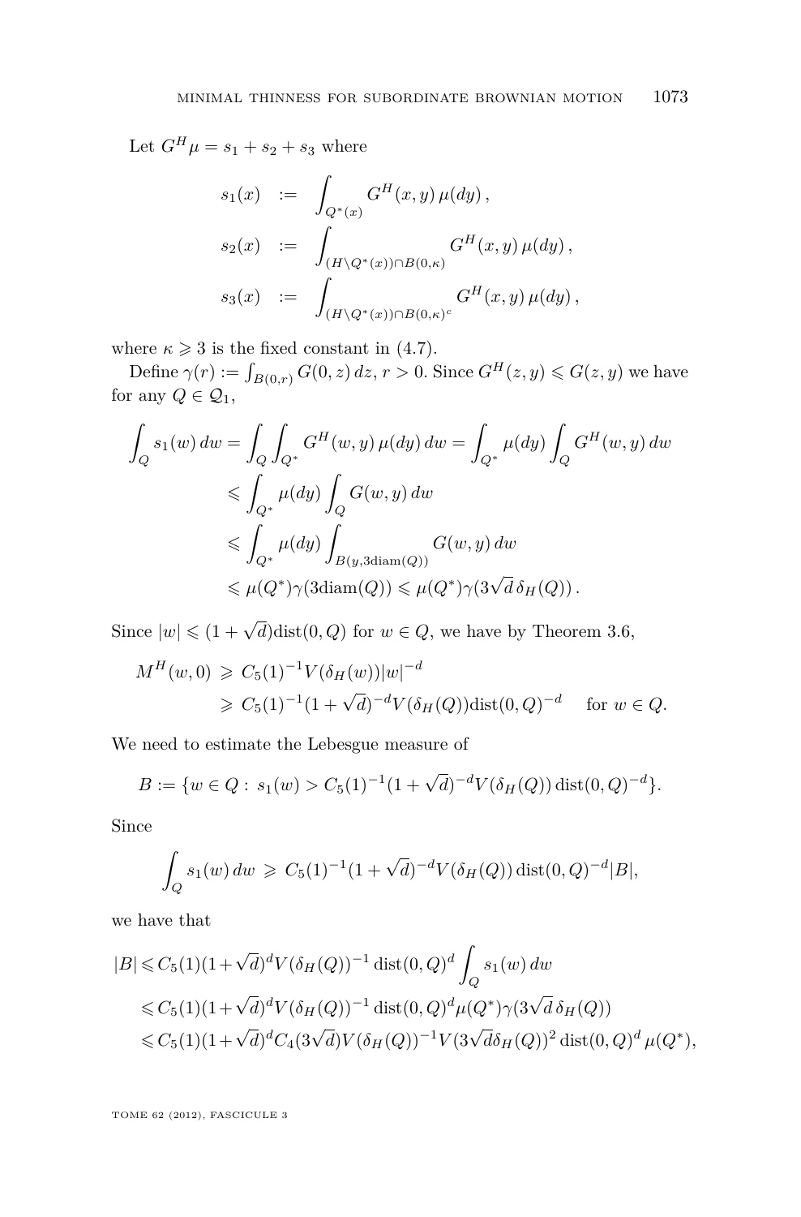Let $G^H\mu = s_1 + s_2 + s_3$ where

$$
\begin{aligned}
s_1(x) &:= \int_{Q^*(x)} G^H(x,y)\,\mu(dy)\,,\\
s_2(x) &:= \int_{(H\setminus Q^*(x))\cap B(0,\kappa)} G^H(x,y)\,\mu(dy)\,,\\
s_3(x) &:= \int_{(H\setminus Q^*(x))\cap B(0,\kappa)^c} G^H(x,y)\,\mu(dy)\,,
\end{aligned}
$$

where $\kappa \geqslant 3$ is the fixed constant in (4.7).

Define $\gamma(r) := \int_{B(0,r)} G(0,z)\,dz$, $r>0$. Since $G^H(z,y) \leqslant G(z,y)$ we have for any $Q \in \mathcal{Q}_1$,

$$
\begin{aligned}
\int_Q s_1(w)\,dw &= \int_Q \int_{Q^*} G^H(w,y)\,\mu(dy)\,dw = \int_{Q^*} \mu(dy) \int_Q G^H(w,y)\,dw\\
&\leqslant \int_{Q^*} \mu(dy) \int_Q G(w,y)\,dw\\
&\leqslant \int_{Q^*} \mu(dy) \int_{B(y,3\mathrm{diam}(Q))} G(w,y)\,dw\\
&\leqslant \mu(Q^*)\gamma(3\mathrm{diam}(Q)) \leqslant \mu(Q^*)\gamma(3\sqrt{d}\,\delta_H(Q))\,.
\end{aligned}
$$

Since $|w| \leqslant (1+\sqrt{d})\mathrm{dist}(0,Q)$ for $w \in Q$, we have by Theorem 3.6,

$$
\begin{aligned}
M^H(w,0) &\geqslant C_5(1)^{-1} V(\delta_H(w))|w|^{-d}\\
&\geqslant C_5(1)^{-1}(1+\sqrt{d})^{-d} V(\delta_H(Q))\mathrm{dist}(0,Q)^{-d} \quad \text{ for } w \in Q.
\end{aligned}
$$

We need to estimate the Lebesgue measure of

$$
B := \{w \in Q :\ s_1(w) > C_5(1)^{-1}(1+\sqrt{d})^{-d} V(\delta_H(Q))\,\mathrm{dist}(0,Q)^{-d}\}.
$$

Since

$$
\int_Q s_1(w)\,dw \geqslant C_5(1)^{-1}(1+\sqrt{d})^{-d} V(\delta_H(Q))\,\mathrm{dist}(0,Q)^{-d}|B|,
$$

we have that

$$
\begin{aligned}
|B| &\leqslant C_5(1)(1+\sqrt{d})^d V(\delta_H(Q))^{-1}\,\mathrm{dist}(0,Q)^d \int_Q s_1(w)\,dw\\
&\leqslant C_5(1)(1+\sqrt{d})^d V(\delta_H(Q))^{-1}\,\mathrm{dist}(0,Q)^d \mu(Q^*)\gamma(3\sqrt{d}\,\delta_H(Q))\\
&\leqslant C_5(1)(1+\sqrt{d})^d C_4(3\sqrt{d}) V(\delta_H(Q))^{-1} V(3\sqrt{d}\delta_H(Q))^2\,\mathrm{dist}(0,Q)^d\,\mu(Q^*),
\end{aligned}
$$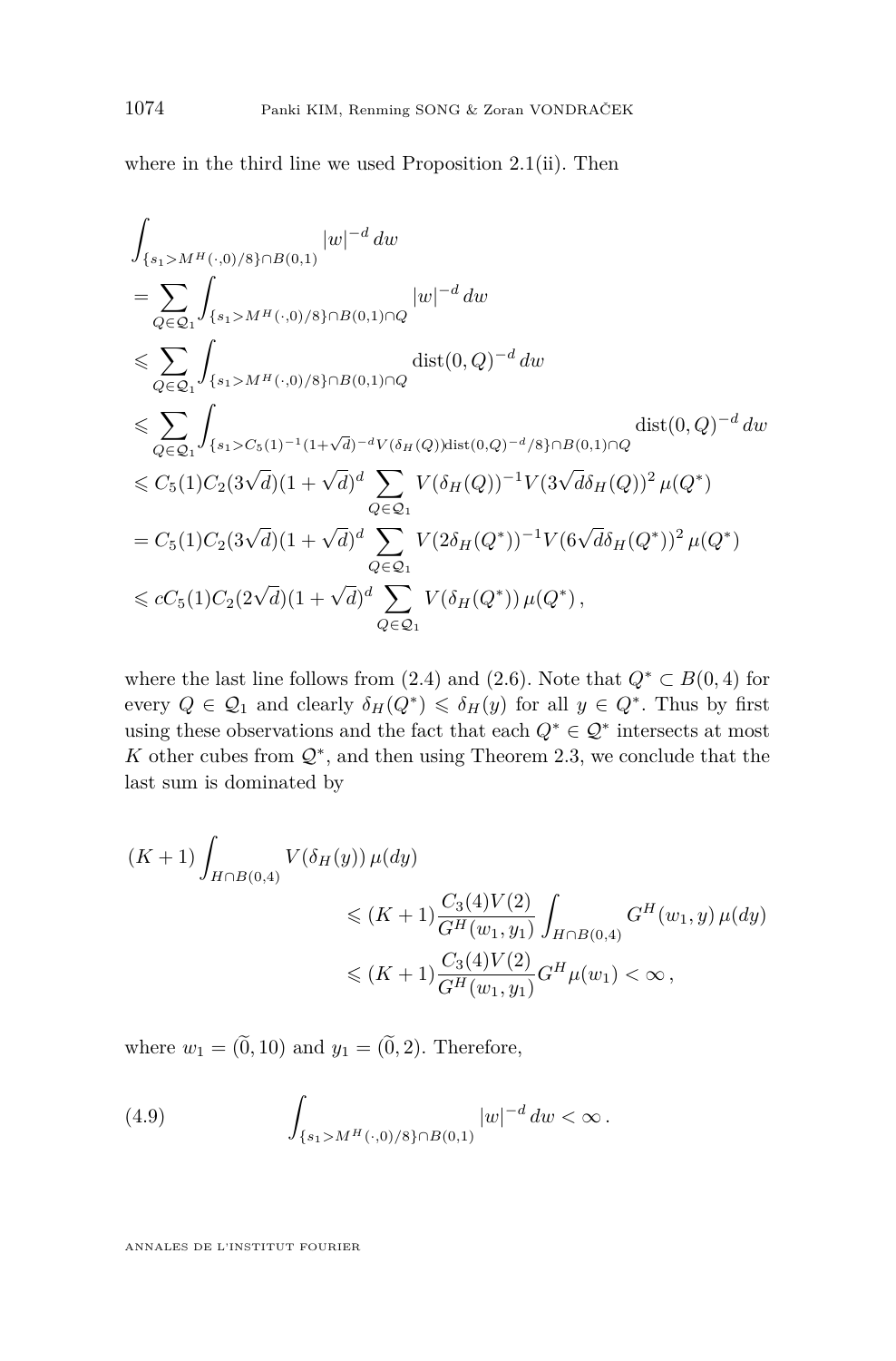where in the third line we used Proposition 2.1(ii). Then

$$
\begin{aligned}
&\int_{\{s_1 > M^H(\cdot,0)/8\}\cap B(0,1)} |w|^{-d}\,dw \\
&= \sum_{Q\in\mathcal{Q}_1} \int_{\{s_1 > M^H(\cdot,0)/8\}\cap B(0,1)\cap Q} |w|^{-d}\,dw \\
&\leqslant \sum_{Q\in\mathcal{Q}_1} \int_{\{s_1 > M^H(\cdot,0)/8\}\cap B(0,1)\cap Q} \operatorname{dist}(0,Q)^{-d}\,dw \\
&\leqslant \sum_{Q\in\mathcal{Q}_1} \int_{\{s_1 > C_5(1)^{-1}(1+\sqrt{d})^{-d}V(\delta_H(Q))\operatorname{dist}(0,Q)^{-d}/8\}\cap B(0,1)\cap Q} \operatorname{dist}(0,Q)^{-d}\,dw \\
&\leqslant C_5(1)C_2(3\sqrt{d})(1+\sqrt{d})^d \sum_{Q\in\mathcal{Q}_1} V(\delta_H(Q))^{-1}V(3\sqrt{d}\delta_H(Q))^2\,\mu(Q^*) \\
&= C_5(1)C_2(3\sqrt{d})(1+\sqrt{d})^d \sum_{Q\in\mathcal{Q}_1} V(2\delta_H(Q^*))^{-1}V(6\sqrt{d}\delta_H(Q^*))^2\,\mu(Q^*) \\
&\leqslant cC_5(1)C_2(2\sqrt{d})(1+\sqrt{d})^d \sum_{Q\in\mathcal{Q}_1} V(\delta_H(Q^*))\,\mu(Q^*)\,,
\end{aligned}
$$

where the last line follows from (2.4) and (2.6). Note that $Q^* \subset B(0,4)$ for every $Q \in \mathcal{Q}_1$ and clearly $\delta_H(Q^*) \leqslant \delta_H(y)$ for all $y \in Q^*$. Thus by first using these observations and the fact that each $Q^* \in \mathcal{Q}^*$ intersects at most $K$ other cubes from $\mathcal{Q}^*$, and then using Theorem 2.3, we conclude that the last sum is dominated by

$$
\begin{aligned}
(K+1)\int_{H\cap B(0,4)} V(\delta_H(y))\,\mu(dy)
&\leqslant (K+1)\frac{C_3(4)V(2)}{G^H(w_1,y_1)}\int_{H\cap B(0,4)} G^H(w_1,y)\,\mu(dy) \\
&\leqslant (K+1)\frac{C_3(4)V(2)}{G^H(w_1,y_1)} G^H\mu(w_1) < \infty\,,
\end{aligned}
$$

where $w_1 = (\widetilde{0}, 10)$ and $y_1 = (\widetilde{0}, 2)$. Therefore,

$$
\int_{\{s_1 > M^H(\cdot,0)/8\}\cap B(0,1)} |w|^{-d}\,dw < \infty\,. \tag{4.9}
$$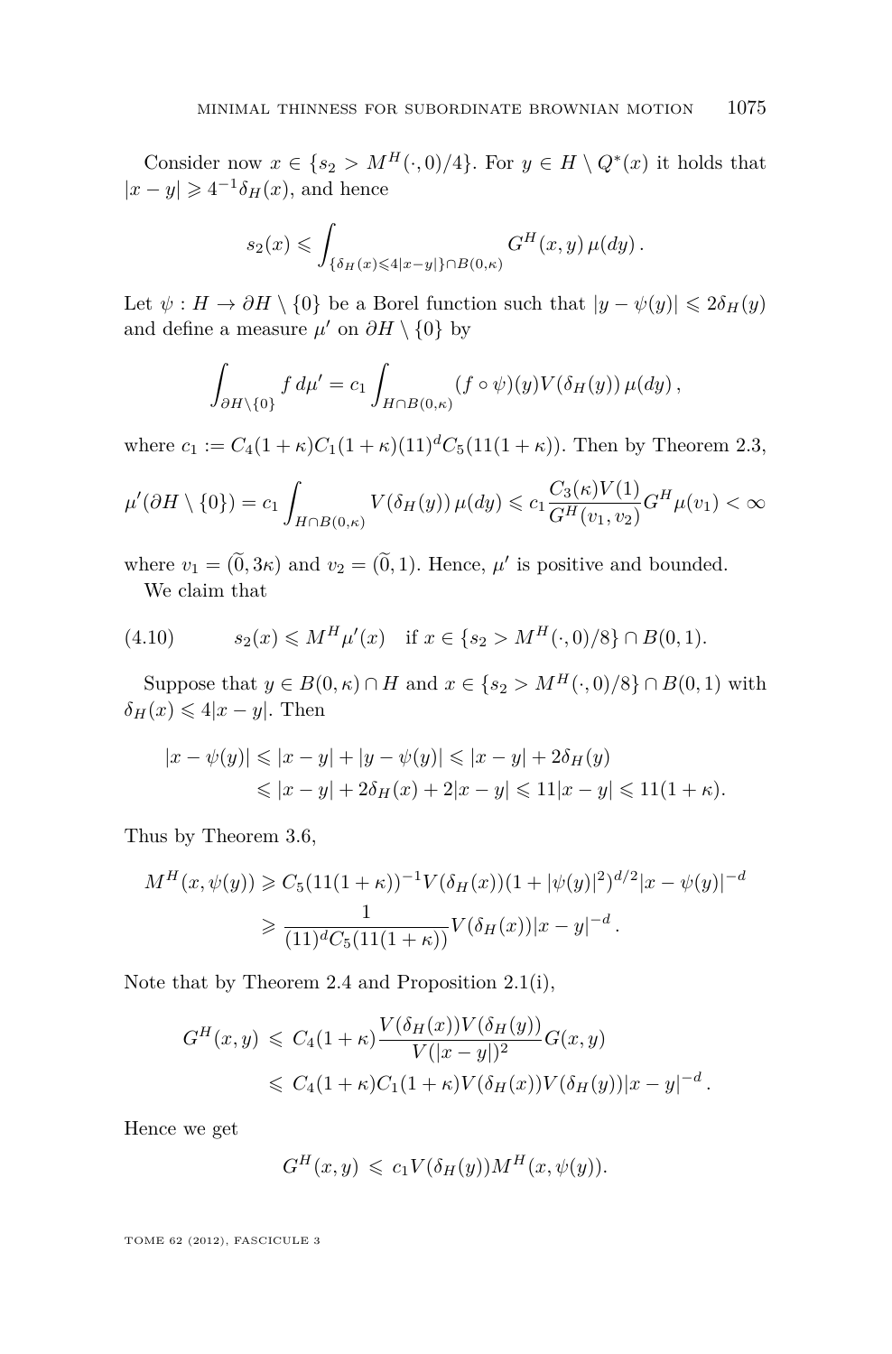Consider now $x \in \{s_2 > M^H(\cdot,0)/4\}$. For $y \in H \setminus Q^*(x)$ it holds that $|x-y| \geqslant 4^{-1}\delta_H(x)$, and hence

$$s_2(x) \leqslant \int_{\{\delta_H(x) \leqslant 4|x-y|\} \cap B(0,\kappa)} G^H(x,y)\,\mu(dy)\,.$$

Let $\psi : H \to \partial H \setminus \{0\}$ be a Borel function such that $|y - \psi(y)| \leqslant 2\delta_H(y)$ and define a measure $\mu'$ on $\partial H \setminus \{0\}$ by

$$\int_{\partial H \setminus \{0\}} f\,d\mu' = c_1 \int_{H \cap B(0,\kappa)} (f \circ \psi)(y) V(\delta_H(y))\,\mu(dy)\,,$$

where $c_1 := C_4(1+\kappa)C_1(1+\kappa)(11)^d C_5(11(1+\kappa))$. Then by Theorem 2.3,

$$\mu'(\partial H \setminus \{0\}) = c_1 \int_{H \cap B(0,\kappa)} V(\delta_H(y))\,\mu(dy) \leqslant c_1 \frac{C_3(\kappa)V(1)}{G^H(v_1,v_2)} G^H\mu(v_1) < \infty$$

where $v_1 = (\widetilde{0}, 3\kappa)$ and $v_2 = (\widetilde{0}, 1)$. Hence, $\mu'$ is positive and bounded.

We claim that

$$s_2(x) \leqslant M^H\mu'(x) \quad \text{if } x \in \{s_2 > M^H(\cdot,0)/8\} \cap B(0,1). \tag{4.10}$$

Suppose that $y \in B(0,\kappa) \cap H$ and $x \in \{s_2 > M^H(\cdot,0)/8\} \cap B(0,1)$ with $\delta_H(x) \leqslant 4|x-y|$. Then

$$\begin{aligned}
|x - \psi(y)| &\leqslant |x-y| + |y - \psi(y)| \leqslant |x-y| + 2\delta_H(y) \\
&\leqslant |x-y| + 2\delta_H(x) + 2|x-y| \leqslant 11|x-y| \leqslant 11(1+\kappa).
\end{aligned}$$

Thus by Theorem 3.6,

$$\begin{aligned}
M^H(x,\psi(y)) &\geqslant C_5(11(1+\kappa))^{-1} V(\delta_H(x))(1+|\psi(y)|^2)^{d/2}|x-\psi(y)|^{-d} \\
&\geqslant \frac{1}{(11)^d C_5(11(1+\kappa))} V(\delta_H(x))|x-y|^{-d}\,.
\end{aligned}$$

Note that by Theorem 2.4 and Proposition 2.1(i),

$$\begin{aligned}
G^H(x,y) &\leqslant C_4(1+\kappa)\frac{V(\delta_H(x))V(\delta_H(y))}{V(|x-y|)^2} G(x,y) \\
&\leqslant C_4(1+\kappa)C_1(1+\kappa)V(\delta_H(x))V(\delta_H(y))|x-y|^{-d}\,.
\end{aligned}$$

Hence we get

$$G^H(x,y) \leqslant c_1 V(\delta_H(y)) M^H(x,\psi(y)).$$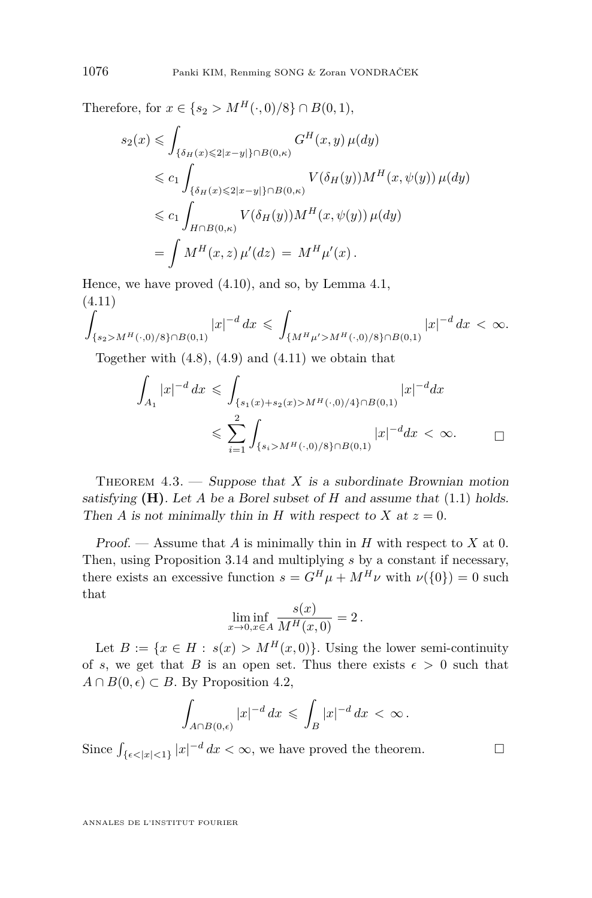Therefore, for $x \in \{s_2 > M^H(\cdot,0)/8\} \cap B(0,1)$,

$$
\begin{aligned}
s_2(x) &\leqslant \int_{\{\delta_H(x)\leqslant 2|x-y|\}\cap B(0,\kappa)} G^H(x,y)\,\mu(dy)\\
&\leqslant c_1 \int_{\{\delta_H(x)\leqslant 2|x-y|\}\cap B(0,\kappa)} V(\delta_H(y)) M^H(x,\psi(y))\,\mu(dy)\\
&\leqslant c_1 \int_{H\cap B(0,\kappa)} V(\delta_H(y)) M^H(x,\psi(y))\,\mu(dy)\\
&= \int M^H(x,z)\,\mu'(dz) \;=\; M^H\mu'(x)\,.
\end{aligned}
$$

Hence, we have proved (4.10), and so, by Lemma 4.1,

$$
\int_{\{s_2>M^H(\cdot,0)/8\}\cap B(0,1)} |x|^{-d}\,dx \;\leqslant\; \int_{\{M^H\mu'>M^H(\cdot,0)/8\}\cap B(0,1)} |x|^{-d}\,dx \;<\; \infty. \tag{4.11}
$$

Together with (4.8), (4.9) and (4.11) we obtain that

$$
\begin{aligned}
\int_{A_1} |x|^{-d}\,dx \;&\leqslant\; \int_{\{s_1(x)+s_2(x)>M^H(\cdot,0)/4\}\cap B(0,1)} |x|^{-d}dx\\
&\leqslant\; \sum_{i=1}^{2} \int_{\{s_i>M^H(\cdot,0)/8\}\cap B(0,1)} |x|^{-d}dx \;<\; \infty.
\end{aligned}
$$

□

**Theorem 4.3.** — *Suppose that $X$ is a subordinate Brownian motion satisfying* **(H)**. *Let $A$ be a Borel subset of $H$ and assume that* (1.1) *holds. Then $A$ is not minimally thin in $H$ with respect to $X$ at $z=0$.*

*Proof.* — Assume that $A$ is minimally thin in $H$ with respect to $X$ at 0. Then, using Proposition 3.14 and multiplying $s$ by a constant if necessary, there exists an excessive function $s = G^H\mu + M^H\nu$ with $\nu(\{0\}) = 0$ such that

$$
\liminf_{x\to 0, x\in A} \frac{s(x)}{M^H(x,0)} = 2\,.
$$

Let $B := \{x \in H : s(x) > M^H(x,0)\}$. Using the lower semi-continuity of $s$, we get that $B$ is an open set. Thus there exists $\epsilon > 0$ such that $A \cap B(0,\epsilon) \subset B$. By Proposition 4.2,

$$
\int_{A\cap B(0,\epsilon)} |x|^{-d}\,dx \;\leqslant\; \int_B |x|^{-d}\,dx \;<\; \infty\,.
$$

Since $\int_{\{\epsilon<|x|<1\}} |x|^{-d}\,dx < \infty$, we have proved the theorem. □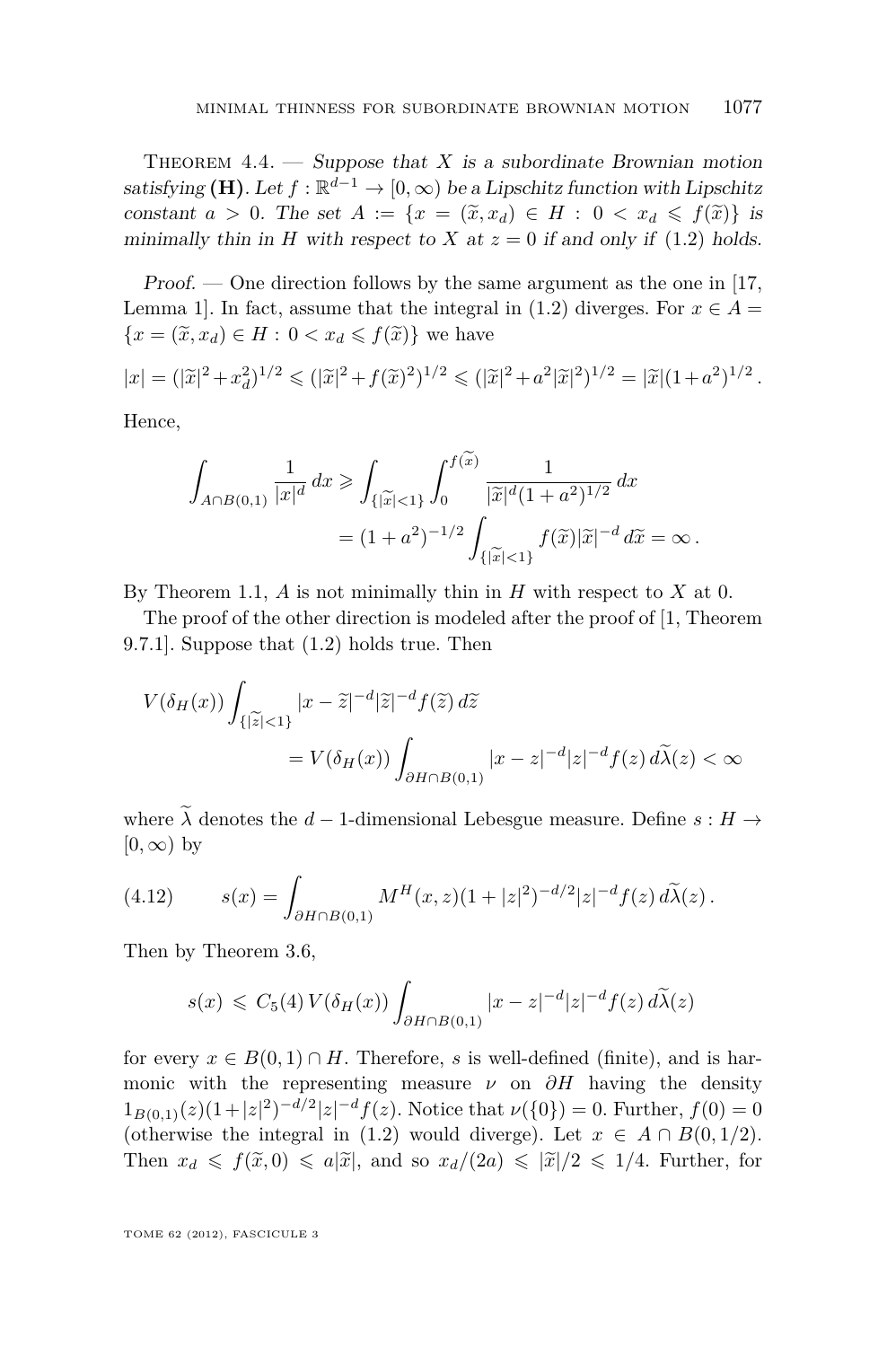Theorem 4.4. — *Suppose that $X$ is a subordinate Brownian motion satisfying* **(H)**. *Let $f:\mathbb{R}^{d-1}\to[0,\infty)$ be a Lipschitz function with Lipschitz constant $a>0$. The set $A:=\{x=(\widetilde{x},x_d)\in H:\ 0<x_d\leqslant f(\widetilde{x})\}$ is minimally thin in $H$ with respect to $X$ at $z=0$ if and only if* (1.2) *holds.*

*Proof.* — One direction follows by the same argument as the one in [17, Lemma 1]. In fact, assume that the integral in (1.2) diverges. For $x\in A=\{x=(\widetilde{x},x_d)\in H:\ 0<x_d\leqslant f(\widetilde{x})\}$ we have

$$|x|=(|\widetilde{x}|^2+x_d^2)^{1/2}\leqslant(|\widetilde{x}|^2+f(\widetilde{x})^2)^{1/2}\leqslant(|\widetilde{x}|^2+a^2|\widetilde{x}|^2)^{1/2}=|\widetilde{x}|(1+a^2)^{1/2}\,.$$

Hence,

$$\begin{aligned}\int_{A\cap B(0,1)}\frac{1}{|x|^d}\,dx &\geqslant \int_{\{|\widetilde{x}|<1\}}\int_0^{f(\widetilde{x})}\frac{1}{|\widetilde{x}|^d(1+a^2)^{1/2}}\,dx\\ &=(1+a^2)^{-1/2}\int_{\{|\widetilde{x}|<1\}}f(\widetilde{x})|\widetilde{x}|^{-d}\,d\widetilde{x}=\infty\,.\end{aligned}$$

By Theorem 1.1, $A$ is not minimally thin in $H$ with respect to $X$ at 0.

The proof of the other direction is modeled after the proof of [1, Theorem 9.7.1]. Suppose that (1.2) holds true. Then

$$\begin{aligned}V(\delta_H(x))&\int_{\{|\widetilde{z}|<1\}}|x-\widetilde{z}|^{-d}|\widetilde{z}|^{-d}f(\widetilde{z})\,d\widetilde{z}\\ &=V(\delta_H(x))\int_{\partial H\cap B(0,1)}|x-z|^{-d}|z|^{-d}f(z)\,d\widetilde{\lambda}(z)<\infty\end{aligned}$$

where $\widetilde{\lambda}$ denotes the $d-1$-dimensional Lebesgue measure. Define $s:H\to[0,\infty)$ by

$$s(x)=\int_{\partial H\cap B(0,1)}M^H(x,z)(1+|z|^2)^{-d/2}|z|^{-d}f(z)\,d\widetilde{\lambda}(z)\,. \tag{4.12}$$

Then by Theorem 3.6,

$$s(x)\leqslant C_5(4)\,V(\delta_H(x))\int_{\partial H\cap B(0,1)}|x-z|^{-d}|z|^{-d}f(z)\,d\widetilde{\lambda}(z)$$

for every $x\in B(0,1)\cap H$. Therefore, $s$ is well-defined (finite), and is harmonic with the representing measure $\nu$ on $\partial H$ having the density $1_{B(0,1)}(z)(1+|z|^2)^{-d/2}|z|^{-d}f(z)$. Notice that $\nu(\{0\})=0$. Further, $f(0)=0$ (otherwise the integral in (1.2) would diverge). Let $x\in A\cap B(0,1/2)$. Then $x_d\leqslant f(\widetilde{x},0)\leqslant a|\widetilde{x}|$, and so $x_d/(2a)\leqslant|\widetilde{x}|/2\leqslant 1/4$. Further, for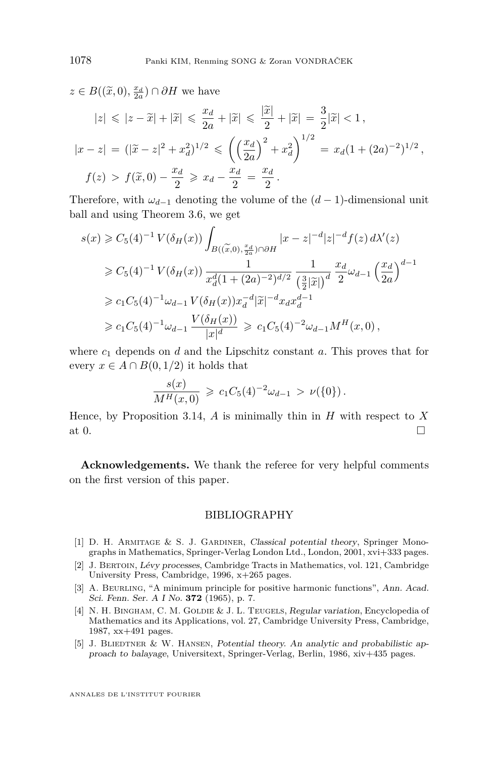$z \in B((\widetilde{x},0), \frac{x_d}{2a}) \cap \partial H$ we have

$$|z| \leqslant |z-\widetilde{x}| + |\widetilde{x}| \leqslant \frac{x_d}{2a} + |\widetilde{x}| \leqslant \frac{|\widetilde{x}|}{2} + |\widetilde{x}| = \frac{3}{2}|\widetilde{x}| < 1\,,$$

$$|x-z| = (|\widetilde{x}-z|^2 + x_d^2)^{1/2} \leqslant \left(\left(\frac{x_d}{2a}\right)^2 + x_d^2\right)^{1/2} = x_d(1+(2a)^{-2})^{1/2}\,,$$

$$f(z) > f(\widetilde{x},0) - \frac{x_d}{2} \geqslant x_d - \frac{x_d}{2} = \frac{x_d}{2}\,.$$

Therefore, with $\omega_{d-1}$ denoting the volume of the $(d-1)$-dimensional unit ball and using Theorem 3.6, we get

$$\begin{aligned}
s(x) &\geqslant C_5(4)^{-1}\, V(\delta_H(x)) \int_{B((\widetilde{x},0),\frac{x_d}{2a})\cap\partial H} |x-z|^{-d}|z|^{-d} f(z)\, d\lambda'(z)\\
&\geqslant C_5(4)^{-1}\, V(\delta_H(x))\, \frac{1}{x_d^d(1+(2a)^{-2})^{d/2}}\, \frac{1}{\left(\frac{3}{2}|\widetilde{x}|\right)^d}\, \frac{x_d}{2}\omega_{d-1}\left(\frac{x_d}{2a}\right)^{d-1}\\
&\geqslant c_1 C_5(4)^{-1}\omega_{d-1}\, V(\delta_H(x)) x_d^{-d}|\widetilde{x}|^{-d} x_d x_d^{d-1}\\
&\geqslant c_1 C_5(4)^{-1}\omega_{d-1}\, \frac{V(\delta_H(x))}{|x|^d} \geqslant c_1 C_5(4)^{-2}\omega_{d-1} M^H(x,0)\,,
\end{aligned}$$

where $c_1$ depends on $d$ and the Lipschitz constant $a$. This proves that for every $x \in A \cap B(0,1/2)$ it holds that

$$\frac{s(x)}{M^H(x,0)} \geqslant c_1 C_5(4)^{-2}\omega_{d-1} > \nu(\{0\})\,.$$

Hence, by Proposition 3.14, $A$ is minimally thin in $H$ with respect to $X$ at 0. □

**Acknowledgements.** We thank the referee for very helpful comments on the first version of this paper.

## BIBLIOGRAPHY

[1] D. H. Armitage & S. J. Gardiner, *Classical potential theory*, Springer Monographs in Mathematics, Springer-Verlag London Ltd., London, 2001, xvi+333 pages.

[2] J. Bertoin, *Lévy processes*, Cambridge Tracts in Mathematics, vol. 121, Cambridge University Press, Cambridge, 1996, x+265 pages.

[3] A. Beurling, "A minimum principle for positive harmonic functions", *Ann. Acad. Sci. Fenn. Ser. A I No.* **372** (1965), p. 7.

[4] N. H. Bingham, C. M. Goldie & J. L. Teugels, *Regular variation*, Encyclopedia of Mathematics and its Applications, vol. 27, Cambridge University Press, Cambridge, 1987, xx+491 pages.

[5] J. Bliedtner & W. Hansen, *Potential theory. An analytic and probabilistic approach to balayage*, Universitext, Springer-Verlag, Berlin, 1986, xiv+435 pages.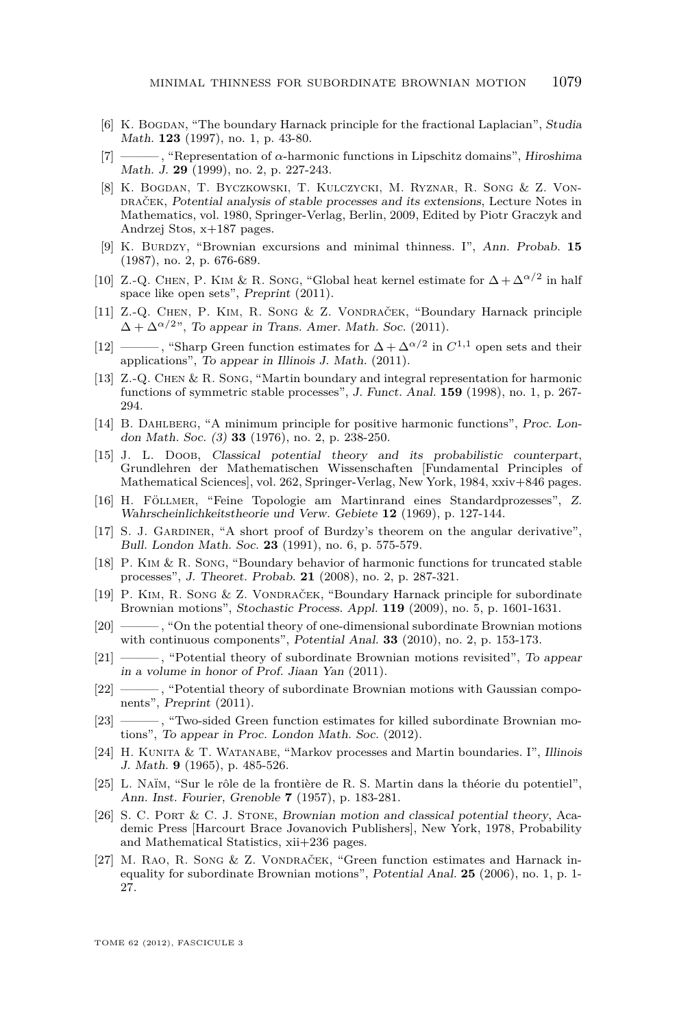[6] K. Bogdan, "The boundary Harnack principle for the fractional Laplacian", *Studia Math.* **123** (1997), no. 1, p. 43-80.

[7] ———, "Representation of $\alpha$-harmonic functions in Lipschitz domains", *Hiroshima Math. J.* **29** (1999), no. 2, p. 227-243.

[8] K. Bogdan, T. Byczkowski, T. Kulczycki, M. Ryznar, R. Song & Z. Vondraček, *Potential analysis of stable processes and its extensions*, Lecture Notes in Mathematics, vol. 1980, Springer-Verlag, Berlin, 2009, Edited by Piotr Graczyk and Andrzej Stos, x+187 pages.

[9] K. Burdzy, "Brownian excursions and minimal thinness. I", *Ann. Probab.* **15** (1987), no. 2, p. 676-689.

[10] Z.-Q. Chen, P. Kim & R. Song, "Global heat kernel estimate for $\Delta + \Delta^{\alpha/2}$ in half space like open sets", *Preprint* (2011).

[11] Z.-Q. Chen, P. Kim, R. Song & Z. Vondraček, "Boundary Harnack principle $\Delta + \Delta^{\alpha/2}$", *To appear in Trans. Amer. Math. Soc.* (2011).

[12] ———, "Sharp Green function estimates for $\Delta + \Delta^{\alpha/2}$ in $C^{1,1}$ open sets and their applications", *To appear in Illinois J. Math.* (2011).

[13] Z.-Q. Chen & R. Song, "Martin boundary and integral representation for harmonic functions of symmetric stable processes", *J. Funct. Anal.* **159** (1998), no. 1, p. 267-294.

[14] B. Dahlberg, "A minimum principle for positive harmonic functions", *Proc. London Math. Soc. (3)* **33** (1976), no. 2, p. 238-250.

[15] J. L. Doob, *Classical potential theory and its probabilistic counterpart*, Grundlehren der Mathematischen Wissenschaften [Fundamental Principles of Mathematical Sciences], vol. 262, Springer-Verlag, New York, 1984, xxiv+846 pages.

[16] H. Föllmer, "Feine Topologie am Martinrand eines Standardprozesses", *Z. Wahrscheinlichkeitstheorie und Verw. Gebiete* **12** (1969), p. 127-144.

[17] S. J. Gardiner, "A short proof of Burdzy's theorem on the angular derivative", *Bull. London Math. Soc.* **23** (1991), no. 6, p. 575-579.

[18] P. Kim & R. Song, "Boundary behavior of harmonic functions for truncated stable processes", *J. Theoret. Probab.* **21** (2008), no. 2, p. 287-321.

[19] P. Kim, R. Song & Z. Vondraček, "Boundary Harnack principle for subordinate Brownian motions", *Stochastic Process. Appl.* **119** (2009), no. 5, p. 1601-1631.

[20] ———, "On the potential theory of one-dimensional subordinate Brownian motions with continuous components", *Potential Anal.* **33** (2010), no. 2, p. 153-173.

[21] ———, "Potential theory of subordinate Brownian motions revisited", *To appear in a volume in honor of Prof. Jiaan Yan* (2011).

[22] ———, "Potential theory of subordinate Brownian motions with Gaussian components", *Preprint* (2011).

[23] ———, "Two-sided Green function estimates for killed subordinate Brownian motions", *To appear in Proc. London Math. Soc.* (2012).

[24] H. Kunita & T. Watanabe, "Markov processes and Martin boundaries. I", *Illinois J. Math.* **9** (1965), p. 485-526.

[25] L. Naïm, "Sur le rôle de la frontière de R. S. Martin dans la théorie du potentiel", *Ann. Inst. Fourier, Grenoble* **7** (1957), p. 183-281.

[26] S. C. Port & C. J. Stone, *Brownian motion and classical potential theory*, Academic Press [Harcourt Brace Jovanovich Publishers], New York, 1978, Probability and Mathematical Statistics, xii+236 pages.

[27] M. Rao, R. Song & Z. Vondraček, "Green function estimates and Harnack inequality for subordinate Brownian motions", *Potential Anal.* **25** (2006), no. 1, p. 1-27.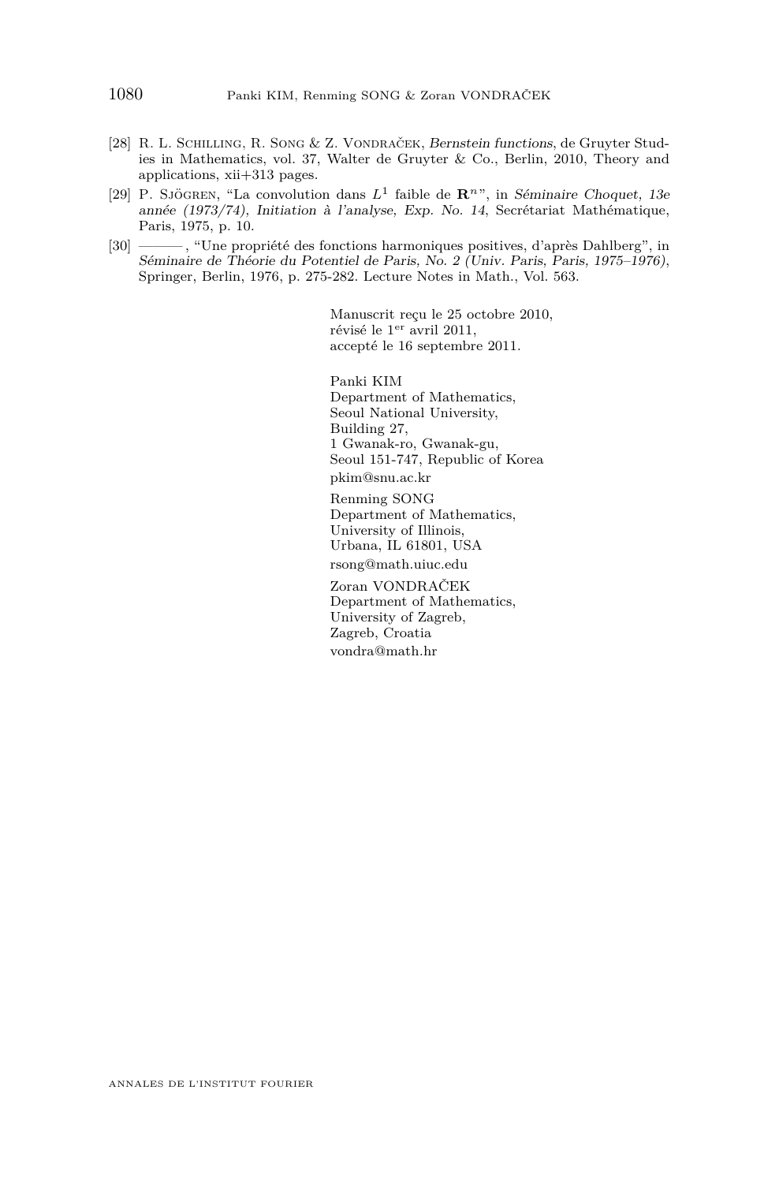[28] R. L. Schilling, R. Song & Z. Vondraček, *Bernstein functions*, de Gruyter Studies in Mathematics, vol. 37, Walter de Gruyter & Co., Berlin, 2010, Theory and applications, xii+313 pages.

[29] P. Sjögren, "La convolution dans $L^1$ faible de $\mathbf{R}^n$", in *Séminaire Choquet, 13e année (1973/74), Initiation à l'analyse, Exp. No. 14*, Secrétariat Mathématique, Paris, 1975, p. 10.

[30] ———, "Une propriété des fonctions harmoniques positives, d'après Dahlberg", in *Séminaire de Théorie du Potentiel de Paris, No. 2 (Univ. Paris, Paris, 1975–1976)*, Springer, Berlin, 1976, p. 275-282. Lecture Notes in Math., Vol. 563.

Manuscrit reçu le 25 octobre 2010,
révisé le 1er avril 2011,
accepté le 16 septembre 2011.

Panki KIM
Department of Mathematics,
Seoul National University,
Building 27,
1 Gwanak-ro, Gwanak-gu,
Seoul 151-747, Republic of Korea
pkim@snu.ac.kr

Renming SONG
Department of Mathematics,
University of Illinois,
Urbana, IL 61801, USA
rsong@math.uiuc.edu

Zoran VONDRAČEK
Department of Mathematics,
University of Zagreb,
Zagreb, Croatia
vondra@math.hr